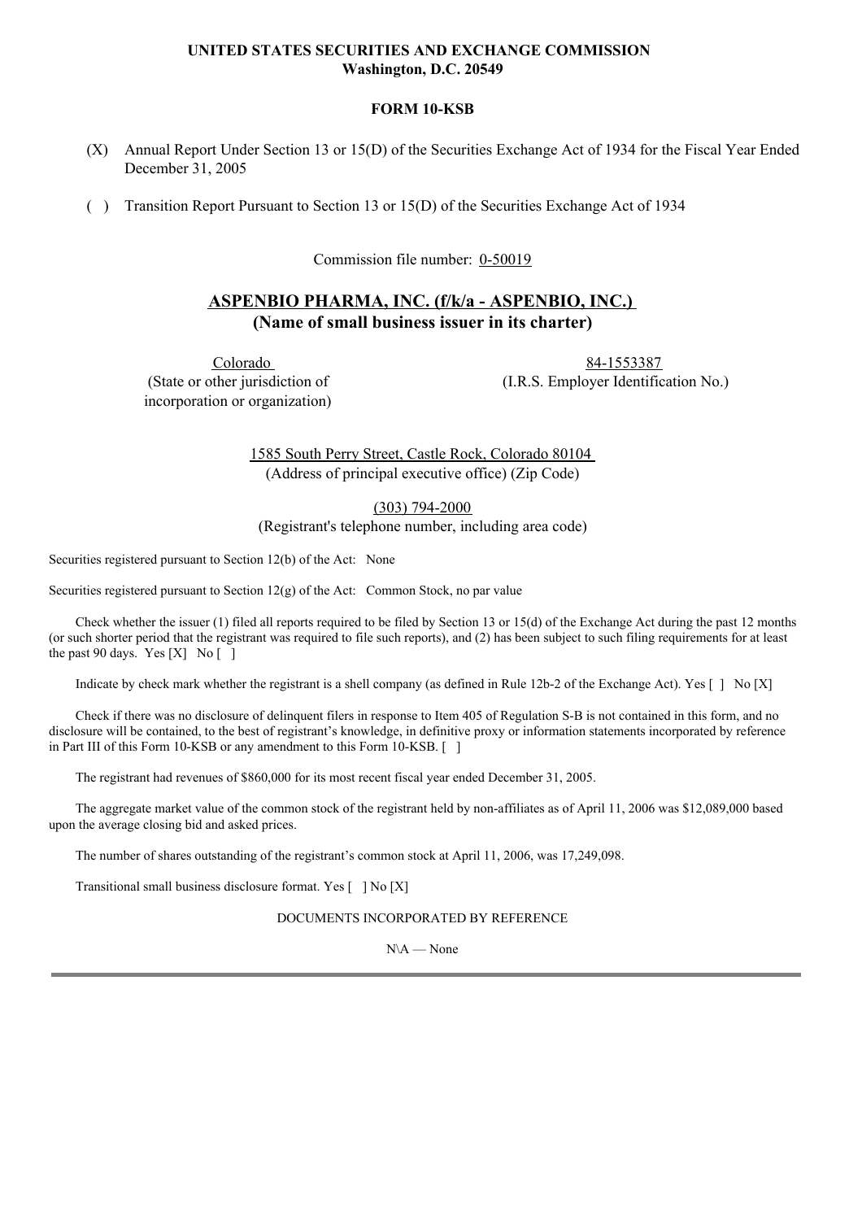**UNITED STATES SECURITIES AND EXCHANGE COMMISSION**
**Washington, D.C. 20549**

**FORM 10-KSB**

(X) Annual Report Under Section 13 or 15(D) of the Securities Exchange Act of 1934 for the Fiscal Year Ended December 31, 2005

( ) Transition Report Pursuant to Section 13 or 15(D) of the Securities Exchange Act of 1934

Commission file number: 0-50019

# ASPENBIO PHARMA, INC. (f/k/a - ASPENBIO, INC.)
**(Name of small business issuer in its charter)**

| Colorado | 84-1553387 |
|---|---|
| (State or other jurisdiction of incorporation or organization) | (I.R.S. Employer Identification No.) |

1585 South Perry Street, Castle Rock, Colorado 80104
(Address of principal executive office) (Zip Code)

(303) 794-2000
(Registrant's telephone number, including area code)

Securities registered pursuant to Section 12(b) of the Act: None

Securities registered pursuant to Section 12(g) of the Act: Common Stock, no par value

Check whether the issuer (1) filed all reports required to be filed by Section 13 or 15(d) of the Exchange Act during the past 12 months (or such shorter period that the registrant was required to file such reports), and (2) has been subject to such filing requirements for at least the past 90 days. Yes [X] No [ ]

Indicate by check mark whether the registrant is a shell company (as defined in Rule 12b-2 of the Exchange Act). Yes [ ] No [X]

Check if there was no disclosure of delinquent filers in response to Item 405 of Regulation S-B is not contained in this form, and no disclosure will be contained, to the best of registrant's knowledge, in definitive proxy or information statements incorporated by reference in Part III of this Form 10-KSB or any amendment to this Form 10-KSB. [ ]

The registrant had revenues of $860,000 for its most recent fiscal year ended December 31, 2005.

The aggregate market value of the common stock of the registrant held by non-affiliates as of April 11, 2006 was $12,089,000 based upon the average closing bid and asked prices.

The number of shares outstanding of the registrant's common stock at April 11, 2006, was 17,249,098.

Transitional small business disclosure format. Yes [ ] No [X]

DOCUMENTS INCORPORATED BY REFERENCE

N\A — None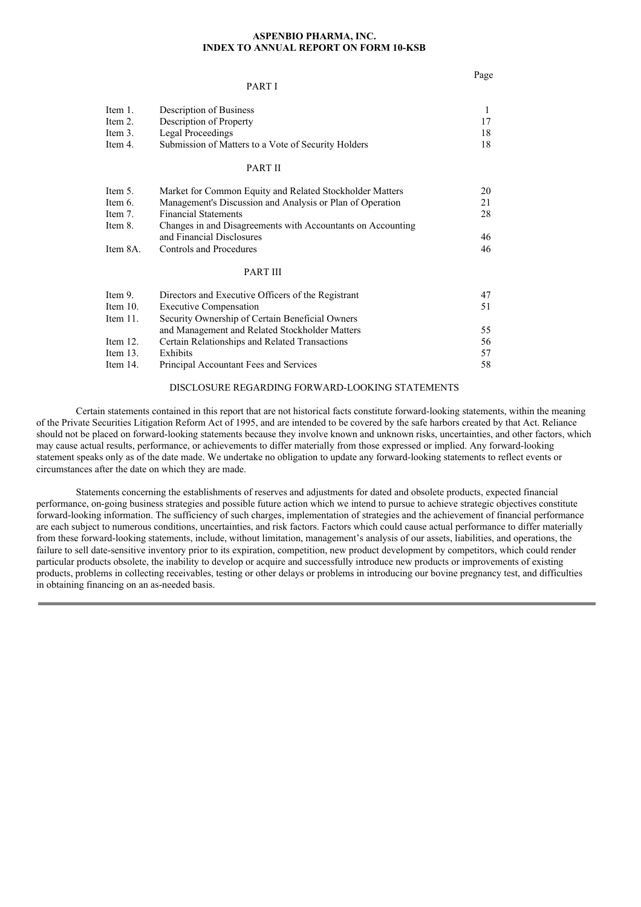# ASPENBIO PHARMA, INC.
## INDEX TO ANNUAL REPORT ON FORM 10-KSB

| | | Page |
|---|---|---|
| | **PART I** | |
| Item 1. | Description of Business | 1 |
| Item 2. | Description of Property | 17 |
| Item 3. | Legal Proceedings | 18 |
| Item 4. | Submission of Matters to a Vote of Security Holders | 18 |
| | **PART II** | |
| Item 5. | Market for Common Equity and Related Stockholder Matters | 20 |
| Item 6. | Management's Discussion and Analysis or Plan of Operation | 21 |
| Item 7. | Financial Statements | 28 |
| Item 8. | Changes in and Disagreements with Accountants on Accounting and Financial Disclosures | 46 |
| Item 8A. | Controls and Procedures | 46 |
| | **PART III** | |
| Item 9. | Directors and Executive Officers of the Registrant | 47 |
| Item 10. | Executive Compensation | 51 |
| Item 11. | Security Ownership of Certain Beneficial Owners and Management and Related Stockholder Matters | 55 |
| Item 12. | Certain Relationships and Related Transactions | 56 |
| Item 13. | Exhibits | 57 |
| Item 14. | Principal Accountant Fees and Services | 58 |

## DISCLOSURE REGARDING FORWARD-LOOKING STATEMENTS

Certain statements contained in this report that are not historical facts constitute forward-looking statements, within the meaning of the Private Securities Litigation Reform Act of 1995, and are intended to be covered by the safe harbors created by that Act. Reliance should not be placed on forward-looking statements because they involve known and unknown risks, uncertainties, and other factors, which may cause actual results, performance, or achievements to differ materially from those expressed or implied. Any forward-looking statement speaks only as of the date made. We undertake no obligation to update any forward-looking statements to reflect events or circumstances after the date on which they are made.

Statements concerning the establishments of reserves and adjustments for dated and obsolete products, expected financial performance, on-going business strategies and possible future action which we intend to pursue to achieve strategic objectives constitute forward-looking information. The sufficiency of such charges, implementation of strategies and the achievement of financial performance are each subject to numerous conditions, uncertainties, and risk factors. Factors which could cause actual performance to differ materially from these forward-looking statements, include, without limitation, management's analysis of our assets, liabilities, and operations, the failure to sell date-sensitive inventory prior to its expiration, competition, new product development by competitors, which could render particular products obsolete, the inability to develop or acquire and successfully introduce new products or improvements of existing products, problems in collecting receivables, testing or other delays or problems in introducing our bovine pregnancy test, and difficulties in obtaining financing on an as-needed basis.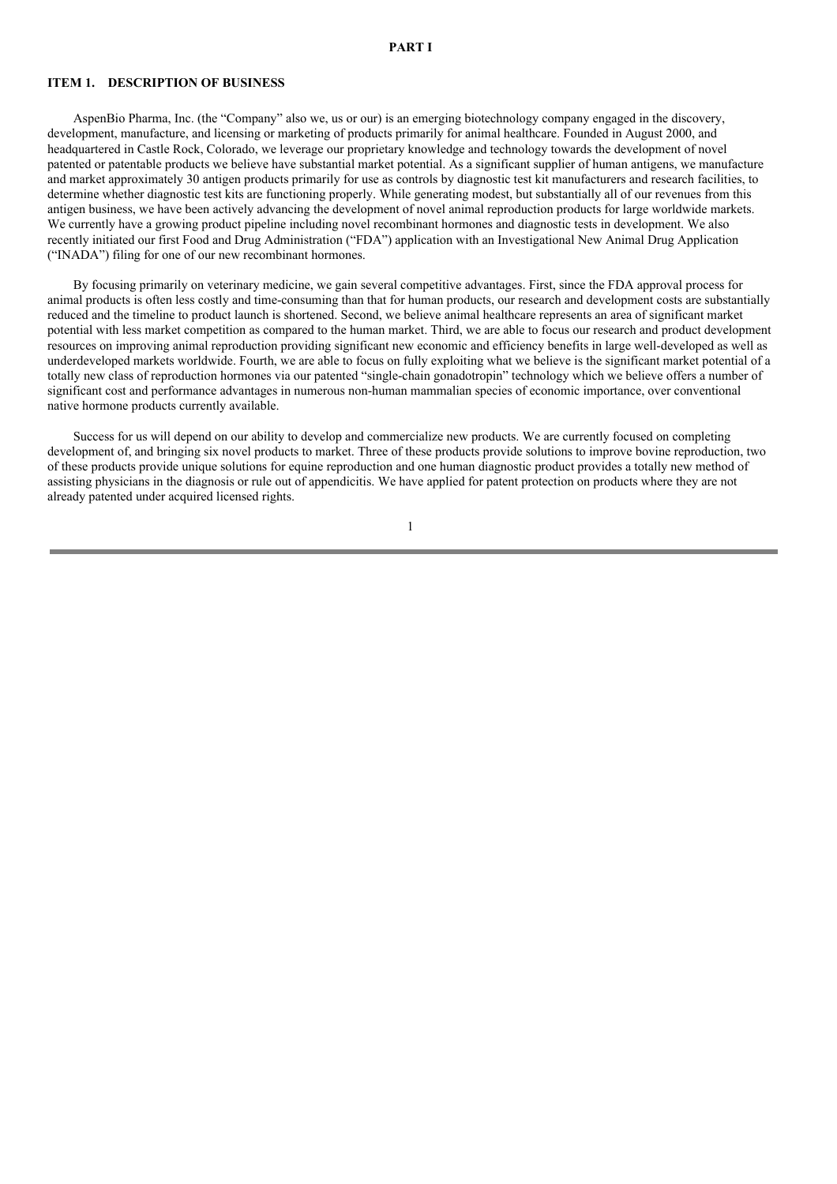# PART I

## ITEM 1. DESCRIPTION OF BUSINESS

AspenBio Pharma, Inc. (the "Company" also we, us or our) is an emerging biotechnology company engaged in the discovery, development, manufacture, and licensing or marketing of products primarily for animal healthcare. Founded in August 2000, and headquartered in Castle Rock, Colorado, we leverage our proprietary knowledge and technology towards the development of novel patented or patentable products we believe have substantial market potential. As a significant supplier of human antigens, we manufacture and market approximately 30 antigen products primarily for use as controls by diagnostic test kit manufacturers and research facilities, to determine whether diagnostic test kits are functioning properly. While generating modest, but substantially all of our revenues from this antigen business, we have been actively advancing the development of novel animal reproduction products for large worldwide markets. We currently have a growing product pipeline including novel recombinant hormones and diagnostic tests in development. We also recently initiated our first Food and Drug Administration ("FDA") application with an Investigational New Animal Drug Application ("INADA") filing for one of our new recombinant hormones.

By focusing primarily on veterinary medicine, we gain several competitive advantages. First, since the FDA approval process for animal products is often less costly and time-consuming than that for human products, our research and development costs are substantially reduced and the timeline to product launch is shortened. Second, we believe animal healthcare represents an area of significant market potential with less market competition as compared to the human market. Third, we are able to focus our research and product development resources on improving animal reproduction providing significant new economic and efficiency benefits in large well-developed as well as underdeveloped markets worldwide. Fourth, we are able to focus on fully exploiting what we believe is the significant market potential of a totally new class of reproduction hormones via our patented "single-chain gonadotropin" technology which we believe offers a number of significant cost and performance advantages in numerous non-human mammalian species of economic importance, over conventional native hormone products currently available.

Success for us will depend on our ability to develop and commercialize new products. We are currently focused on completing development of, and bringing six novel products to market. Three of these products provide solutions to improve bovine reproduction, two of these products provide unique solutions for equine reproduction and one human diagnostic product provides a totally new method of assisting physicians in the diagnosis or rule out of appendicitis. We have applied for patent protection on products where they are not already patented under acquired licensed rights.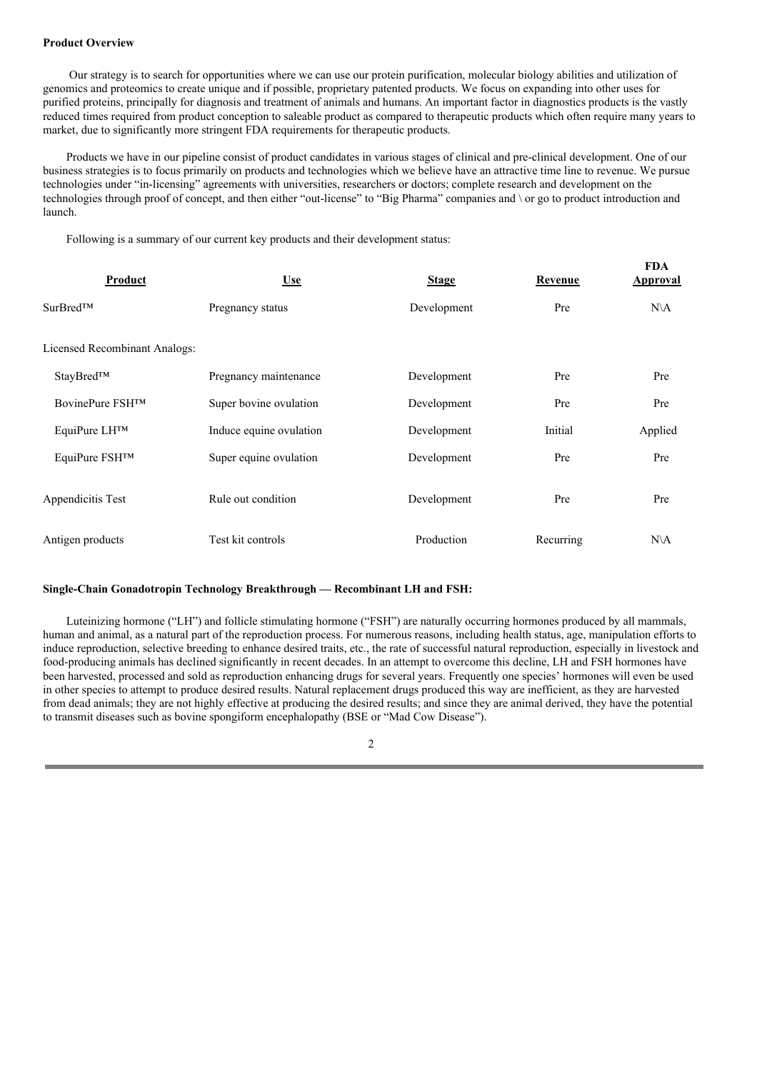**Product Overview**

Our strategy is to search for opportunities where we can use our protein purification, molecular biology abilities and utilization of genomics and proteomics to create unique and if possible, proprietary patented products. We focus on expanding into other uses for purified proteins, principally for diagnosis and treatment of animals and humans. An important factor in diagnostics products is the vastly reduced times required from product conception to saleable product as compared to therapeutic products which often require many years to market, due to significantly more stringent FDA requirements for therapeutic products.

Products we have in our pipeline consist of product candidates in various stages of clinical and pre-clinical development. One of our business strategies is to focus primarily on products and technologies which we believe have an attractive time line to revenue. We pursue technologies under "in-licensing" agreements with universities, researchers or doctors; complete research and development on the technologies through proof of concept, and then either "out-license" to "Big Pharma" companies and \ or go to product introduction and launch.

Following is a summary of our current key products and their development status:

| Product | Use | Stage | Revenue | FDA Approval |
|---|---|---|---|---|
| SurBred™ | Pregnancy status | Development | Pre | N\A |
| Licensed Recombinant Analogs: | | | | |
| StayBred™ | Pregnancy maintenance | Development | Pre | Pre |
| BovinePure FSH™ | Super bovine ovulation | Development | Pre | Pre |
| EquiPure LH™ | Induce equine ovulation | Development | Initial | Applied |
| EquiPure FSH™ | Super equine ovulation | Development | Pre | Pre |
| Appendicitis Test | Rule out condition | Development | Pre | Pre |
| Antigen products | Test kit controls | Production | Recurring | N\A |

**Single-Chain Gonadotropin Technology Breakthrough — Recombinant LH and FSH:**

Luteinizing hormone ("LH") and follicle stimulating hormone ("FSH") are naturally occurring hormones produced by all mammals, human and animal, as a natural part of the reproduction process. For numerous reasons, including health status, age, manipulation efforts to induce reproduction, selective breeding to enhance desired traits, etc., the rate of successful natural reproduction, especially in livestock and food-producing animals has declined significantly in recent decades. In an attempt to overcome this decline, LH and FSH hormones have been harvested, processed and sold as reproduction enhancing drugs for several years. Frequently one species' hormones will even be used in other species to attempt to produce desired results. Natural replacement drugs produced this way are inefficient, as they are harvested from dead animals; they are not highly effective at producing the desired results; and since they are animal derived, they have the potential to transmit diseases such as bovine spongiform encephalopathy (BSE or "Mad Cow Disease").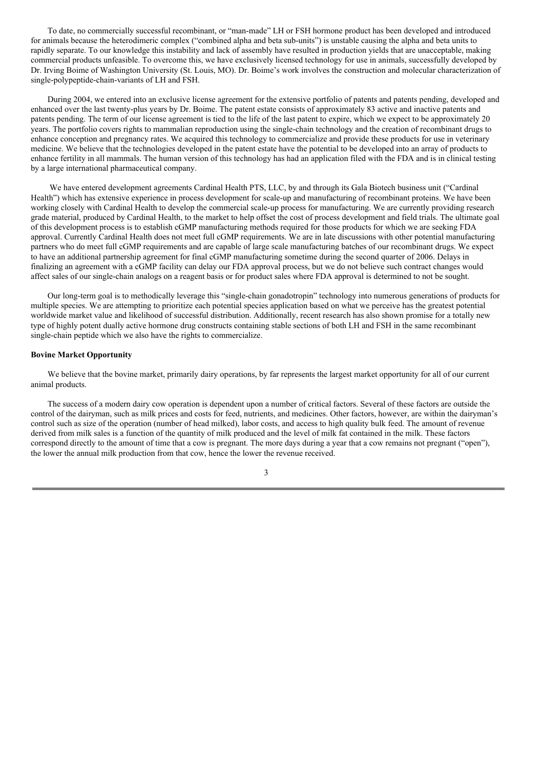To date, no commercially successful recombinant, or "man-made" LH or FSH hormone product has been developed and introduced for animals because the heterodimeric complex ("combined alpha and beta sub-units") is unstable causing the alpha and beta units to rapidly separate. To our knowledge this instability and lack of assembly have resulted in production yields that are unacceptable, making commercial products unfeasible. To overcome this, we have exclusively licensed technology for use in animals, successfully developed by Dr. Irving Boime of Washington University (St. Louis, MO). Dr. Boime's work involves the construction and molecular characterization of single-polypeptide-chain-variants of LH and FSH.

During 2004, we entered into an exclusive license agreement for the extensive portfolio of patents and patents pending, developed and enhanced over the last twenty-plus years by Dr. Boime. The patent estate consists of approximately 83 active and inactive patents and patents pending. The term of our license agreement is tied to the life of the last patent to expire, which we expect to be approximately 20 years. The portfolio covers rights to mammalian reproduction using the single-chain technology and the creation of recombinant drugs to enhance conception and pregnancy rates. We acquired this technology to commercialize and provide these products for use in veterinary medicine. We believe that the technologies developed in the patent estate have the potential to be developed into an array of products to enhance fertility in all mammals. The human version of this technology has had an application filed with the FDA and is in clinical testing by a large international pharmaceutical company.

We have entered development agreements Cardinal Health PTS, LLC, by and through its Gala Biotech business unit ("Cardinal Health") which has extensive experience in process development for scale-up and manufacturing of recombinant proteins. We have been working closely with Cardinal Health to develop the commercial scale-up process for manufacturing. We are currently providing research grade material, produced by Cardinal Health, to the market to help offset the cost of process development and field trials. The ultimate goal of this development process is to establish cGMP manufacturing methods required for those products for which we are seeking FDA approval. Currently Cardinal Health does not meet full cGMP requirements. We are in late discussions with other potential manufacturing partners who do meet full cGMP requirements and are capable of large scale manufacturing batches of our recombinant drugs. We expect to have an additional partnership agreement for final cGMP manufacturing sometime during the second quarter of 2006. Delays in finalizing an agreement with a cGMP facility can delay our FDA approval process, but we do not believe such contract changes would affect sales of our single-chain analogs on a reagent basis or for product sales where FDA approval is determined to not be sought.

Our long-term goal is to methodically leverage this "single-chain gonadotropin" technology into numerous generations of products for multiple species. We are attempting to prioritize each potential species application based on what we perceive has the greatest potential worldwide market value and likelihood of successful distribution. Additionally, recent research has also shown promise for a totally new type of highly potent dually active hormone drug constructs containing stable sections of both LH and FSH in the same recombinant single-chain peptide which we also have the rights to commercialize.

**Bovine Market Opportunity**

We believe that the bovine market, primarily dairy operations, by far represents the largest market opportunity for all of our current animal products.

The success of a modern dairy cow operation is dependent upon a number of critical factors. Several of these factors are outside the control of the dairyman, such as milk prices and costs for feed, nutrients, and medicines. Other factors, however, are within the dairyman's control such as size of the operation (number of head milked), labor costs, and access to high quality bulk feed. The amount of revenue derived from milk sales is a function of the quantity of milk produced and the level of milk fat contained in the milk. These factors correspond directly to the amount of time that a cow is pregnant. The more days during a year that a cow remains not pregnant ("open"), the lower the annual milk production from that cow, hence the lower the revenue received.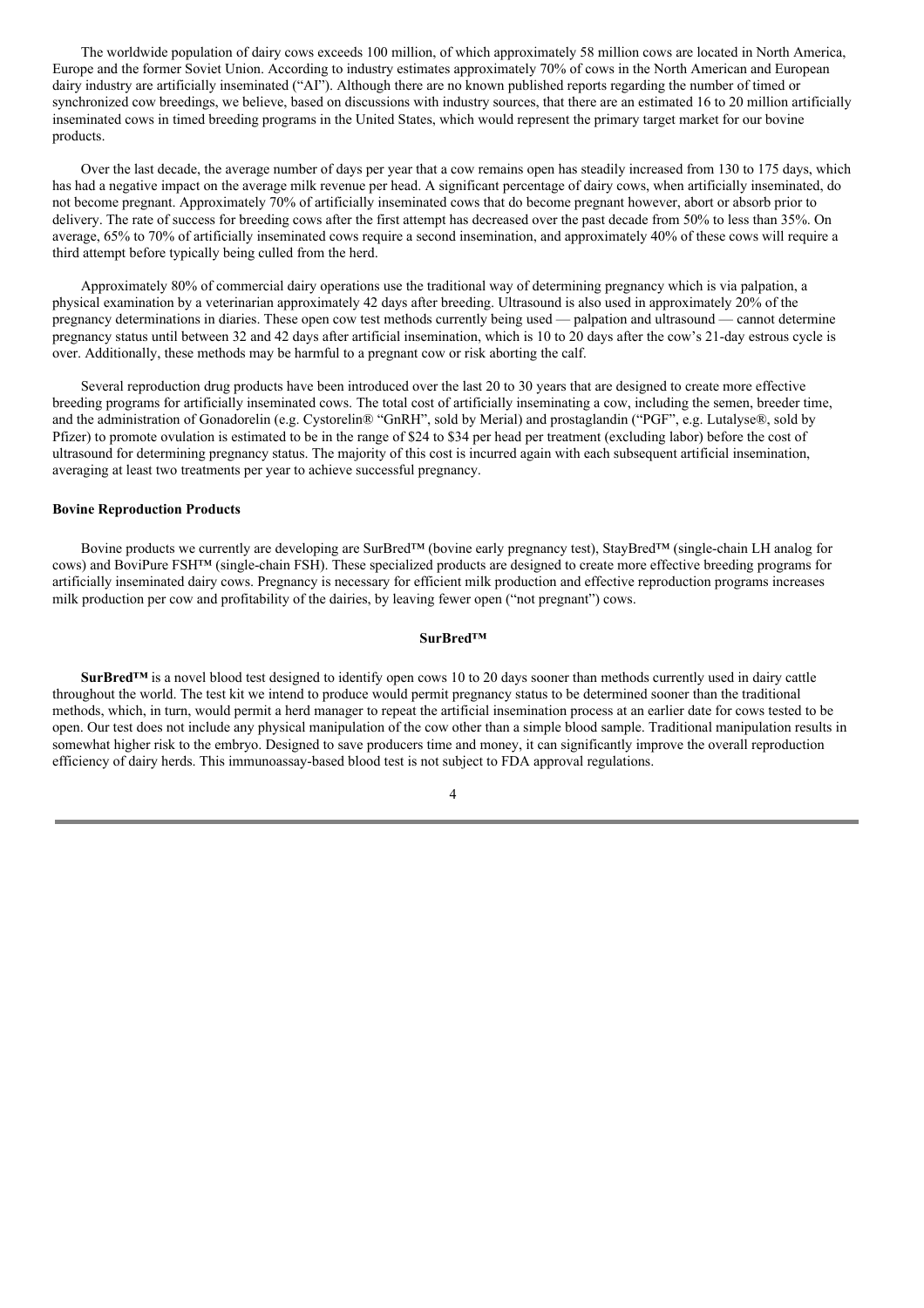The worldwide population of dairy cows exceeds 100 million, of which approximately 58 million cows are located in North America, Europe and the former Soviet Union. According to industry estimates approximately 70% of cows in the North American and European dairy industry are artificially inseminated ("AI"). Although there are no known published reports regarding the number of timed or synchronized cow breedings, we believe, based on discussions with industry sources, that there are an estimated 16 to 20 million artificially inseminated cows in timed breeding programs in the United States, which would represent the primary target market for our bovine products.

Over the last decade, the average number of days per year that a cow remains open has steadily increased from 130 to 175 days, which has had a negative impact on the average milk revenue per head. A significant percentage of dairy cows, when artificially inseminated, do not become pregnant. Approximately 70% of artificially inseminated cows that do become pregnant however, abort or absorb prior to delivery. The rate of success for breeding cows after the first attempt has decreased over the past decade from 50% to less than 35%. On average, 65% to 70% of artificially inseminated cows require a second insemination, and approximately 40% of these cows will require a third attempt before typically being culled from the herd.

Approximately 80% of commercial dairy operations use the traditional way of determining pregnancy which is via palpation, a physical examination by a veterinarian approximately 42 days after breeding. Ultrasound is also used in approximately 20% of the pregnancy determinations in diaries. These open cow test methods currently being used — palpation and ultrasound — cannot determine pregnancy status until between 32 and 42 days after artificial insemination, which is 10 to 20 days after the cow's 21-day estrous cycle is over. Additionally, these methods may be harmful to a pregnant cow or risk aborting the calf.

Several reproduction drug products have been introduced over the last 20 to 30 years that are designed to create more effective breeding programs for artificially inseminated cows. The total cost of artificially inseminating a cow, including the semen, breeder time, and the administration of Gonadorelin (e.g. Cystorelin® "GnRH", sold by Merial) and prostaglandin ("PGF", e.g. Lutalyse®, sold by Pfizer) to promote ovulation is estimated to be in the range of $24 to $34 per head per treatment (excluding labor) before the cost of ultrasound for determining pregnancy status. The majority of this cost is incurred again with each subsequent artificial insemination, averaging at least two treatments per year to achieve successful pregnancy.

### Bovine Reproduction Products

Bovine products we currently are developing are SurBred™ (bovine early pregnancy test), StayBred™ (single-chain LH analog for cows) and BoviPure FSH™ (single-chain FSH). These specialized products are designed to create more effective breeding programs for artificially inseminated dairy cows. Pregnancy is necessary for efficient milk production and effective reproduction programs increases milk production per cow and profitability of the dairies, by leaving fewer open ("not pregnant") cows.

### SurBred™

**SurBred™** is a novel blood test designed to identify open cows 10 to 20 days sooner than methods currently used in dairy cattle throughout the world. The test kit we intend to produce would permit pregnancy status to be determined sooner than the traditional methods, which, in turn, would permit a herd manager to repeat the artificial insemination process at an earlier date for cows tested to be open. Our test does not include any physical manipulation of the cow other than a simple blood sample. Traditional manipulation results in somewhat higher risk to the embryo. Designed to save producers time and money, it can significantly improve the overall reproduction efficiency of dairy herds. This immunoassay-based blood test is not subject to FDA approval regulations.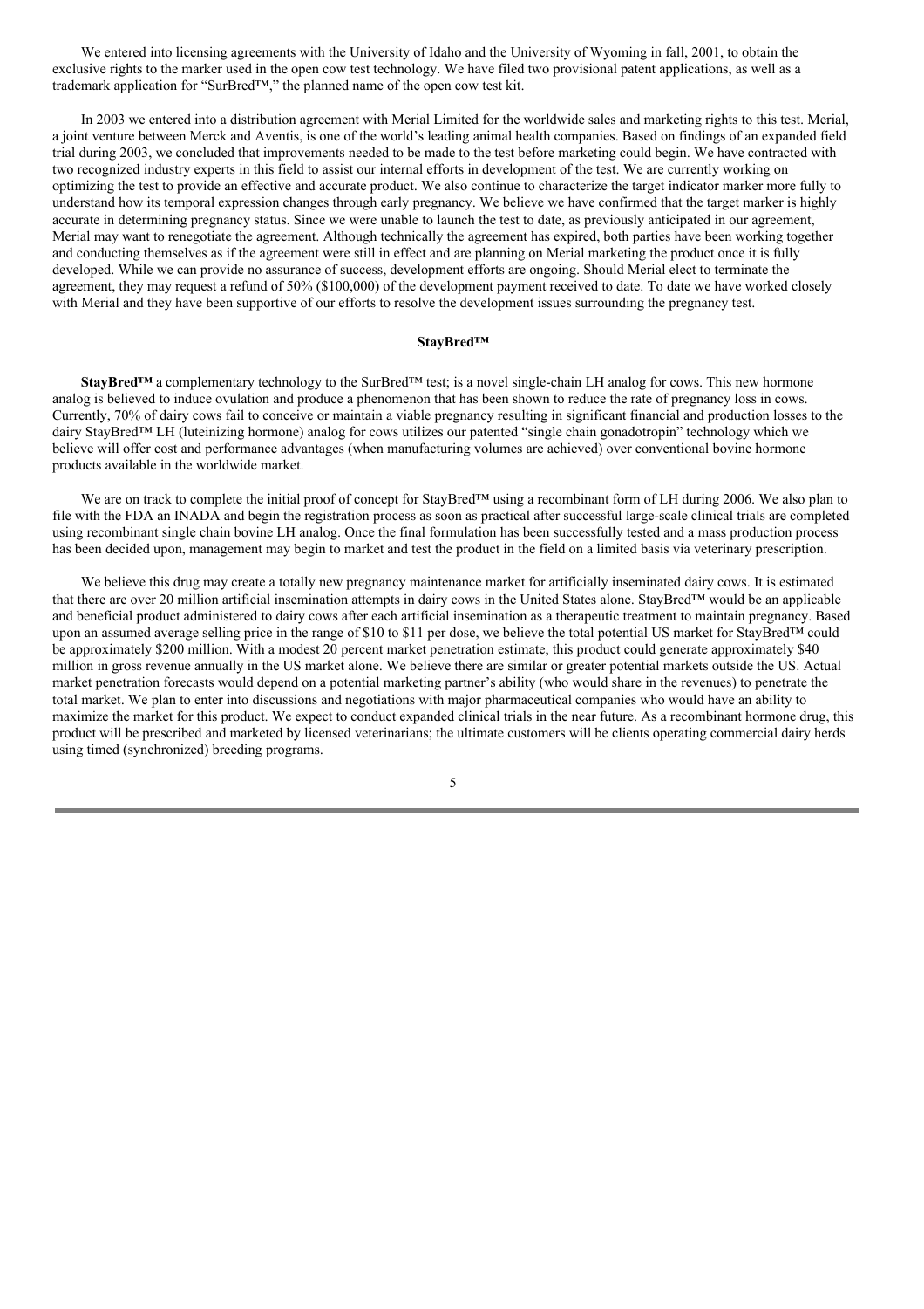We entered into licensing agreements with the University of Idaho and the University of Wyoming in fall, 2001, to obtain the exclusive rights to the marker used in the open cow test technology. We have filed two provisional patent applications, as well as a trademark application for "SurBred™," the planned name of the open cow test kit.

In 2003 we entered into a distribution agreement with Merial Limited for the worldwide sales and marketing rights to this test. Merial, a joint venture between Merck and Aventis, is one of the world's leading animal health companies. Based on findings of an expanded field trial during 2003, we concluded that improvements needed to be made to the test before marketing could begin. We have contracted with two recognized industry experts in this field to assist our internal efforts in development of the test. We are currently working on optimizing the test to provide an effective and accurate product. We also continue to characterize the target indicator marker more fully to understand how its temporal expression changes through early pregnancy. We believe we have confirmed that the target marker is highly accurate in determining pregnancy status. Since we were unable to launch the test to date, as previously anticipated in our agreement, Merial may want to renegotiate the agreement. Although technically the agreement has expired, both parties have been working together and conducting themselves as if the agreement were still in effect and are planning on Merial marketing the product once it is fully developed. While we can provide no assurance of success, development efforts are ongoing. Should Merial elect to terminate the agreement, they may request a refund of 50% ($100,000) of the development payment received to date. To date we have worked closely with Merial and they have been supportive of our efforts to resolve the development issues surrounding the pregnancy test.

### StayBred™

**StayBred™** a complementary technology to the SurBred™ test; is a novel single-chain LH analog for cows. This new hormone analog is believed to induce ovulation and produce a phenomenon that has been shown to reduce the rate of pregnancy loss in cows. Currently, 70% of dairy cows fail to conceive or maintain a viable pregnancy resulting in significant financial and production losses to the dairy StayBred™ LH (luteinizing hormone) analog for cows utilizes our patented "single chain gonadotropin" technology which we believe will offer cost and performance advantages (when manufacturing volumes are achieved) over conventional bovine hormone products available in the worldwide market.

We are on track to complete the initial proof of concept for StayBred™ using a recombinant form of LH during 2006. We also plan to file with the FDA an INADA and begin the registration process as soon as practical after successful large-scale clinical trials are completed using recombinant single chain bovine LH analog. Once the final formulation has been successfully tested and a mass production process has been decided upon, management may begin to market and test the product in the field on a limited basis via veterinary prescription.

We believe this drug may create a totally new pregnancy maintenance market for artificially inseminated dairy cows. It is estimated that there are over 20 million artificial insemination attempts in dairy cows in the United States alone. StayBred™ would be an applicable and beneficial product administered to dairy cows after each artificial insemination as a therapeutic treatment to maintain pregnancy. Based upon an assumed average selling price in the range of $10 to $11 per dose, we believe the total potential US market for StayBred™ could be approximately $200 million. With a modest 20 percent market penetration estimate, this product could generate approximately $40 million in gross revenue annually in the US market alone. We believe there are similar or greater potential markets outside the US. Actual market penetration forecasts would depend on a potential marketing partner's ability (who would share in the revenues) to penetrate the total market. We plan to enter into discussions and negotiations with major pharmaceutical companies who would have an ability to maximize the market for this product. We expect to conduct expanded clinical trials in the near future. As a recombinant hormone drug, this product will be prescribed and marketed by licensed veterinarians; the ultimate customers will be clients operating commercial dairy herds using timed (synchronized) breeding programs.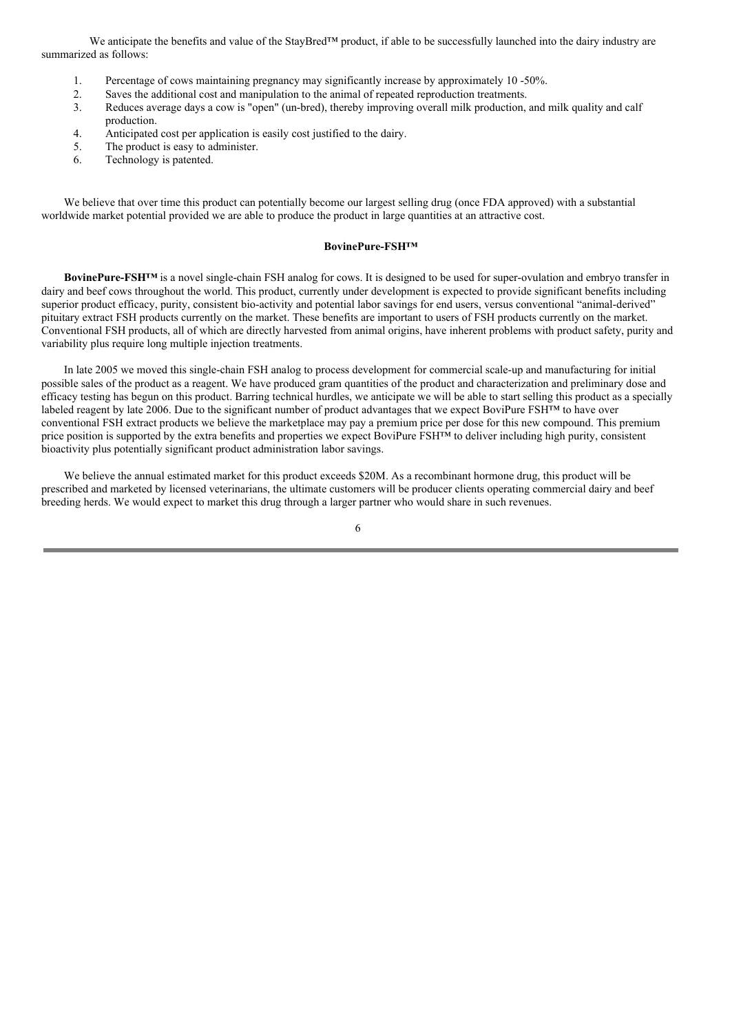We anticipate the benefits and value of the StayBred™ product, if able to be successfully launched into the dairy industry are summarized as follows:

1. Percentage of cows maintaining pregnancy may significantly increase by approximately 10 -50%.
2. Saves the additional cost and manipulation to the animal of repeated reproduction treatments.
3. Reduces average days a cow is "open" (un-bred), thereby improving overall milk production, and milk quality and calf production.
4. Anticipated cost per application is easily cost justified to the dairy.
5. The product is easy to administer.
6. Technology is patented.

We believe that over time this product can potentially become our largest selling drug (once FDA approved) with a substantial worldwide market potential provided we are able to produce the product in large quantities at an attractive cost.

**BovinePure-FSH™**

**BovinePure-FSH™** is a novel single-chain FSH analog for cows. It is designed to be used for super-ovulation and embryo transfer in dairy and beef cows throughout the world. This product, currently under development is expected to provide significant benefits including superior product efficacy, purity, consistent bio-activity and potential labor savings for end users, versus conventional "animal-derived" pituitary extract FSH products currently on the market. These benefits are important to users of FSH products currently on the market. Conventional FSH products, all of which are directly harvested from animal origins, have inherent problems with product safety, purity and variability plus require long multiple injection treatments.

In late 2005 we moved this single-chain FSH analog to process development for commercial scale-up and manufacturing for initial possible sales of the product as a reagent. We have produced gram quantities of the product and characterization and preliminary dose and efficacy testing has begun on this product. Barring technical hurdles, we anticipate we will be able to start selling this product as a specially labeled reagent by late 2006. Due to the significant number of product advantages that we expect BoviPure FSH™ to have over conventional FSH extract products we believe the marketplace may pay a premium price per dose for this new compound. This premium price position is supported by the extra benefits and properties we expect BoviPure FSH™ to deliver including high purity, consistent bioactivity plus potentially significant product administration labor savings.

We believe the annual estimated market for this product exceeds $20M. As a recombinant hormone drug, this product will be prescribed and marketed by licensed veterinarians, the ultimate customers will be producer clients operating commercial dairy and beef breeding herds. We would expect to market this drug through a larger partner who would share in such revenues.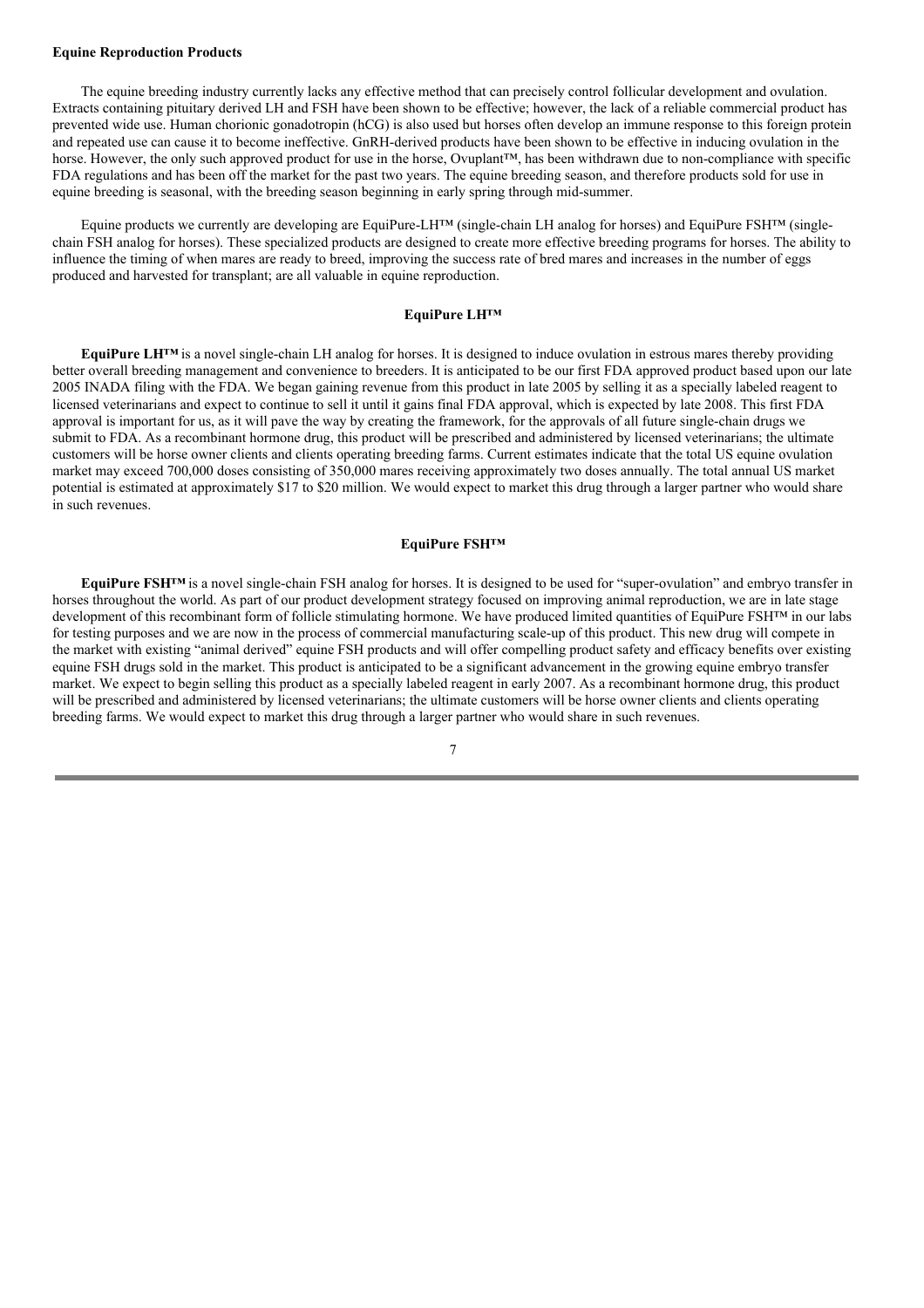**Equine Reproduction Products**

The equine breeding industry currently lacks any effective method that can precisely control follicular development and ovulation. Extracts containing pituitary derived LH and FSH have been shown to be effective; however, the lack of a reliable commercial product has prevented wide use. Human chorionic gonadotropin (hCG) is also used but horses often develop an immune response to this foreign protein and repeated use can cause it to become ineffective. GnRH-derived products have been shown to be effective in inducing ovulation in the horse. However, the only such approved product for use in the horse, Ovuplant™, has been withdrawn due to non-compliance with specific FDA regulations and has been off the market for the past two years. The equine breeding season, and therefore products sold for use in equine breeding is seasonal, with the breeding season beginning in early spring through mid-summer.

Equine products we currently are developing are EquiPure-LH™ (single-chain LH analog for horses) and EquiPure FSH™ (single-chain FSH analog for horses). These specialized products are designed to create more effective breeding programs for horses. The ability to influence the timing of when mares are ready to breed, improving the success rate of bred mares and increases in the number of eggs produced and harvested for transplant; are all valuable in equine reproduction.

**EquiPure LH™**

**EquiPure LH™** is a novel single-chain LH analog for horses. It is designed to induce ovulation in estrous mares thereby providing better overall breeding management and convenience to breeders. It is anticipated to be our first FDA approved product based upon our late 2005 INADA filing with the FDA. We began gaining revenue from this product in late 2005 by selling it as a specially labeled reagent to licensed veterinarians and expect to continue to sell it until it gains final FDA approval, which is expected by late 2008. This first FDA approval is important for us, as it will pave the way by creating the framework, for the approvals of all future single-chain drugs we submit to FDA. As a recombinant hormone drug, this product will be prescribed and administered by licensed veterinarians; the ultimate customers will be horse owner clients and clients operating breeding farms. Current estimates indicate that the total US equine ovulation market may exceed 700,000 doses consisting of 350,000 mares receiving approximately two doses annually. The total annual US market potential is estimated at approximately $17 to $20 million. We would expect to market this drug through a larger partner who would share in such revenues.

**EquiPure FSH™**

**EquiPure FSH™** is a novel single-chain FSH analog for horses. It is designed to be used for "super-ovulation" and embryo transfer in horses throughout the world. As part of our product development strategy focused on improving animal reproduction, we are in late stage development of this recombinant form of follicle stimulating hormone. We have produced limited quantities of EquiPure FSH™ in our labs for testing purposes and we are now in the process of commercial manufacturing scale-up of this product. This new drug will compete in the market with existing "animal derived" equine FSH products and will offer compelling product safety and efficacy benefits over existing equine FSH drugs sold in the market. This product is anticipated to be a significant advancement in the growing equine embryo transfer market. We expect to begin selling this product as a specially labeled reagent in early 2007. As a recombinant hormone drug, this product will be prescribed and administered by licensed veterinarians; the ultimate customers will be horse owner clients and clients operating breeding farms. We would expect to market this drug through a larger partner who would share in such revenues.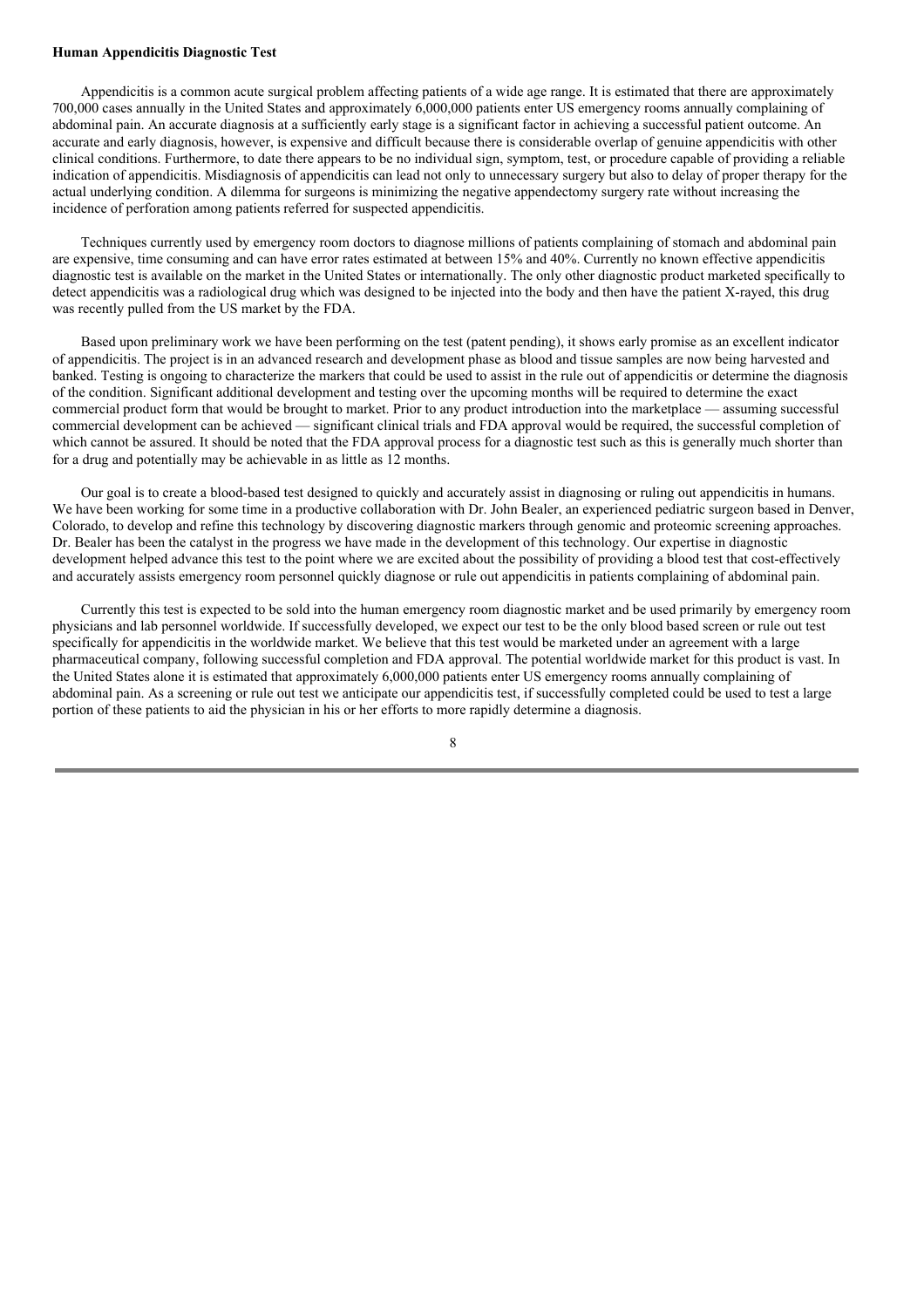**Human Appendicitis Diagnostic Test**

Appendicitis is a common acute surgical problem affecting patients of a wide age range. It is estimated that there are approximately 700,000 cases annually in the United States and approximately 6,000,000 patients enter US emergency rooms annually complaining of abdominal pain. An accurate diagnosis at a sufficiently early stage is a significant factor in achieving a successful patient outcome. An accurate and early diagnosis, however, is expensive and difficult because there is considerable overlap of genuine appendicitis with other clinical conditions. Furthermore, to date there appears to be no individual sign, symptom, test, or procedure capable of providing a reliable indication of appendicitis. Misdiagnosis of appendicitis can lead not only to unnecessary surgery but also to delay of proper therapy for the actual underlying condition. A dilemma for surgeons is minimizing the negative appendectomy surgery rate without increasing the incidence of perforation among patients referred for suspected appendicitis.

Techniques currently used by emergency room doctors to diagnose millions of patients complaining of stomach and abdominal pain are expensive, time consuming and can have error rates estimated at between 15% and 40%. Currently no known effective appendicitis diagnostic test is available on the market in the United States or internationally. The only other diagnostic product marketed specifically to detect appendicitis was a radiological drug which was designed to be injected into the body and then have the patient X-rayed, this drug was recently pulled from the US market by the FDA.

Based upon preliminary work we have been performing on the test (patent pending), it shows early promise as an excellent indicator of appendicitis. The project is in an advanced research and development phase as blood and tissue samples are now being harvested and banked. Testing is ongoing to characterize the markers that could be used to assist in the rule out of appendicitis or determine the diagnosis of the condition. Significant additional development and testing over the upcoming months will be required to determine the exact commercial product form that would be brought to market. Prior to any product introduction into the marketplace — assuming successful commercial development can be achieved — significant clinical trials and FDA approval would be required, the successful completion of which cannot be assured. It should be noted that the FDA approval process for a diagnostic test such as this is generally much shorter than for a drug and potentially may be achievable in as little as 12 months.

Our goal is to create a blood-based test designed to quickly and accurately assist in diagnosing or ruling out appendicitis in humans. We have been working for some time in a productive collaboration with Dr. John Bealer, an experienced pediatric surgeon based in Denver, Colorado, to develop and refine this technology by discovering diagnostic markers through genomic and proteomic screening approaches. Dr. Bealer has been the catalyst in the progress we have made in the development of this technology. Our expertise in diagnostic development helped advance this test to the point where we are excited about the possibility of providing a blood test that cost-effectively and accurately assists emergency room personnel quickly diagnose or rule out appendicitis in patients complaining of abdominal pain.

Currently this test is expected to be sold into the human emergency room diagnostic market and be used primarily by emergency room physicians and lab personnel worldwide. If successfully developed, we expect our test to be the only blood based screen or rule out test specifically for appendicitis in the worldwide market. We believe that this test would be marketed under an agreement with a large pharmaceutical company, following successful completion and FDA approval. The potential worldwide market for this product is vast. In the United States alone it is estimated that approximately 6,000,000 patients enter US emergency rooms annually complaining of abdominal pain. As a screening or rule out test we anticipate our appendicitis test, if successfully completed could be used to test a large portion of these patients to aid the physician in his or her efforts to more rapidly determine a diagnosis.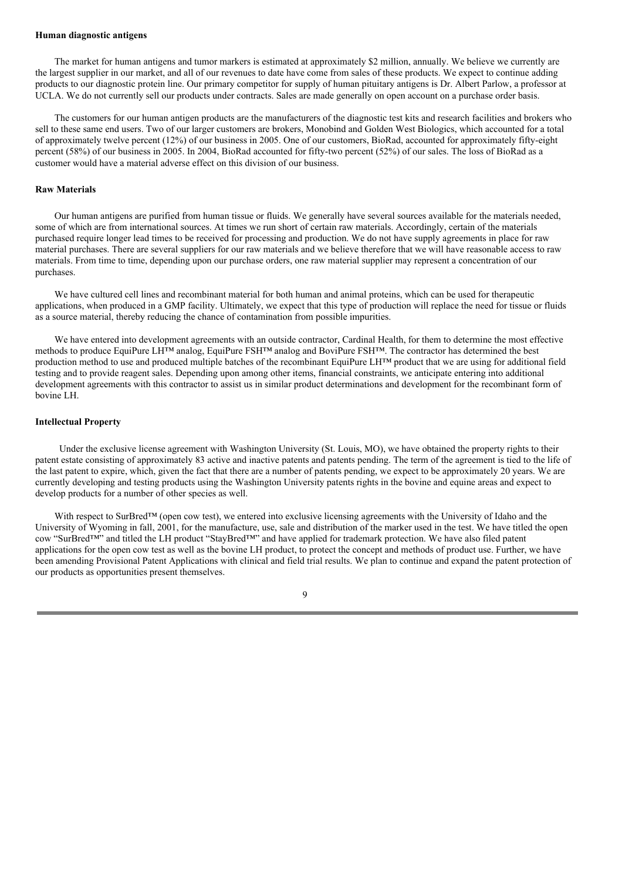**Human diagnostic antigens**

The market for human antigens and tumor markers is estimated at approximately $2 million, annually. We believe we currently are the largest supplier in our market, and all of our revenues to date have come from sales of these products. We expect to continue adding products to our diagnostic protein line. Our primary competitor for supply of human pituitary antigens is Dr. Albert Parlow, a professor at UCLA. We do not currently sell our products under contracts. Sales are made generally on open account on a purchase order basis.

The customers for our human antigen products are the manufacturers of the diagnostic test kits and research facilities and brokers who sell to these same end users. Two of our larger customers are brokers, Monobind and Golden West Biologics, which accounted for a total of approximately twelve percent (12%) of our business in 2005. One of our customers, BioRad, accounted for approximately fifty-eight percent (58%) of our business in 2005. In 2004, BioRad accounted for fifty-two percent (52%) of our sales. The loss of BioRad as a customer would have a material adverse effect on this division of our business.

**Raw Materials**

Our human antigens are purified from human tissue or fluids. We generally have several sources available for the materials needed, some of which are from international sources. At times we run short of certain raw materials. Accordingly, certain of the materials purchased require longer lead times to be received for processing and production. We do not have supply agreements in place for raw material purchases. There are several suppliers for our raw materials and we believe therefore that we will have reasonable access to raw materials. From time to time, depending upon our purchase orders, one raw material supplier may represent a concentration of our purchases.

We have cultured cell lines and recombinant material for both human and animal proteins, which can be used for therapeutic applications, when produced in a GMP facility. Ultimately, we expect that this type of production will replace the need for tissue or fluids as a source material, thereby reducing the chance of contamination from possible impurities.

We have entered into development agreements with an outside contractor, Cardinal Health, for them to determine the most effective methods to produce EquiPure LH™ analog, EquiPure FSH™ analog and BoviPure FSH™. The contractor has determined the best production method to use and produced multiple batches of the recombinant EquiPure LH™ product that we are using for additional field testing and to provide reagent sales. Depending upon among other items, financial constraints, we anticipate entering into additional development agreements with this contractor to assist us in similar product determinations and development for the recombinant form of bovine LH.

**Intellectual Property**

Under the exclusive license agreement with Washington University (St. Louis, MO), we have obtained the property rights to their patent estate consisting of approximately 83 active and inactive patents and patents pending. The term of the agreement is tied to the life of the last patent to expire, which, given the fact that there are a number of patents pending, we expect to be approximately 20 years. We are currently developing and testing products using the Washington University patents rights in the bovine and equine areas and expect to develop products for a number of other species as well.

With respect to SurBred™ (open cow test), we entered into exclusive licensing agreements with the University of Idaho and the University of Wyoming in fall, 2001, for the manufacture, use, sale and distribution of the marker used in the test. We have titled the open cow "SurBred™" and titled the LH product "StayBred™" and have applied for trademark protection. We have also filed patent applications for the open cow test as well as the bovine LH product, to protect the concept and methods of product use. Further, we have been amending Provisional Patent Applications with clinical and field trial results. We plan to continue and expand the patent protection of our products as opportunities present themselves.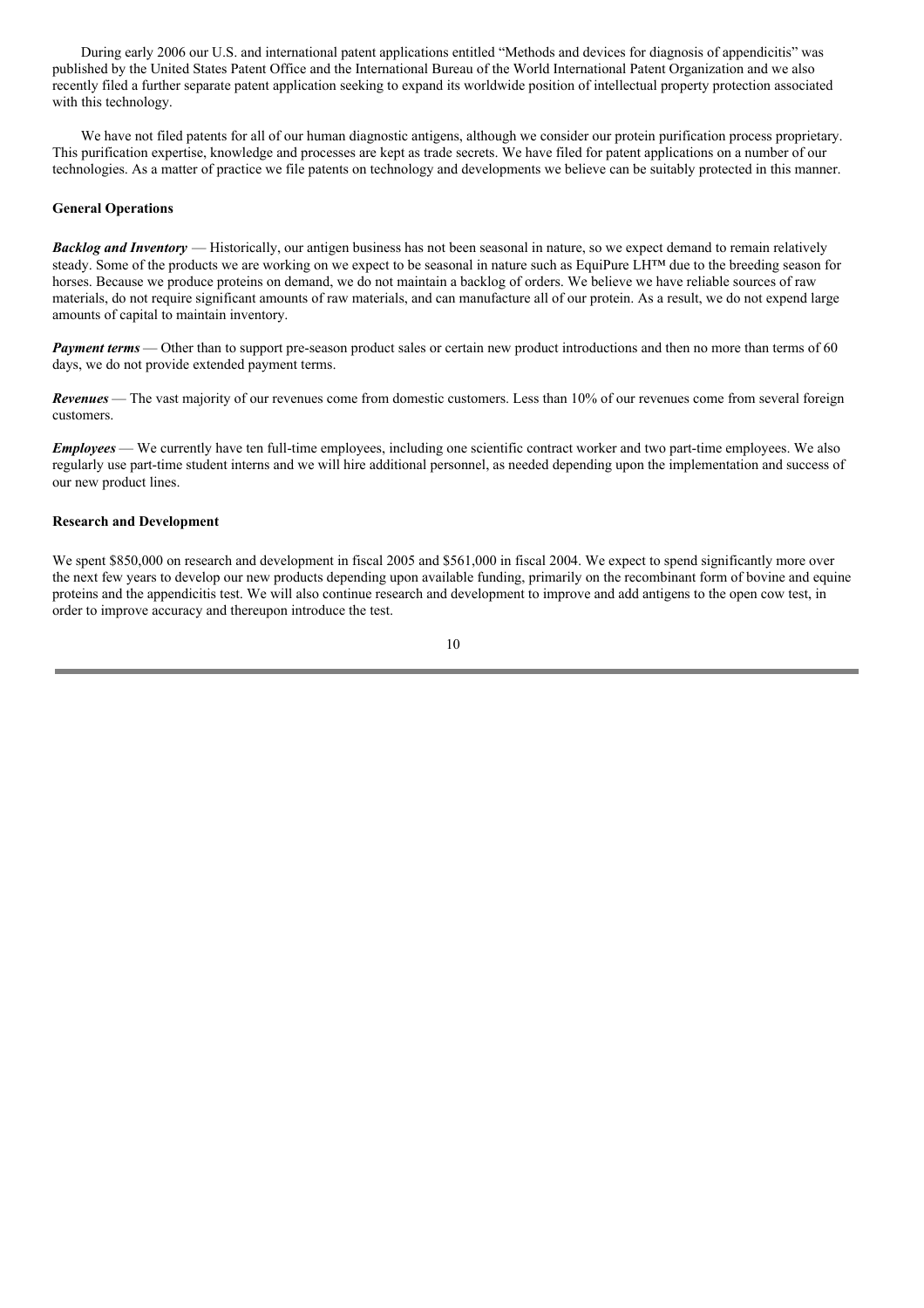During early 2006 our U.S. and international patent applications entitled "Methods and devices for diagnosis of appendicitis" was published by the United States Patent Office and the International Bureau of the World International Patent Organization and we also recently filed a further separate patent application seeking to expand its worldwide position of intellectual property protection associated with this technology.

We have not filed patents for all of our human diagnostic antigens, although we consider our protein purification process proprietary. This purification expertise, knowledge and processes are kept as trade secrets. We have filed for patent applications on a number of our technologies. As a matter of practice we file patents on technology and developments we believe can be suitably protected in this manner.

**General Operations**

***Backlog and Inventory*** — Historically, our antigen business has not been seasonal in nature, so we expect demand to remain relatively steady. Some of the products we are working on we expect to be seasonal in nature such as EquiPure LH™ due to the breeding season for horses. Because we produce proteins on demand, we do not maintain a backlog of orders. We believe we have reliable sources of raw materials, do not require significant amounts of raw materials, and can manufacture all of our protein. As a result, we do not expend large amounts of capital to maintain inventory.

***Payment terms*** — Other than to support pre-season product sales or certain new product introductions and then no more than terms of 60 days, we do not provide extended payment terms.

***Revenues*** — The vast majority of our revenues come from domestic customers. Less than 10% of our revenues come from several foreign customers.

***Employees*** — We currently have ten full-time employees, including one scientific contract worker and two part-time employees. We also regularly use part-time student interns and we will hire additional personnel, as needed depending upon the implementation and success of our new product lines.

**Research and Development**

We spent $850,000 on research and development in fiscal 2005 and $561,000 in fiscal 2004. We expect to spend significantly more over the next few years to develop our new products depending upon available funding, primarily on the recombinant form of bovine and equine proteins and the appendicitis test. We will also continue research and development to improve and add antigens to the open cow test, in order to improve accuracy and thereupon introduce the test.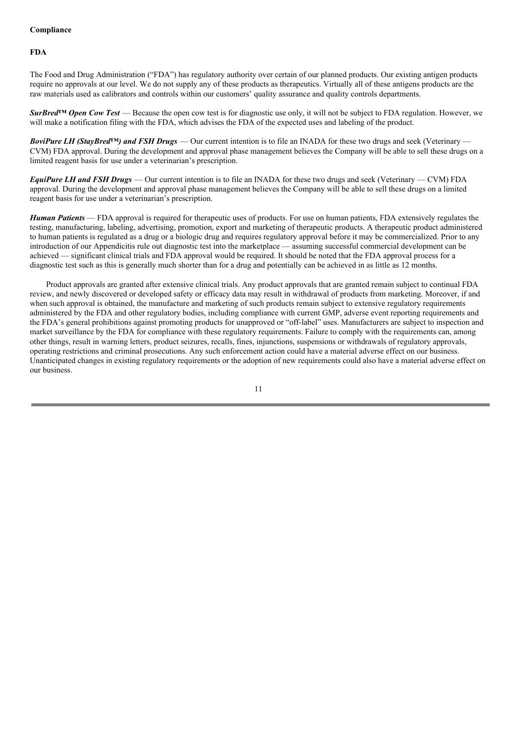**Compliance**

**FDA**

The Food and Drug Administration (“FDA”) has regulatory authority over certain of our planned products. Our existing antigen products require no approvals at our level. We do not supply any of these products as therapeutics. Virtually all of these antigens products are the raw materials used as calibrators and controls within our customers’ quality assurance and quality controls departments.

***SurBred™ Open Cow Test*** — Because the open cow test is for diagnostic use only, it will not be subject to FDA regulation. However, we will make a notification filing with the FDA, which advises the FDA of the expected uses and labeling of the product.

***BoviPure LH (StayBred™) and FSH Drugs*** — Our current intention is to file an INADA for these two drugs and seek (Veterinary — CVM) FDA approval. During the development and approval phase management believes the Company will be able to sell these drugs on a limited reagent basis for use under a veterinarian’s prescription.

***EquiPure LH and FSH Drugs*** — Our current intention is to file an INADA for these two drugs and seek (Veterinary — CVM) FDA approval. During the development and approval phase management believes the Company will be able to sell these drugs on a limited reagent basis for use under a veterinarian’s prescription.

***Human Patients*** — FDA approval is required for therapeutic uses of products. For use on human patients, FDA extensively regulates the testing, manufacturing, labeling, advertising, promotion, export and marketing of therapeutic products. A therapeutic product administered to human patients is regulated as a drug or a biologic drug and requires regulatory approval before it may be commercialized. Prior to any introduction of our Appendicitis rule out diagnostic test into the marketplace — assuming successful commercial development can be achieved — significant clinical trials and FDA approval would be required. It should be noted that the FDA approval process for a diagnostic test such as this is generally much shorter than for a drug and potentially can be achieved in as little as 12 months.

Product approvals are granted after extensive clinical trials. Any product approvals that are granted remain subject to continual FDA review, and newly discovered or developed safety or efficacy data may result in withdrawal of products from marketing. Moreover, if and when such approval is obtained, the manufacture and marketing of such products remain subject to extensive regulatory requirements administered by the FDA and other regulatory bodies, including compliance with current GMP, adverse event reporting requirements and the FDA’s general prohibitions against promoting products for unapproved or “off-label” uses. Manufacturers are subject to inspection and market surveillance by the FDA for compliance with these regulatory requirements. Failure to comply with the requirements can, among other things, result in warning letters, product seizures, recalls, fines, injunctions, suspensions or withdrawals of regulatory approvals, operating restrictions and criminal prosecutions. Any such enforcement action could have a material adverse effect on our business. Unanticipated changes in existing regulatory requirements or the adoption of new requirements could also have a material adverse effect on our business.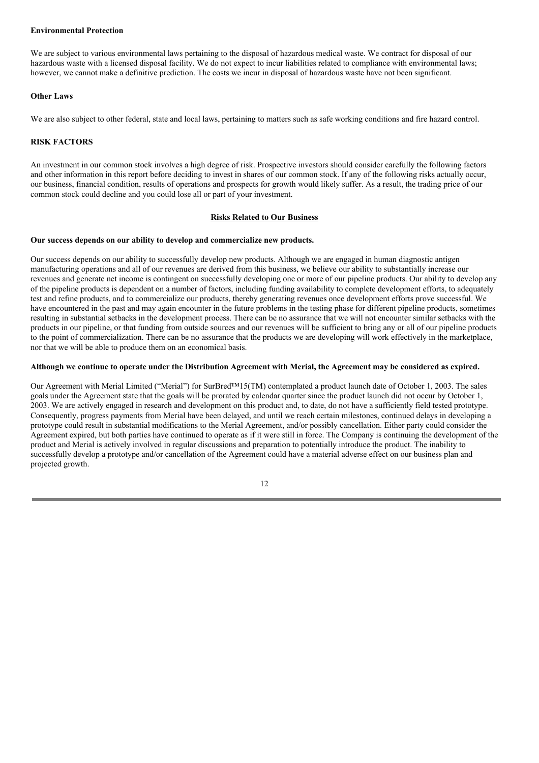**Environmental Protection**

We are subject to various environmental laws pertaining to the disposal of hazardous medical waste. We contract for disposal of our hazardous waste with a licensed disposal facility. We do not expect to incur liabilities related to compliance with environmental laws; however, we cannot make a definitive prediction. The costs we incur in disposal of hazardous waste have not been significant.

**Other Laws**

We are also subject to other federal, state and local laws, pertaining to matters such as safe working conditions and fire hazard control.

## RISK FACTORS

An investment in our common stock involves a high degree of risk. Prospective investors should consider carefully the following factors and other information in this report before deciding to invest in shares of our common stock. If any of the following risks actually occur, our business, financial condition, results of operations and prospects for growth would likely suffer. As a result, the trading price of our common stock could decline and you could lose all or part of your investment.

### Risks Related to Our Business

**Our success depends on our ability to develop and commercialize new products.**

Our success depends on our ability to successfully develop new products. Although we are engaged in human diagnostic antigen manufacturing operations and all of our revenues are derived from this business, we believe our ability to substantially increase our revenues and generate net income is contingent on successfully developing one or more of our pipeline products. Our ability to develop any of the pipeline products is dependent on a number of factors, including funding availability to complete development efforts, to adequately test and refine products, and to commercialize our products, thereby generating revenues once development efforts prove successful. We have encountered in the past and may again encounter in the future problems in the testing phase for different pipeline products, sometimes resulting in substantial setbacks in the development process. There can be no assurance that we will not encounter similar setbacks with the products in our pipeline, or that funding from outside sources and our revenues will be sufficient to bring any or all of our pipeline products to the point of commercialization. There can be no assurance that the products we are developing will work effectively in the marketplace, nor that we will be able to produce them on an economical basis.

**Although we continue to operate under the Distribution Agreement with Merial, the Agreement may be considered as expired.**

Our Agreement with Merial Limited ("Merial") for SurBred™15(TM) contemplated a product launch date of October 1, 2003. The sales goals under the Agreement state that the goals will be prorated by calendar quarter since the product launch did not occur by October 1, 2003. We are actively engaged in research and development on this product and, to date, do not have a sufficiently field tested prototype. Consequently, progress payments from Merial have been delayed, and until we reach certain milestones, continued delays in developing a prototype could result in substantial modifications to the Merial Agreement, and/or possibly cancellation. Either party could consider the Agreement expired, but both parties have continued to operate as if it were still in force. The Company is continuing the development of the product and Merial is actively involved in regular discussions and preparation to potentially introduce the product. The inability to successfully develop a prototype and/or cancellation of the Agreement could have a material adverse effect on our business plan and projected growth.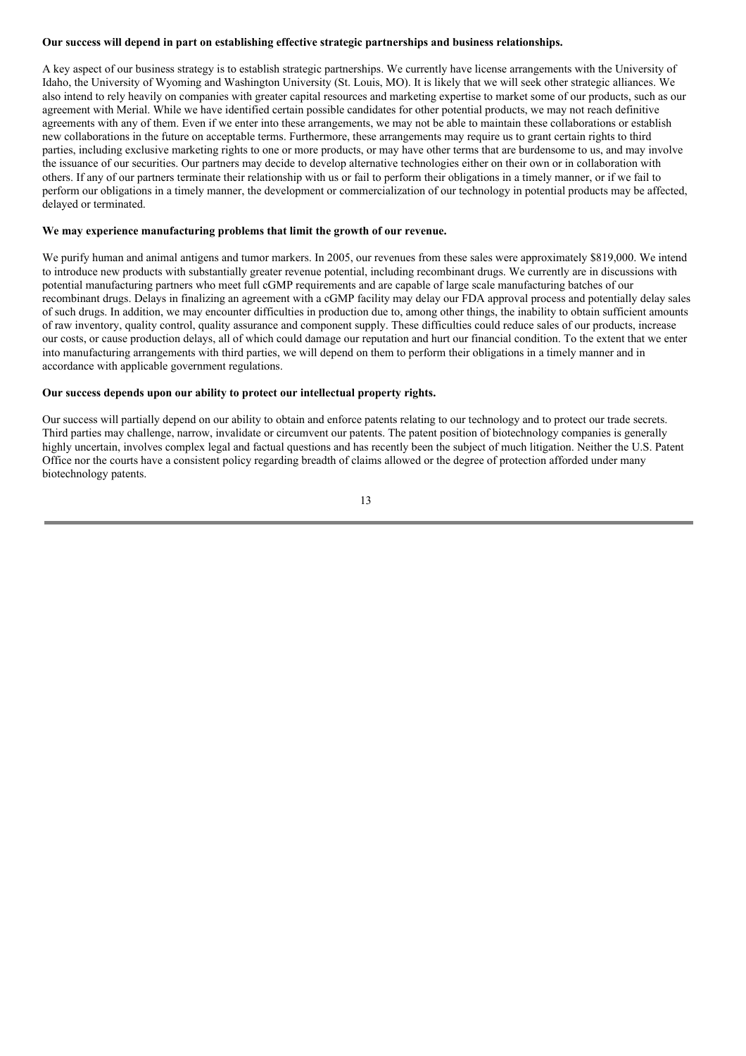**Our success will depend in part on establishing effective strategic partnerships and business relationships.**

A key aspect of our business strategy is to establish strategic partnerships. We currently have license arrangements with the University of Idaho, the University of Wyoming and Washington University (St. Louis, MO). It is likely that we will seek other strategic alliances. We also intend to rely heavily on companies with greater capital resources and marketing expertise to market some of our products, such as our agreement with Merial. While we have identified certain possible candidates for other potential products, we may not reach definitive agreements with any of them. Even if we enter into these arrangements, we may not be able to maintain these collaborations or establish new collaborations in the future on acceptable terms. Furthermore, these arrangements may require us to grant certain rights to third parties, including exclusive marketing rights to one or more products, or may have other terms that are burdensome to us, and may involve the issuance of our securities. Our partners may decide to develop alternative technologies either on their own or in collaboration with others. If any of our partners terminate their relationship with us or fail to perform their obligations in a timely manner, or if we fail to perform our obligations in a timely manner, the development or commercialization of our technology in potential products may be affected, delayed or terminated.

**We may experience manufacturing problems that limit the growth of our revenue.**

We purify human and animal antigens and tumor markers. In 2005, our revenues from these sales were approximately $819,000. We intend to introduce new products with substantially greater revenue potential, including recombinant drugs. We currently are in discussions with potential manufacturing partners who meet full cGMP requirements and are capable of large scale manufacturing batches of our recombinant drugs. Delays in finalizing an agreement with a cGMP facility may delay our FDA approval process and potentially delay sales of such drugs. In addition, we may encounter difficulties in production due to, among other things, the inability to obtain sufficient amounts of raw inventory, quality control, quality assurance and component supply. These difficulties could reduce sales of our products, increase our costs, or cause production delays, all of which could damage our reputation and hurt our financial condition. To the extent that we enter into manufacturing arrangements with third parties, we will depend on them to perform their obligations in a timely manner and in accordance with applicable government regulations.

**Our success depends upon our ability to protect our intellectual property rights.**

Our success will partially depend on our ability to obtain and enforce patents relating to our technology and to protect our trade secrets. Third parties may challenge, narrow, invalidate or circumvent our patents. The patent position of biotechnology companies is generally highly uncertain, involves complex legal and factual questions and has recently been the subject of much litigation. Neither the U.S. Patent Office nor the courts have a consistent policy regarding breadth of claims allowed or the degree of protection afforded under many biotechnology patents.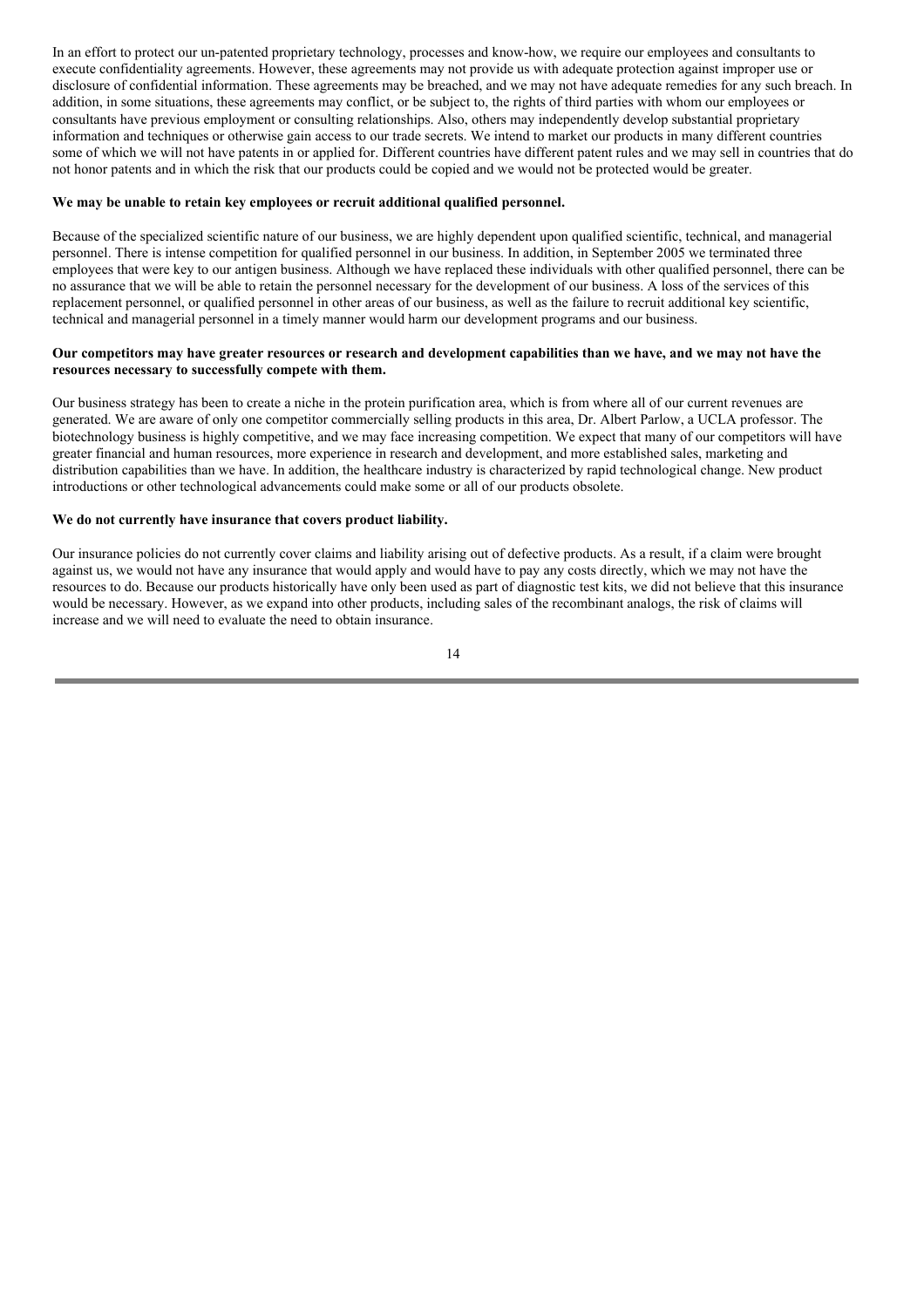In an effort to protect our un-patented proprietary technology, processes and know-how, we require our employees and consultants to execute confidentiality agreements. However, these agreements may not provide us with adequate protection against improper use or disclosure of confidential information. These agreements may be breached, and we may not have adequate remedies for any such breach. In addition, in some situations, these agreements may conflict, or be subject to, the rights of third parties with whom our employees or consultants have previous employment or consulting relationships. Also, others may independently develop substantial proprietary information and techniques or otherwise gain access to our trade secrets. We intend to market our products in many different countries some of which we will not have patents in or applied for. Different countries have different patent rules and we may sell in countries that do not honor patents and in which the risk that our products could be copied and we would not be protected would be greater.

**We may be unable to retain key employees or recruit additional qualified personnel.**

Because of the specialized scientific nature of our business, we are highly dependent upon qualified scientific, technical, and managerial personnel. There is intense competition for qualified personnel in our business. In addition, in September 2005 we terminated three employees that were key to our antigen business. Although we have replaced these individuals with other qualified personnel, there can be no assurance that we will be able to retain the personnel necessary for the development of our business. A loss of the services of this replacement personnel, or qualified personnel in other areas of our business, as well as the failure to recruit additional key scientific, technical and managerial personnel in a timely manner would harm our development programs and our business.

**Our competitors may have greater resources or research and development capabilities than we have, and we may not have the resources necessary to successfully compete with them.**

Our business strategy has been to create a niche in the protein purification area, which is from where all of our current revenues are generated. We are aware of only one competitor commercially selling products in this area, Dr. Albert Parlow, a UCLA professor. The biotechnology business is highly competitive, and we may face increasing competition. We expect that many of our competitors will have greater financial and human resources, more experience in research and development, and more established sales, marketing and distribution capabilities than we have. In addition, the healthcare industry is characterized by rapid technological change. New product introductions or other technological advancements could make some or all of our products obsolete.

**We do not currently have insurance that covers product liability.**

Our insurance policies do not currently cover claims and liability arising out of defective products. As a result, if a claim were brought against us, we would not have any insurance that would apply and would have to pay any costs directly, which we may not have the resources to do. Because our products historically have only been used as part of diagnostic test kits, we did not believe that this insurance would be necessary. However, as we expand into other products, including sales of the recombinant analogs, the risk of claims will increase and we will need to evaluate the need to obtain insurance.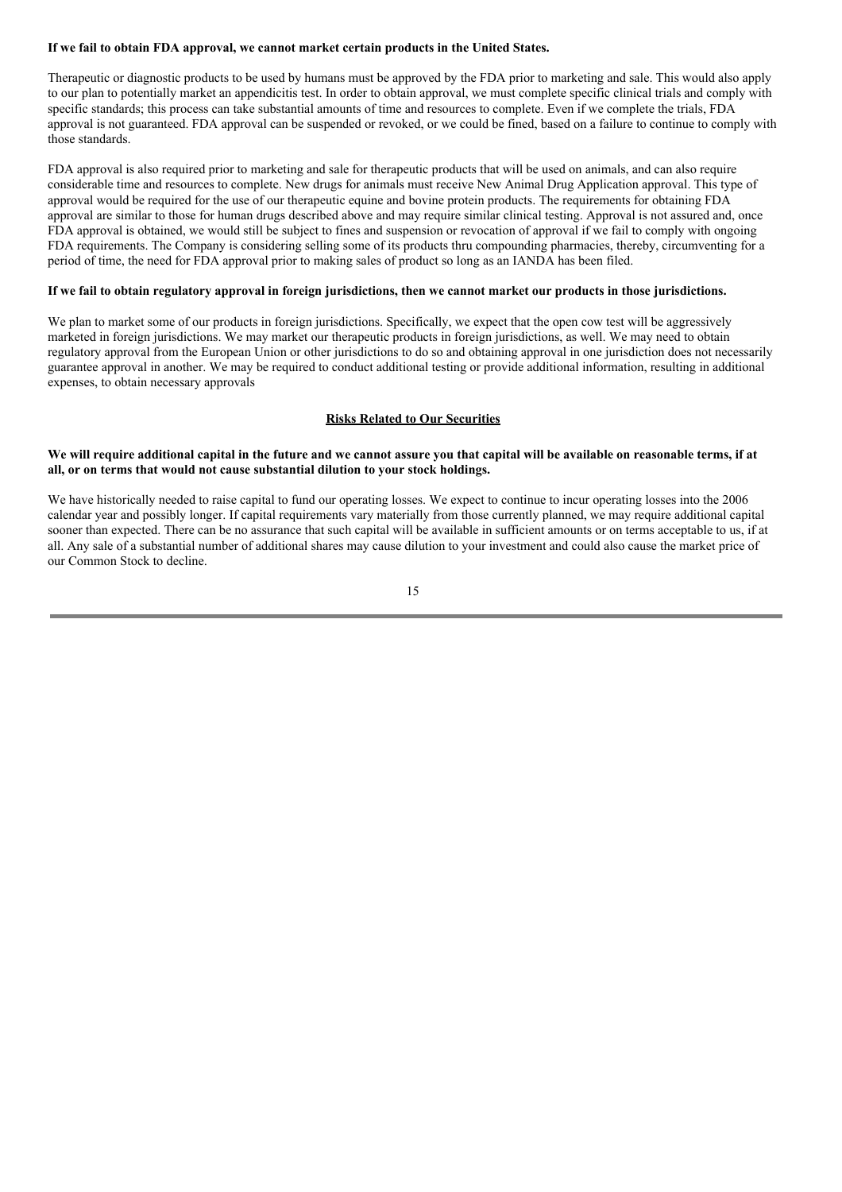**If we fail to obtain FDA approval, we cannot market certain products in the United States.**

Therapeutic or diagnostic products to be used by humans must be approved by the FDA prior to marketing and sale. This would also apply to our plan to potentially market an appendicitis test. In order to obtain approval, we must complete specific clinical trials and comply with specific standards; this process can take substantial amounts of time and resources to complete. Even if we complete the trials, FDA approval is not guaranteed. FDA approval can be suspended or revoked, or we could be fined, based on a failure to continue to comply with those standards.

FDA approval is also required prior to marketing and sale for therapeutic products that will be used on animals, and can also require considerable time and resources to complete. New drugs for animals must receive New Animal Drug Application approval. This type of approval would be required for the use of our therapeutic equine and bovine protein products. The requirements for obtaining FDA approval are similar to those for human drugs described above and may require similar clinical testing. Approval is not assured and, once FDA approval is obtained, we would still be subject to fines and suspension or revocation of approval if we fail to comply with ongoing FDA requirements. The Company is considering selling some of its products thru compounding pharmacies, thereby, circumventing for a period of time, the need for FDA approval prior to making sales of product so long as an IANDA has been filed.

**If we fail to obtain regulatory approval in foreign jurisdictions, then we cannot market our products in those jurisdictions.**

We plan to market some of our products in foreign jurisdictions. Specifically, we expect that the open cow test will be aggressively marketed in foreign jurisdictions. We may market our therapeutic products in foreign jurisdictions, as well. We may need to obtain regulatory approval from the European Union or other jurisdictions to do so and obtaining approval in one jurisdiction does not necessarily guarantee approval in another. We may be required to conduct additional testing or provide additional information, resulting in additional expenses, to obtain necessary approvals

## Risks Related to Our Securities

**We will require additional capital in the future and we cannot assure you that capital will be available on reasonable terms, if at all, or on terms that would not cause substantial dilution to your stock holdings.**

We have historically needed to raise capital to fund our operating losses. We expect to continue to incur operating losses into the 2006 calendar year and possibly longer. If capital requirements vary materially from those currently planned, we may require additional capital sooner than expected. There can be no assurance that such capital will be available in sufficient amounts or on terms acceptable to us, if at all. Any sale of a substantial number of additional shares may cause dilution to your investment and could also cause the market price of our Common Stock to decline.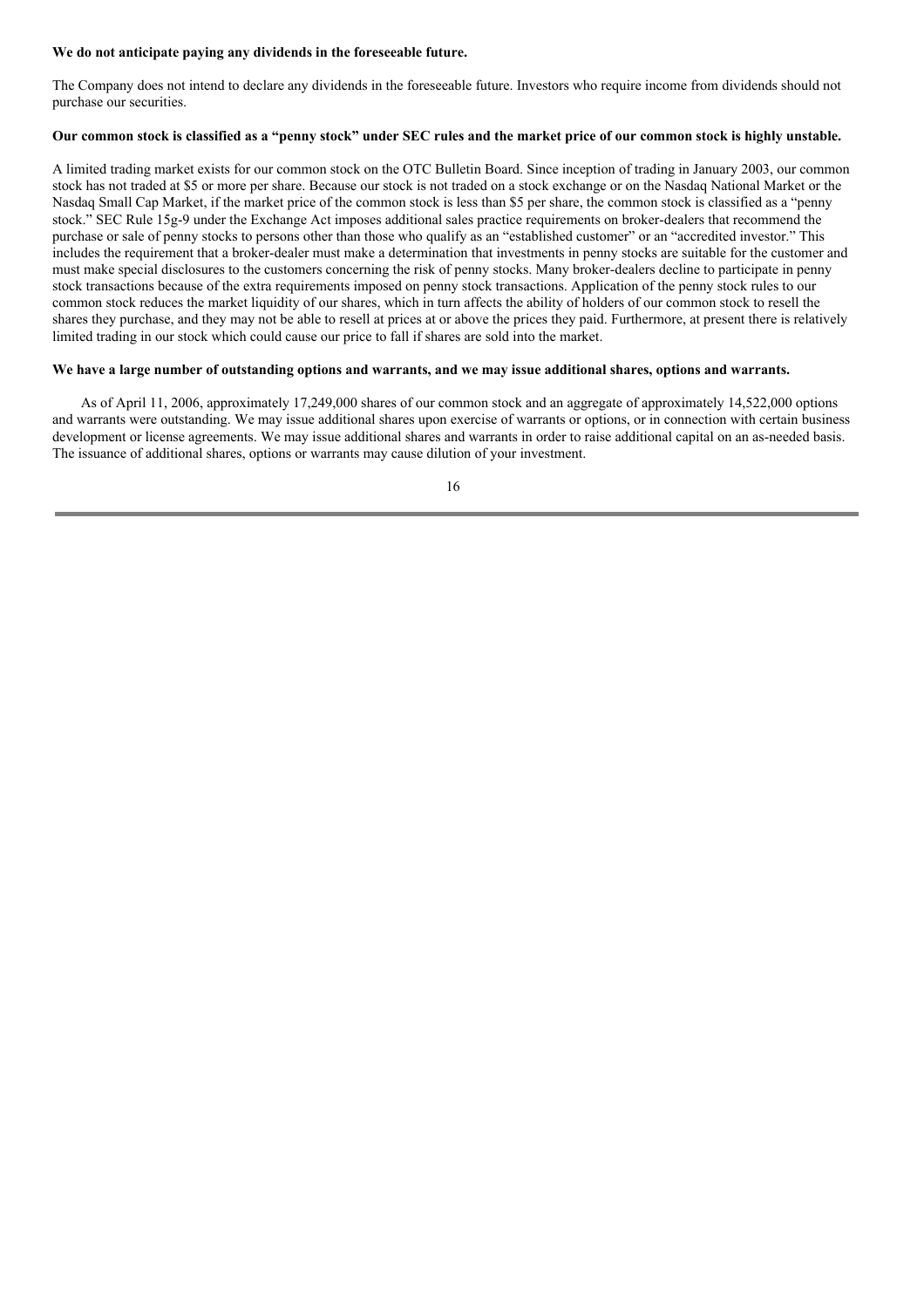**We do not anticipate paying any dividends in the foreseeable future.**

The Company does not intend to declare any dividends in the foreseeable future. Investors who require income from dividends should not purchase our securities.

**Our common stock is classified as a "penny stock" under SEC rules and the market price of our common stock is highly unstable.**

A limited trading market exists for our common stock on the OTC Bulletin Board. Since inception of trading in January 2003, our common stock has not traded at $5 or more per share. Because our stock is not traded on a stock exchange or on the Nasdaq National Market or the Nasdaq Small Cap Market, if the market price of the common stock is less than $5 per share, the common stock is classified as a "penny stock." SEC Rule 15g-9 under the Exchange Act imposes additional sales practice requirements on broker-dealers that recommend the purchase or sale of penny stocks to persons other than those who qualify as an "established customer" or an "accredited investor." This includes the requirement that a broker-dealer must make a determination that investments in penny stocks are suitable for the customer and must make special disclosures to the customers concerning the risk of penny stocks. Many broker-dealers decline to participate in penny stock transactions because of the extra requirements imposed on penny stock transactions. Application of the penny stock rules to our common stock reduces the market liquidity of our shares, which in turn affects the ability of holders of our common stock to resell the shares they purchase, and they may not be able to resell at prices at or above the prices they paid. Furthermore, at present there is relatively limited trading in our stock which could cause our price to fall if shares are sold into the market.

**We have a large number of outstanding options and warrants, and we may issue additional shares, options and warrants.**

As of April 11, 2006, approximately 17,249,000 shares of our common stock and an aggregate of approximately 14,522,000 options and warrants were outstanding. We may issue additional shares upon exercise of warrants or options, or in connection with certain business development or license agreements. We may issue additional shares and warrants in order to raise additional capital on an as-needed basis. The issuance of additional shares, options or warrants may cause dilution of your investment.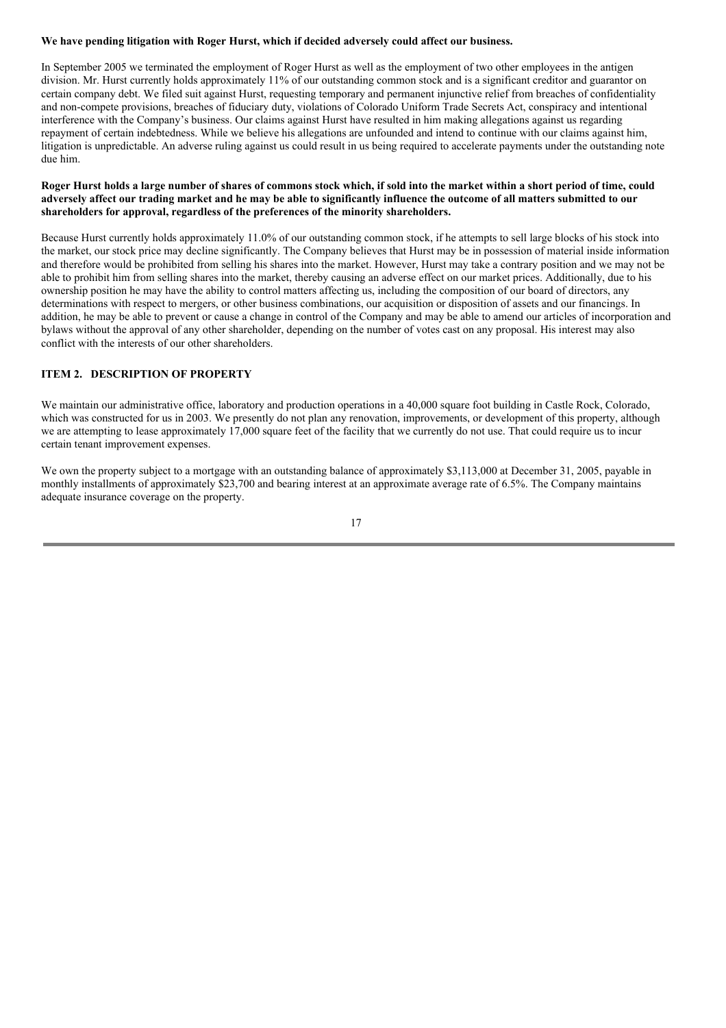**We have pending litigation with Roger Hurst, which if decided adversely could affect our business.**

In September 2005 we terminated the employment of Roger Hurst as well as the employment of two other employees in the antigen division. Mr. Hurst currently holds approximately 11% of our outstanding common stock and is a significant creditor and guarantor on certain company debt. We filed suit against Hurst, requesting temporary and permanent injunctive relief from breaches of confidentiality and non-compete provisions, breaches of fiduciary duty, violations of Colorado Uniform Trade Secrets Act, conspiracy and intentional interference with the Company's business. Our claims against Hurst have resulted in him making allegations against us regarding repayment of certain indebtedness. While we believe his allegations are unfounded and intend to continue with our claims against him, litigation is unpredictable. An adverse ruling against us could result in us being required to accelerate payments under the outstanding note due him.

**Roger Hurst holds a large number of shares of commons stock which, if sold into the market within a short period of time, could adversely affect our trading market and he may be able to significantly influence the outcome of all matters submitted to our shareholders for approval, regardless of the preferences of the minority shareholders.**

Because Hurst currently holds approximately 11.0% of our outstanding common stock, if he attempts to sell large blocks of his stock into the market, our stock price may decline significantly. The Company believes that Hurst may be in possession of material inside information and therefore would be prohibited from selling his shares into the market. However, Hurst may take a contrary position and we may not be able to prohibit him from selling shares into the market, thereby causing an adverse effect on our market prices. Additionally, due to his ownership position he may have the ability to control matters affecting us, including the composition of our board of directors, any determinations with respect to mergers, or other business combinations, our acquisition or disposition of assets and our financings. In addition, he may be able to prevent or cause a change in control of the Company and may be able to amend our articles of incorporation and bylaws without the approval of any other shareholder, depending on the number of votes cast on any proposal. His interest may also conflict with the interests of our other shareholders.

## ITEM 2. DESCRIPTION OF PROPERTY

We maintain our administrative office, laboratory and production operations in a 40,000 square foot building in Castle Rock, Colorado, which was constructed for us in 2003. We presently do not plan any renovation, improvements, or development of this property, although we are attempting to lease approximately 17,000 square feet of the facility that we currently do not use. That could require us to incur certain tenant improvement expenses.

We own the property subject to a mortgage with an outstanding balance of approximately $3,113,000 at December 31, 2005, payable in monthly installments of approximately $23,700 and bearing interest at an approximate average rate of 6.5%. The Company maintains adequate insurance coverage on the property.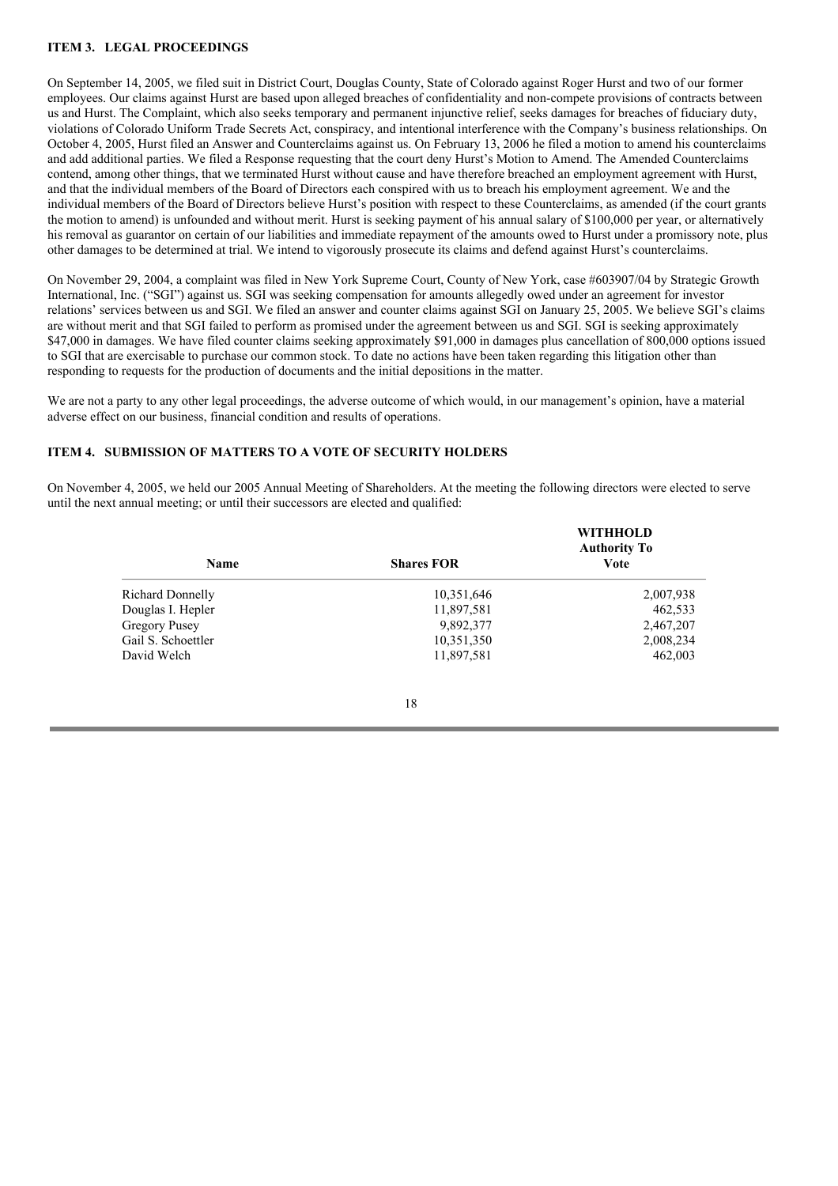### ITEM 3. LEGAL PROCEEDINGS

On September 14, 2005, we filed suit in District Court, Douglas County, State of Colorado against Roger Hurst and two of our former employees. Our claims against Hurst are based upon alleged breaches of confidentiality and non-compete provisions of contracts between us and Hurst. The Complaint, which also seeks temporary and permanent injunctive relief, seeks damages for breaches of fiduciary duty, violations of Colorado Uniform Trade Secrets Act, conspiracy, and intentional interference with the Company's business relationships. On October 4, 2005, Hurst filed an Answer and Counterclaims against us. On February 13, 2006 he filed a motion to amend his counterclaims and add additional parties. We filed a Response requesting that the court deny Hurst's Motion to Amend. The Amended Counterclaims contend, among other things, that we terminated Hurst without cause and have therefore breached an employment agreement with Hurst, and that the individual members of the Board of Directors each conspired with us to breach his employment agreement. We and the individual members of the Board of Directors believe Hurst's position with respect to these Counterclaims, as amended (if the court grants the motion to amend) is unfounded and without merit. Hurst is seeking payment of his annual salary of $100,000 per year, or alternatively his removal as guarantor on certain of our liabilities and immediate repayment of the amounts owed to Hurst under a promissory note, plus other damages to be determined at trial. We intend to vigorously prosecute its claims and defend against Hurst's counterclaims.

On November 29, 2004, a complaint was filed in New York Supreme Court, County of New York, case #603907/04 by Strategic Growth International, Inc. ("SGI") against us. SGI was seeking compensation for amounts allegedly owed under an agreement for investor relations' services between us and SGI. We filed an answer and counter claims against SGI on January 25, 2005. We believe SGI's claims are without merit and that SGI failed to perform as promised under the agreement between us and SGI. SGI is seeking approximately $47,000 in damages. We have filed counter claims seeking approximately $91,000 in damages plus cancellation of 800,000 options issued to SGI that are exercisable to purchase our common stock. To date no actions have been taken regarding this litigation other than responding to requests for the production of documents and the initial depositions in the matter.

We are not a party to any other legal proceedings, the adverse outcome of which would, in our management's opinion, have a material adverse effect on our business, financial condition and results of operations.

### ITEM 4. SUBMISSION OF MATTERS TO A VOTE OF SECURITY HOLDERS

On November 4, 2005, we held our 2005 Annual Meeting of Shareholders. At the meeting the following directors were elected to serve until the next annual meeting; or until their successors are elected and qualified:

| Name | Shares FOR | WITHHOLD Authority To Vote |
|---|---|---|
| Richard Donnelly | 10,351,646 | 2,007,938 |
| Douglas I. Hepler | 11,897,581 | 462,533 |
| Gregory Pusey | 9,892,377 | 2,467,207 |
| Gail S. Schoettler | 10,351,350 | 2,008,234 |
| David Welch | 11,897,581 | 462,003 |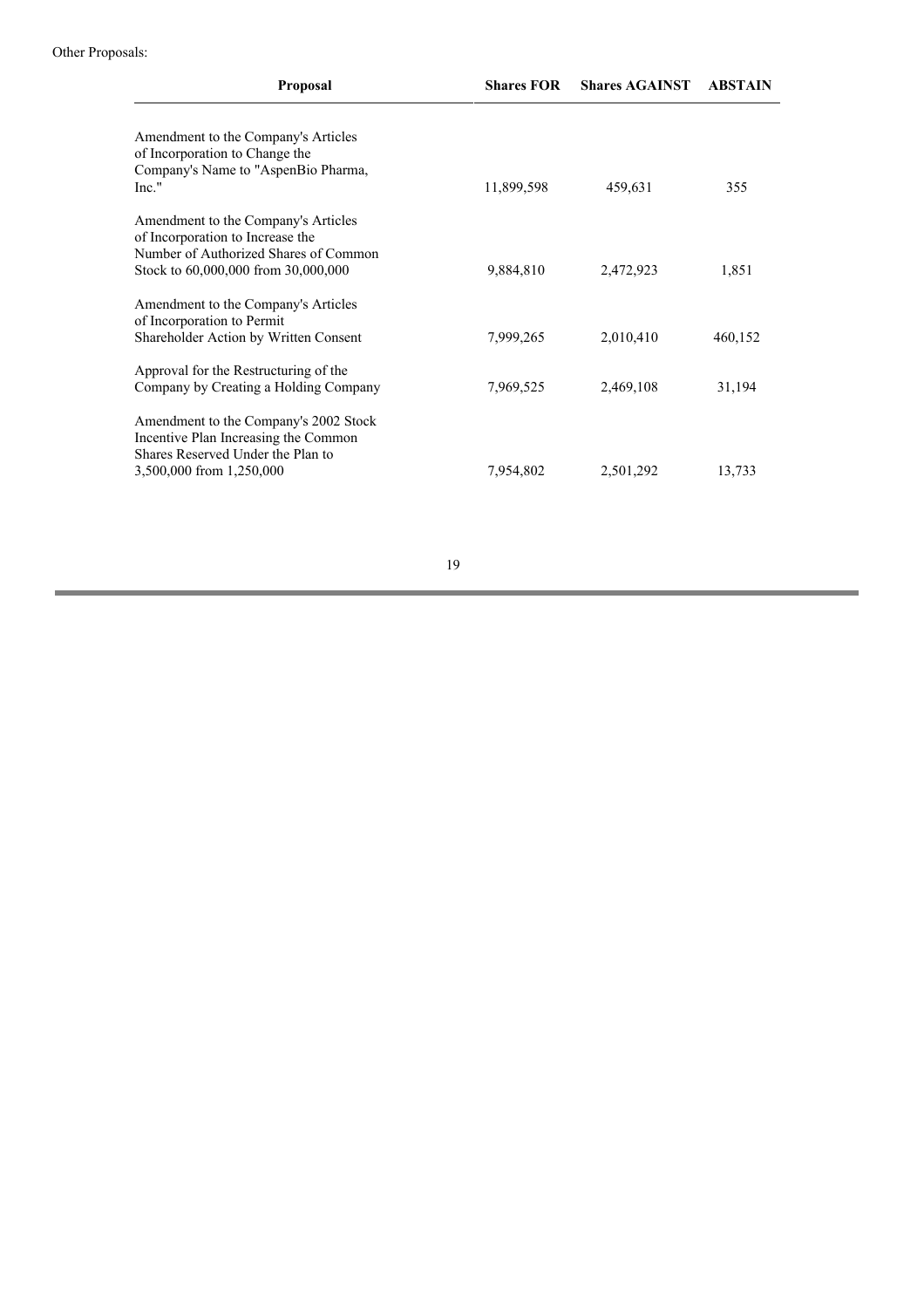Other Proposals:

| Proposal | Shares FOR | Shares AGAINST | ABSTAIN |
| --- | --- | --- | --- |
| Amendment to the Company's Articles of Incorporation to Change the Company's Name to "AspenBio Pharma, Inc." | 11,899,598 | 459,631 | 355 |
| Amendment to the Company's Articles of Incorporation to Increase the Number of Authorized Shares of Common Stock to 60,000,000 from 30,000,000 | 9,884,810 | 2,472,923 | 1,851 |
| Amendment to the Company's Articles of Incorporation to Permit Shareholder Action by Written Consent | 7,999,265 | 2,010,410 | 460,152 |
| Approval for the Restructuring of the Company by Creating a Holding Company | 7,969,525 | 2,469,108 | 31,194 |
| Amendment to the Company's 2002 Stock Incentive Plan Increasing the Common Shares Reserved Under the Plan to 3,500,000 from 1,250,000 | 7,954,802 | 2,501,292 | 13,733 |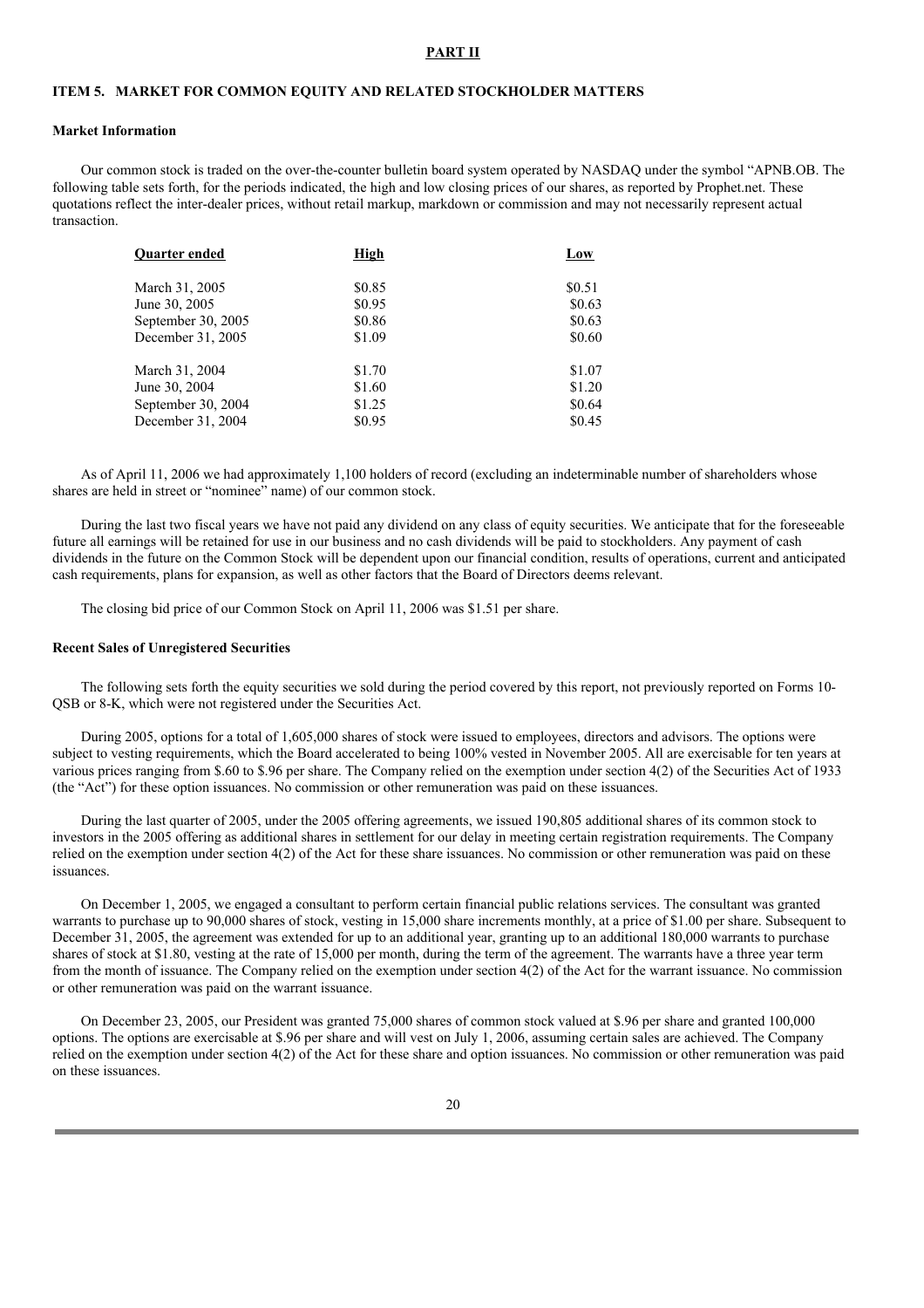## PART II

### ITEM 5. MARKET FOR COMMON EQUITY AND RELATED STOCKHOLDER MATTERS

**Market Information**

Our common stock is traded on the over-the-counter bulletin board system operated by NASDAQ under the symbol "APNB.OB. The following table sets forth, for the periods indicated, the high and low closing prices of our shares, as reported by Prophet.net. These quotations reflect the inter-dealer prices, without retail markup, markdown or commission and may not necessarily represent actual transaction.

| Quarter ended | High | Low |
|---|---|---|
| March 31, 2005 | $0.85 | $0.51 |
| June 30, 2005 | $0.95 | $0.63 |
| September 30, 2005 | $0.86 | $0.63 |
| December 31, 2005 | $1.09 | $0.60 |
| | | |
| March 31, 2004 | $1.70 | $1.07 |
| June 30, 2004 | $1.60 | $1.20 |
| September 30, 2004 | $1.25 | $0.64 |
| December 31, 2004 | $0.95 | $0.45 |

As of April 11, 2006 we had approximately 1,100 holders of record (excluding an indeterminable number of shareholders whose shares are held in street or "nominee" name) of our common stock.

During the last two fiscal years we have not paid any dividend on any class of equity securities. We anticipate that for the foreseeable future all earnings will be retained for use in our business and no cash dividends will be paid to stockholders. Any payment of cash dividends in the future on the Common Stock will be dependent upon our financial condition, results of operations, current and anticipated cash requirements, plans for expansion, as well as other factors that the Board of Directors deems relevant.

The closing bid price of our Common Stock on April 11, 2006 was $1.51 per share.

**Recent Sales of Unregistered Securities**

The following sets forth the equity securities we sold during the period covered by this report, not previously reported on Forms 10-QSB or 8-K, which were not registered under the Securities Act.

During 2005, options for a total of 1,605,000 shares of stock were issued to employees, directors and advisors. The options were subject to vesting requirements, which the Board accelerated to being 100% vested in November 2005. All are exercisable for ten years at various prices ranging from $.60 to $.96 per share. The Company relied on the exemption under section 4(2) of the Securities Act of 1933 (the "Act") for these option issuances. No commission or other remuneration was paid on these issuances.

During the last quarter of 2005, under the 2005 offering agreements, we issued 190,805 additional shares of its common stock to investors in the 2005 offering as additional shares in settlement for our delay in meeting certain registration requirements. The Company relied on the exemption under section 4(2) of the Act for these share issuances. No commission or other remuneration was paid on these issuances.

On December 1, 2005, we engaged a consultant to perform certain financial public relations services. The consultant was granted warrants to purchase up to 90,000 shares of stock, vesting in 15,000 share increments monthly, at a price of $1.00 per share. Subsequent to December 31, 2005, the agreement was extended for up to an additional year, granting up to an additional 180,000 warrants to purchase shares of stock at $1.80, vesting at the rate of 15,000 per month, during the term of the agreement. The warrants have a three year term from the month of issuance. The Company relied on the exemption under section 4(2) of the Act for the warrant issuance. No commission or other remuneration was paid on the warrant issuance.

On December 23, 2005, our President was granted 75,000 shares of common stock valued at $.96 per share and granted 100,000 options. The options are exercisable at $.96 per share and will vest on July 1, 2006, assuming certain sales are achieved. The Company relied on the exemption under section 4(2) of the Act for these share and option issuances. No commission or other remuneration was paid on these issuances.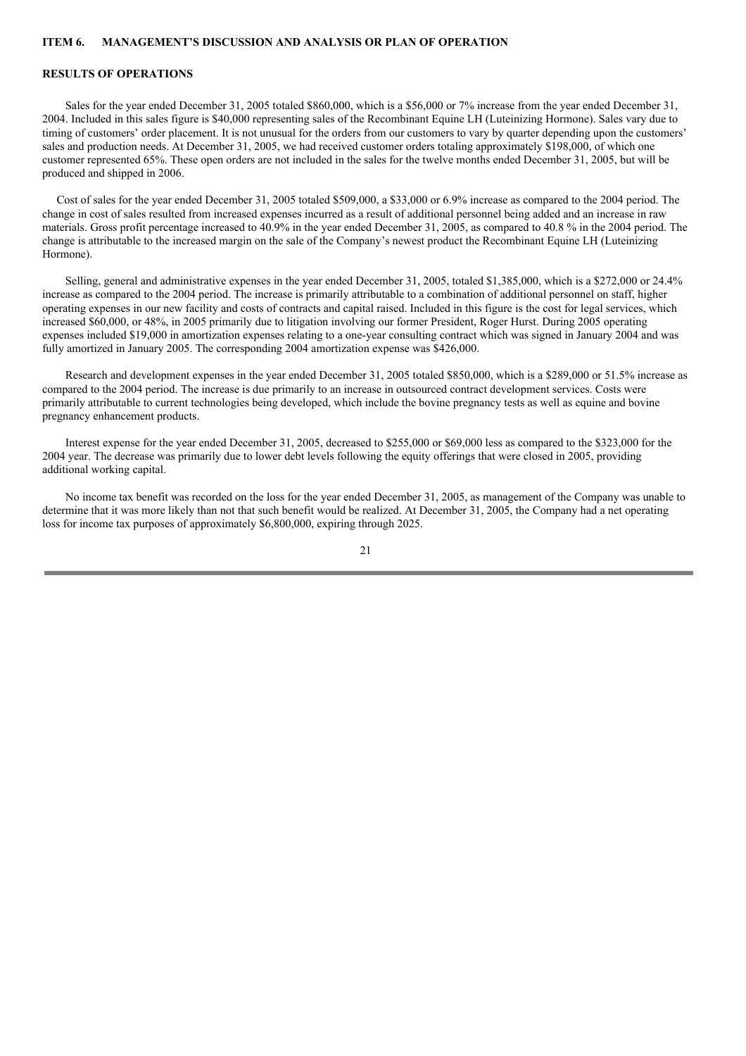## ITEM 6. MANAGEMENT'S DISCUSSION AND ANALYSIS OR PLAN OF OPERATION

### RESULTS OF OPERATIONS

Sales for the year ended December 31, 2005 totaled $860,000, which is a $56,000 or 7% increase from the year ended December 31, 2004. Included in this sales figure is $40,000 representing sales of the Recombinant Equine LH (Luteinizing Hormone). Sales vary due to timing of customers' order placement. It is not unusual for the orders from our customers to vary by quarter depending upon the customers' sales and production needs. At December 31, 2005, we had received customer orders totaling approximately $198,000, of which one customer represented 65%. These open orders are not included in the sales for the twelve months ended December 31, 2005, but will be produced and shipped in 2006.

Cost of sales for the year ended December 31, 2005 totaled $509,000, a $33,000 or 6.9% increase as compared to the 2004 period. The change in cost of sales resulted from increased expenses incurred as a result of additional personnel being added and an increase in raw materials. Gross profit percentage increased to 40.9% in the year ended December 31, 2005, as compared to 40.8 % in the 2004 period. The change is attributable to the increased margin on the sale of the Company's newest product the Recombinant Equine LH (Luteinizing Hormone).

Selling, general and administrative expenses in the year ended December 31, 2005, totaled $1,385,000, which is a $272,000 or 24.4% increase as compared to the 2004 period. The increase is primarily attributable to a combination of additional personnel on staff, higher operating expenses in our new facility and costs of contracts and capital raised. Included in this figure is the cost for legal services, which increased $60,000, or 48%, in 2005 primarily due to litigation involving our former President, Roger Hurst. During 2005 operating expenses included $19,000 in amortization expenses relating to a one-year consulting contract which was signed in January 2004 and was fully amortized in January 2005. The corresponding 2004 amortization expense was $426,000.

Research and development expenses in the year ended December 31, 2005 totaled $850,000, which is a $289,000 or 51.5% increase as compared to the 2004 period. The increase is due primarily to an increase in outsourced contract development services. Costs were primarily attributable to current technologies being developed, which include the bovine pregnancy tests as well as equine and bovine pregnancy enhancement products.

Interest expense for the year ended December 31, 2005, decreased to $255,000 or $69,000 less as compared to the $323,000 for the 2004 year. The decrease was primarily due to lower debt levels following the equity offerings that were closed in 2005, providing additional working capital.

No income tax benefit was recorded on the loss for the year ended December 31, 2005, as management of the Company was unable to determine that it was more likely than not that such benefit would be realized. At December 31, 2005, the Company had a net operating loss for income tax purposes of approximately $6,800,000, expiring through 2025.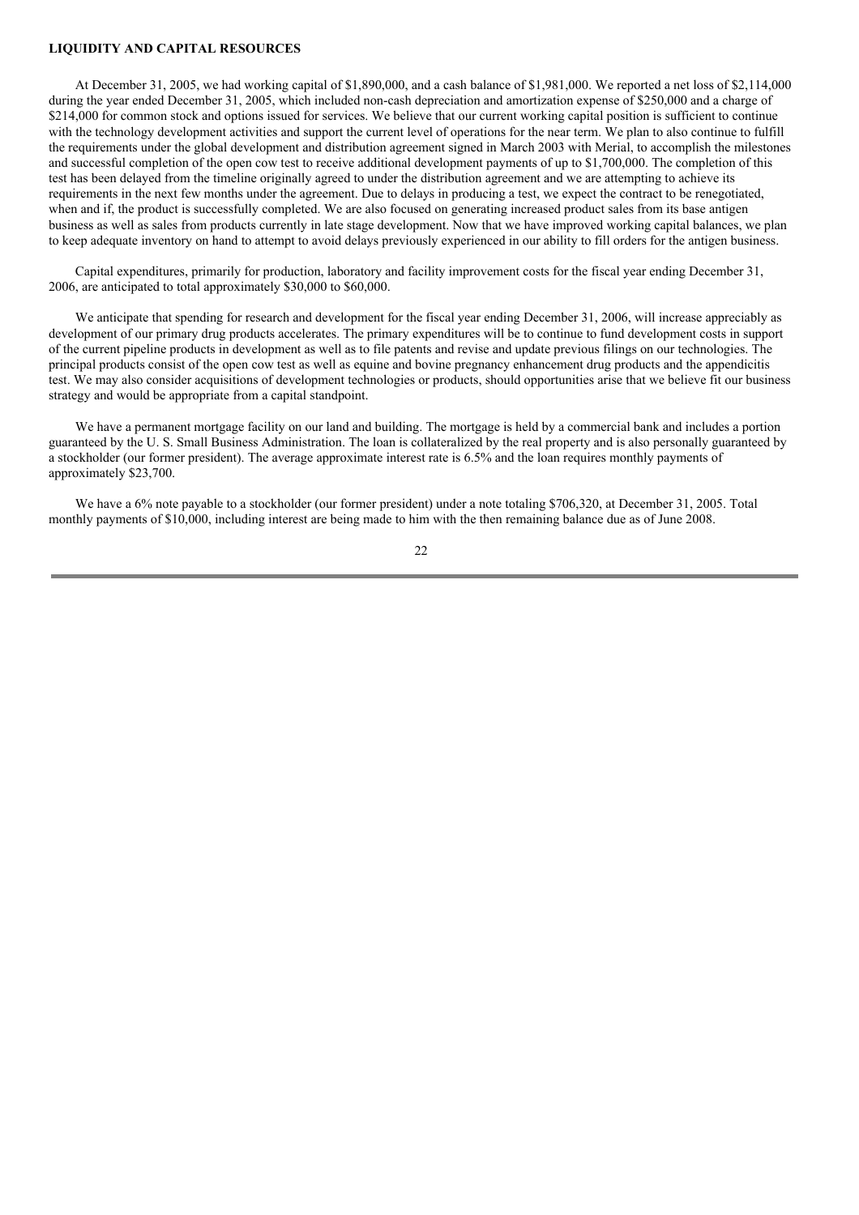**LIQUIDITY AND CAPITAL RESOURCES**

At December 31, 2005, we had working capital of $1,890,000, and a cash balance of $1,981,000. We reported a net loss of $2,114,000 during the year ended December 31, 2005, which included non-cash depreciation and amortization expense of $250,000 and a charge of $214,000 for common stock and options issued for services. We believe that our current working capital position is sufficient to continue with the technology development activities and support the current level of operations for the near term. We plan to also continue to fulfill the requirements under the global development and distribution agreement signed in March 2003 with Merial, to accomplish the milestones and successful completion of the open cow test to receive additional development payments of up to $1,700,000. The completion of this test has been delayed from the timeline originally agreed to under the distribution agreement and we are attempting to achieve its requirements in the next few months under the agreement. Due to delays in producing a test, we expect the contract to be renegotiated, when and if, the product is successfully completed. We are also focused on generating increased product sales from its base antigen business as well as sales from products currently in late stage development. Now that we have improved working capital balances, we plan to keep adequate inventory on hand to attempt to avoid delays previously experienced in our ability to fill orders for the antigen business.

Capital expenditures, primarily for production, laboratory and facility improvement costs for the fiscal year ending December 31, 2006, are anticipated to total approximately $30,000 to $60,000.

We anticipate that spending for research and development for the fiscal year ending December 31, 2006, will increase appreciably as development of our primary drug products accelerates. The primary expenditures will be to continue to fund development costs in support of the current pipeline products in development as well as to file patents and revise and update previous filings on our technologies. The principal products consist of the open cow test as well as equine and bovine pregnancy enhancement drug products and the appendicitis test. We may also consider acquisitions of development technologies or products, should opportunities arise that we believe fit our business strategy and would be appropriate from a capital standpoint.

We have a permanent mortgage facility on our land and building. The mortgage is held by a commercial bank and includes a portion guaranteed by the U. S. Small Business Administration. The loan is collateralized by the real property and is also personally guaranteed by a stockholder (our former president). The average approximate interest rate is 6.5% and the loan requires monthly payments of approximately $23,700.

We have a 6% note payable to a stockholder (our former president) under a note totaling $706,320, at December 31, 2005. Total monthly payments of $10,000, including interest are being made to him with the then remaining balance due as of June 2008.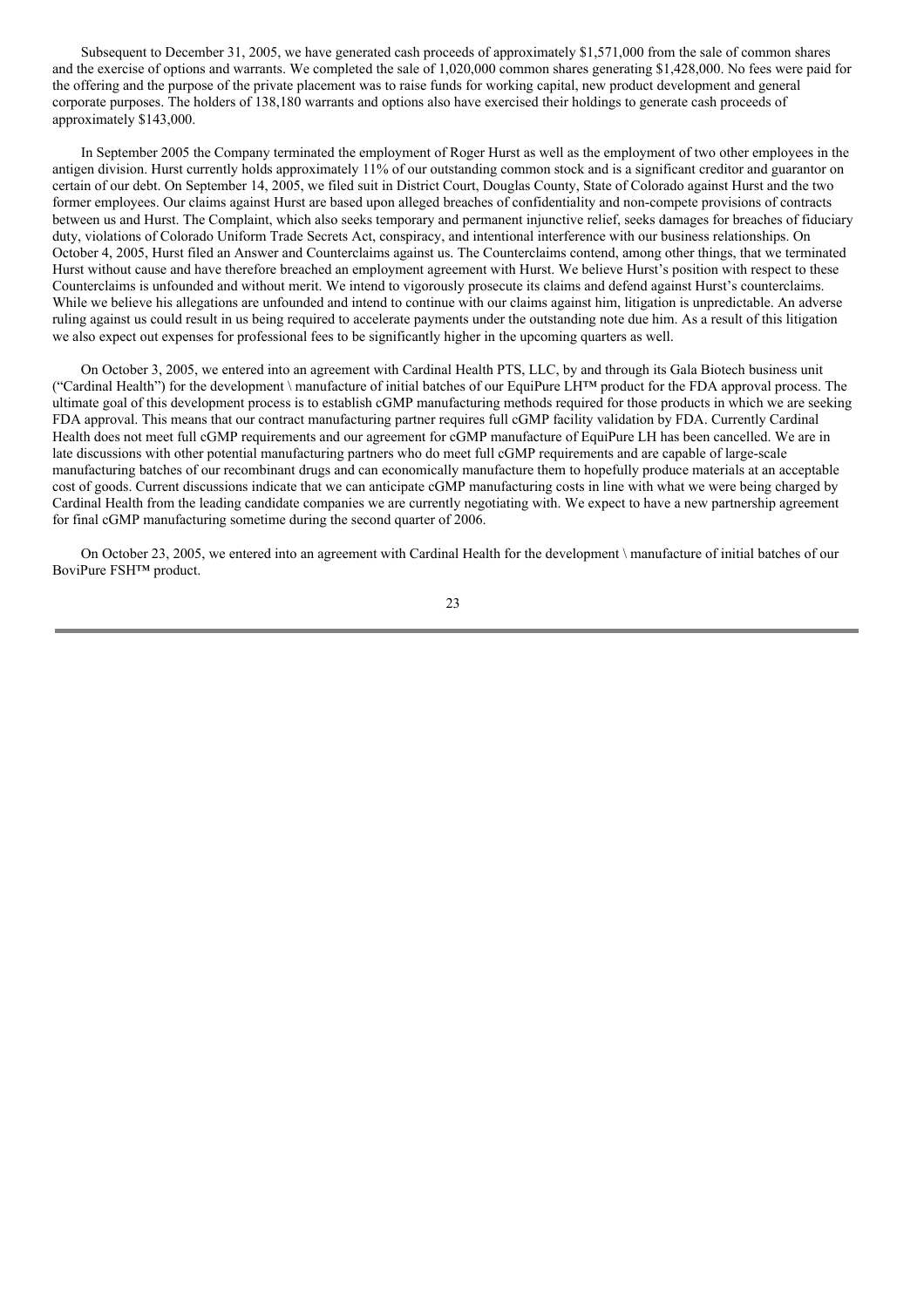Subsequent to December 31, 2005, we have generated cash proceeds of approximately $1,571,000 from the sale of common shares and the exercise of options and warrants. We completed the sale of 1,020,000 common shares generating $1,428,000. No fees were paid for the offering and the purpose of the private placement was to raise funds for working capital, new product development and general corporate purposes. The holders of 138,180 warrants and options also have exercised their holdings to generate cash proceeds of approximately $143,000.

In September 2005 the Company terminated the employment of Roger Hurst as well as the employment of two other employees in the antigen division. Hurst currently holds approximately 11% of our outstanding common stock and is a significant creditor and guarantor on certain of our debt. On September 14, 2005, we filed suit in District Court, Douglas County, State of Colorado against Hurst and the two former employees. Our claims against Hurst are based upon alleged breaches of confidentiality and non-compete provisions of contracts between us and Hurst. The Complaint, which also seeks temporary and permanent injunctive relief, seeks damages for breaches of fiduciary duty, violations of Colorado Uniform Trade Secrets Act, conspiracy, and intentional interference with our business relationships. On October 4, 2005, Hurst filed an Answer and Counterclaims against us. The Counterclaims contend, among other things, that we terminated Hurst without cause and have therefore breached an employment agreement with Hurst. We believe Hurst's position with respect to these Counterclaims is unfounded and without merit. We intend to vigorously prosecute its claims and defend against Hurst's counterclaims. While we believe his allegations are unfounded and intend to continue with our claims against him, litigation is unpredictable. An adverse ruling against us could result in us being required to accelerate payments under the outstanding note due him. As a result of this litigation we also expect out expenses for professional fees to be significantly higher in the upcoming quarters as well.

On October 3, 2005, we entered into an agreement with Cardinal Health PTS, LLC, by and through its Gala Biotech business unit ("Cardinal Health") for the development \ manufacture of initial batches of our EquiPure LH™ product for the FDA approval process. The ultimate goal of this development process is to establish cGMP manufacturing methods required for those products in which we are seeking FDA approval. This means that our contract manufacturing partner requires full cGMP facility validation by FDA. Currently Cardinal Health does not meet full cGMP requirements and our agreement for cGMP manufacture of EquiPure LH has been cancelled. We are in late discussions with other potential manufacturing partners who do meet full cGMP requirements and are capable of large-scale manufacturing batches of our recombinant drugs and can economically manufacture them to hopefully produce materials at an acceptable cost of goods. Current discussions indicate that we can anticipate cGMP manufacturing costs in line with what we were being charged by Cardinal Health from the leading candidate companies we are currently negotiating with. We expect to have a new partnership agreement for final cGMP manufacturing sometime during the second quarter of 2006.

On October 23, 2005, we entered into an agreement with Cardinal Health for the development \ manufacture of initial batches of our BoviPure FSH™ product.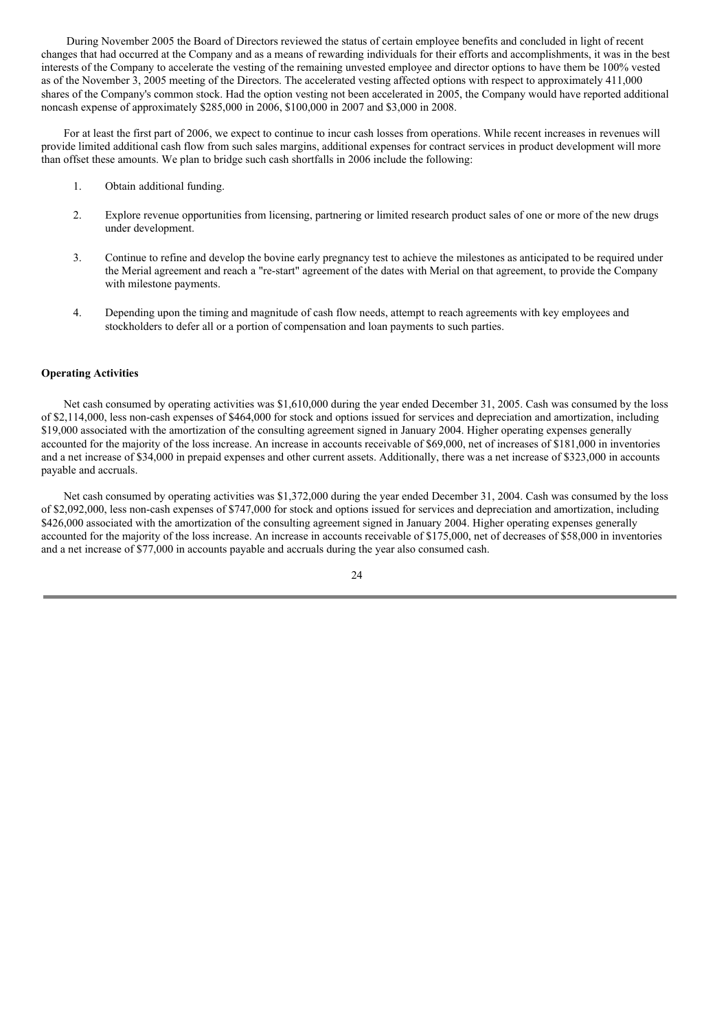During November 2005 the Board of Directors reviewed the status of certain employee benefits and concluded in light of recent changes that had occurred at the Company and as a means of rewarding individuals for their efforts and accomplishments, it was in the best interests of the Company to accelerate the vesting of the remaining unvested employee and director options to have them be 100% vested as of the November 3, 2005 meeting of the Directors. The accelerated vesting affected options with respect to approximately 411,000 shares of the Company's common stock. Had the option vesting not been accelerated in 2005, the Company would have reported additional noncash expense of approximately $285,000 in 2006, $100,000 in 2007 and $3,000 in 2008.

For at least the first part of 2006, we expect to continue to incur cash losses from operations. While recent increases in revenues will provide limited additional cash flow from such sales margins, additional expenses for contract services in product development will more than offset these amounts. We plan to bridge such cash shortfalls in 2006 include the following:

1. Obtain additional funding.
2. Explore revenue opportunities from licensing, partnering or limited research product sales of one or more of the new drugs under development.
3. Continue to refine and develop the bovine early pregnancy test to achieve the milestones as anticipated to be required under the Merial agreement and reach a "re-start" agreement of the dates with Merial on that agreement, to provide the Company with milestone payments.
4. Depending upon the timing and magnitude of cash flow needs, attempt to reach agreements with key employees and stockholders to defer all or a portion of compensation and loan payments to such parties.

**Operating Activities**

Net cash consumed by operating activities was $1,610,000 during the year ended December 31, 2005. Cash was consumed by the loss of $2,114,000, less non-cash expenses of $464,000 for stock and options issued for services and depreciation and amortization, including $19,000 associated with the amortization of the consulting agreement signed in January 2004. Higher operating expenses generally accounted for the majority of the loss increase. An increase in accounts receivable of $69,000, net of increases of $181,000 in inventories and a net increase of $34,000 in prepaid expenses and other current assets. Additionally, there was a net increase of $323,000 in accounts payable and accruals.

Net cash consumed by operating activities was $1,372,000 during the year ended December 31, 2004. Cash was consumed by the loss of $2,092,000, less non-cash expenses of $747,000 for stock and options issued for services and depreciation and amortization, including $426,000 associated with the amortization of the consulting agreement signed in January 2004. Higher operating expenses generally accounted for the majority of the loss increase. An increase in accounts receivable of $175,000, net of decreases of $58,000 in inventories and a net increase of $77,000 in accounts payable and accruals during the year also consumed cash.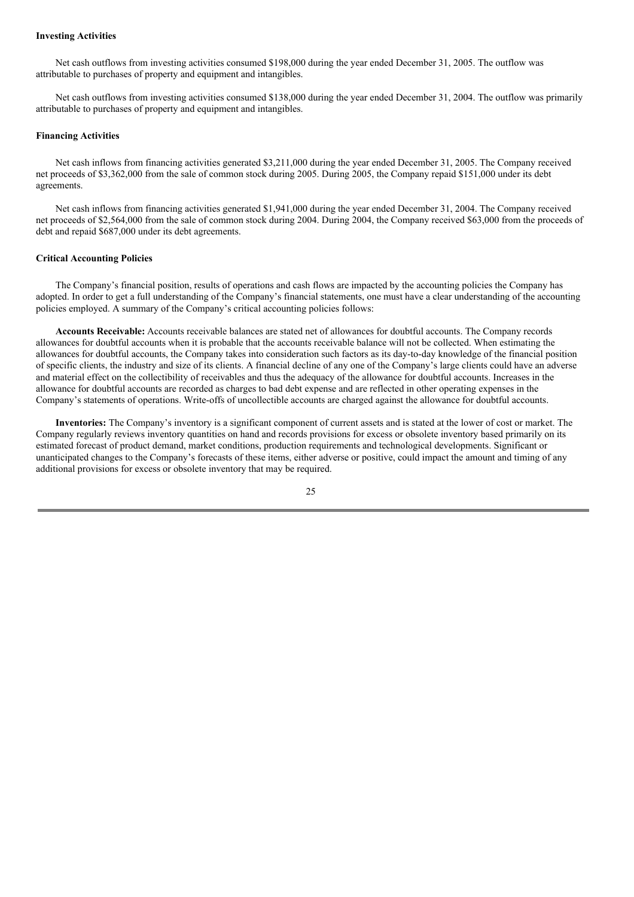**Investing Activities**

Net cash outflows from investing activities consumed $198,000 during the year ended December 31, 2005. The outflow was attributable to purchases of property and equipment and intangibles.

Net cash outflows from investing activities consumed $138,000 during the year ended December 31, 2004. The outflow was primarily attributable to purchases of property and equipment and intangibles.

**Financing Activities**

Net cash inflows from financing activities generated $3,211,000 during the year ended December 31, 2005. The Company received net proceeds of $3,362,000 from the sale of common stock during 2005. During 2005, the Company repaid $151,000 under its debt agreements.

Net cash inflows from financing activities generated $1,941,000 during the year ended December 31, 2004. The Company received net proceeds of $2,564,000 from the sale of common stock during 2004. During 2004, the Company received $63,000 from the proceeds of debt and repaid $687,000 under its debt agreements.

**Critical Accounting Policies**

The Company's financial position, results of operations and cash flows are impacted by the accounting policies the Company has adopted. In order to get a full understanding of the Company's financial statements, one must have a clear understanding of the accounting policies employed. A summary of the Company's critical accounting policies follows:

**Accounts Receivable:** Accounts receivable balances are stated net of allowances for doubtful accounts. The Company records allowances for doubtful accounts when it is probable that the accounts receivable balance will not be collected. When estimating the allowances for doubtful accounts, the Company takes into consideration such factors as its day-to-day knowledge of the financial position of specific clients, the industry and size of its clients. A financial decline of any one of the Company's large clients could have an adverse and material effect on the collectibility of receivables and thus the adequacy of the allowance for doubtful accounts. Increases in the allowance for doubtful accounts are recorded as charges to bad debt expense and are reflected in other operating expenses in the Company's statements of operations. Write-offs of uncollectible accounts are charged against the allowance for doubtful accounts.

**Inventories:** The Company's inventory is a significant component of current assets and is stated at the lower of cost or market. The Company regularly reviews inventory quantities on hand and records provisions for excess or obsolete inventory based primarily on its estimated forecast of product demand, market conditions, production requirements and technological developments. Significant or unanticipated changes to the Company's forecasts of these items, either adverse or positive, could impact the amount and timing of any additional provisions for excess or obsolete inventory that may be required.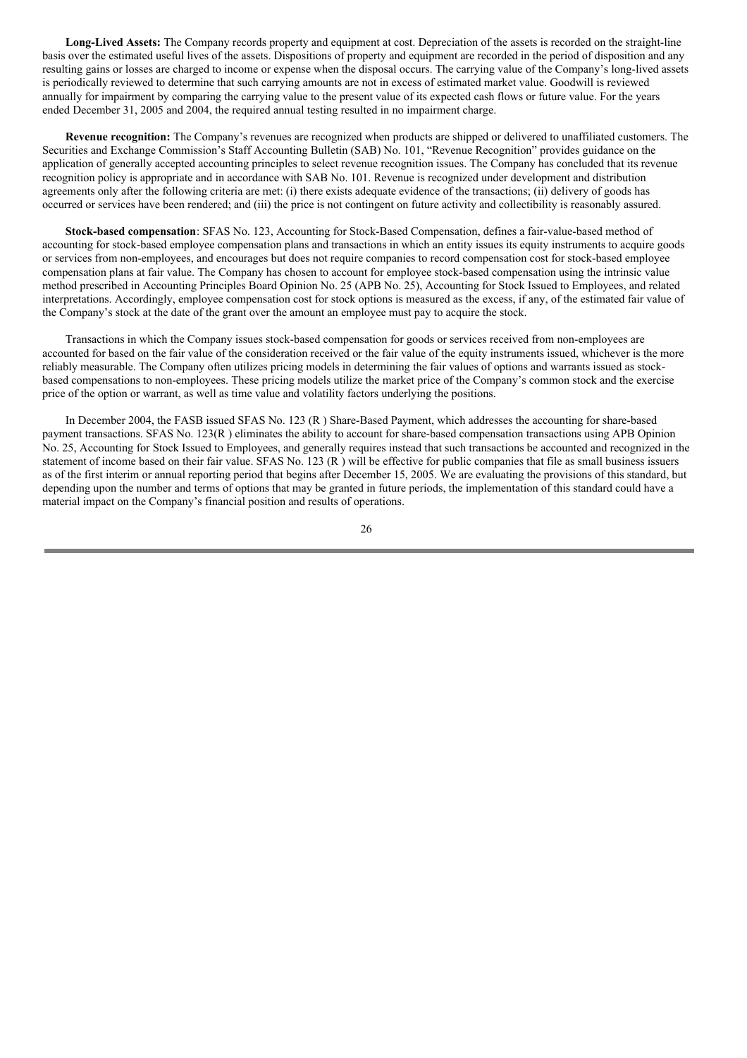**Long-Lived Assets:** The Company records property and equipment at cost. Depreciation of the assets is recorded on the straight-line basis over the estimated useful lives of the assets. Dispositions of property and equipment are recorded in the period of disposition and any resulting gains or losses are charged to income or expense when the disposal occurs. The carrying value of the Company's long-lived assets is periodically reviewed to determine that such carrying amounts are not in excess of estimated market value. Goodwill is reviewed annually for impairment by comparing the carrying value to the present value of its expected cash flows or future value. For the years ended December 31, 2005 and 2004, the required annual testing resulted in no impairment charge.

**Revenue recognition:** The Company's revenues are recognized when products are shipped or delivered to unaffiliated customers. The Securities and Exchange Commission's Staff Accounting Bulletin (SAB) No. 101, "Revenue Recognition" provides guidance on the application of generally accepted accounting principles to select revenue recognition issues. The Company has concluded that its revenue recognition policy is appropriate and in accordance with SAB No. 101. Revenue is recognized under development and distribution agreements only after the following criteria are met: (i) there exists adequate evidence of the transactions; (ii) delivery of goods has occurred or services have been rendered; and (iii) the price is not contingent on future activity and collectibility is reasonably assured.

**Stock-based compensation**: SFAS No. 123, Accounting for Stock-Based Compensation, defines a fair-value-based method of accounting for stock-based employee compensation plans and transactions in which an entity issues its equity instruments to acquire goods or services from non-employees, and encourages but does not require companies to record compensation cost for stock-based employee compensation plans at fair value. The Company has chosen to account for employee stock-based compensation using the intrinsic value method prescribed in Accounting Principles Board Opinion No. 25 (APB No. 25), Accounting for Stock Issued to Employees, and related interpretations. Accordingly, employee compensation cost for stock options is measured as the excess, if any, of the estimated fair value of the Company's stock at the date of the grant over the amount an employee must pay to acquire the stock.

Transactions in which the Company issues stock-based compensation for goods or services received from non-employees are accounted for based on the fair value of the consideration received or the fair value of the equity instruments issued, whichever is the more reliably measurable. The Company often utilizes pricing models in determining the fair values of options and warrants issued as stock-based compensations to non-employees. These pricing models utilize the market price of the Company's common stock and the exercise price of the option or warrant, as well as time value and volatility factors underlying the positions.

In December 2004, the FASB issued SFAS No. 123 (R ) Share-Based Payment, which addresses the accounting for share-based payment transactions. SFAS No. 123(R ) eliminates the ability to account for share-based compensation transactions using APB Opinion No. 25, Accounting for Stock Issued to Employees, and generally requires instead that such transactions be accounted and recognized in the statement of income based on their fair value. SFAS No. 123 (R ) will be effective for public companies that file as small business issuers as of the first interim or annual reporting period that begins after December 15, 2005. We are evaluating the provisions of this standard, but depending upon the number and terms of options that may be granted in future periods, the implementation of this standard could have a material impact on the Company's financial position and results of operations.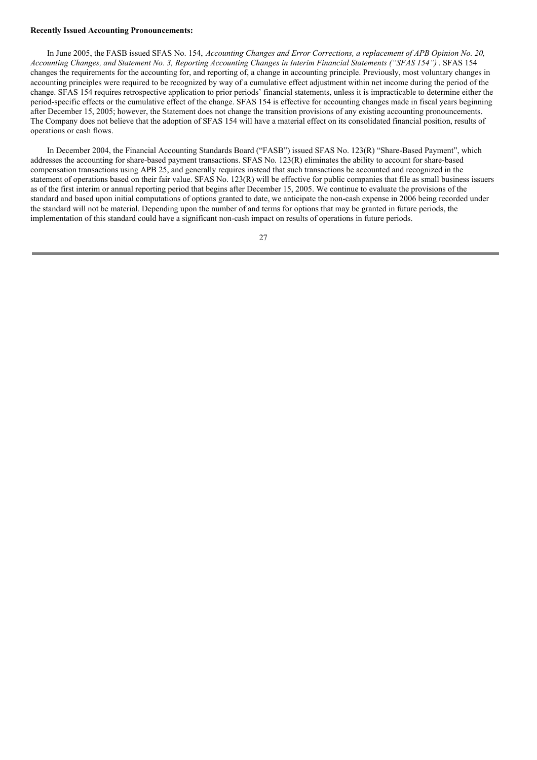**Recently Issued Accounting Pronouncements:**

In June 2005, the FASB issued SFAS No. 154, *Accounting Changes and Error Corrections, a replacement of APB Opinion No. 20, Accounting Changes, and Statement No. 3, Reporting Accounting Changes in Interim Financial Statements ("SFAS 154")* . SFAS 154 changes the requirements for the accounting for, and reporting of, a change in accounting principle. Previously, most voluntary changes in accounting principles were required to be recognized by way of a cumulative effect adjustment within net income during the period of the change. SFAS 154 requires retrospective application to prior periods' financial statements, unless it is impracticable to determine either the period-specific effects or the cumulative effect of the change. SFAS 154 is effective for accounting changes made in fiscal years beginning after December 15, 2005; however, the Statement does not change the transition provisions of any existing accounting pronouncements. The Company does not believe that the adoption of SFAS 154 will have a material effect on its consolidated financial position, results of operations or cash flows.

In December 2004, the Financial Accounting Standards Board ("FASB") issued SFAS No. 123(R) "Share-Based Payment", which addresses the accounting for share-based payment transactions. SFAS No. 123(R) eliminates the ability to account for share-based compensation transactions using APB 25, and generally requires instead that such transactions be accounted and recognized in the statement of operations based on their fair value. SFAS No. 123(R) will be effective for public companies that file as small business issuers as of the first interim or annual reporting period that begins after December 15, 2005. We continue to evaluate the provisions of the standard and based upon initial computations of options granted to date, we anticipate the non-cash expense in 2006 being recorded under the standard will not be material. Depending upon the number of and terms for options that may be granted in future periods, the implementation of this standard could have a significant non-cash impact on results of operations in future periods.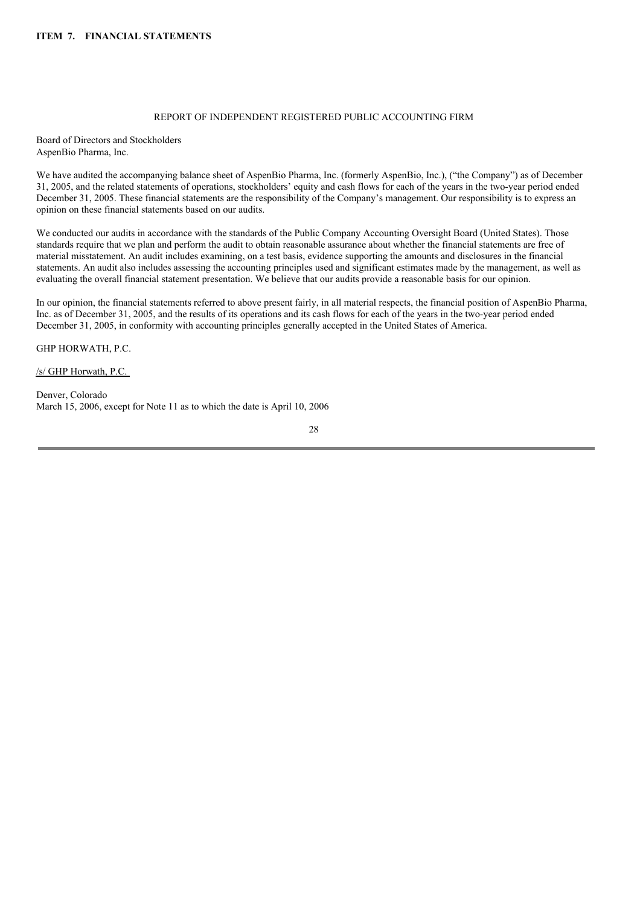**ITEM 7. FINANCIAL STATEMENTS**

## REPORT OF INDEPENDENT REGISTERED PUBLIC ACCOUNTING FIRM

Board of Directors and Stockholders
AspenBio Pharma, Inc.

We have audited the accompanying balance sheet of AspenBio Pharma, Inc. (formerly AspenBio, Inc.), ("the Company") as of December 31, 2005, and the related statements of operations, stockholders' equity and cash flows for each of the years in the two-year period ended December 31, 2005. These financial statements are the responsibility of the Company's management. Our responsibility is to express an opinion on these financial statements based on our audits.

We conducted our audits in accordance with the standards of the Public Company Accounting Oversight Board (United States). Those standards require that we plan and perform the audit to obtain reasonable assurance about whether the financial statements are free of material misstatement. An audit includes examining, on a test basis, evidence supporting the amounts and disclosures in the financial statements. An audit also includes assessing the accounting principles used and significant estimates made by the management, as well as evaluating the overall financial statement presentation. We believe that our audits provide a reasonable basis for our opinion.

In our opinion, the financial statements referred to above present fairly, in all material respects, the financial position of AspenBio Pharma, Inc. as of December 31, 2005, and the results of its operations and its cash flows for each of the years in the two-year period ended December 31, 2005, in conformity with accounting principles generally accepted in the United States of America.

GHP HORWATH, P.C.

/s/ GHP Horwath, P.C.

Denver, Colorado
March 15, 2006, except for Note 11 as to which the date is April 10, 2006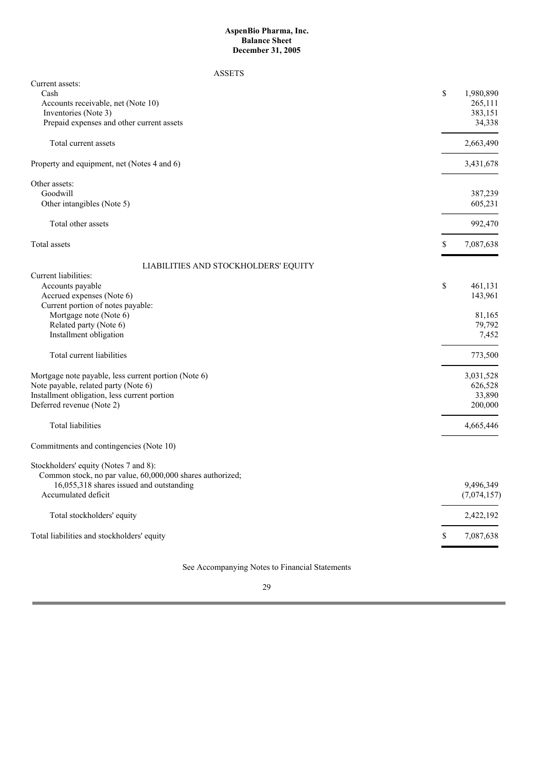**AspenBio Pharma, Inc.**
**Balance Sheet**
**December 31, 2005**

ASSETS

| | |
|---|---|
| Current assets: | |
| Cash | $ 1,980,890 |
| Accounts receivable, net (Note 10) | 265,111 |
| Inventories (Note 3) | 383,151 |
| Prepaid expenses and other current assets | 34,338 |
| Total current assets | 2,663,490 |
| Property and equipment, net (Notes 4 and 6) | 3,431,678 |
| Other assets: | |
| Goodwill | 387,239 |
| Other intangibles (Note 5) | 605,231 |
| Total other assets | 992,470 |
| Total assets | $ 7,087,638 |

LIABILITIES AND STOCKHOLDERS' EQUITY

| | |
|---|---|
| Current liabilities: | |
| Accounts payable | $ 461,131 |
| Accrued expenses (Note 6) | 143,961 |
| Current portion of notes payable: | |
| Mortgage note (Note 6) | 81,165 |
| Related party (Note 6) | 79,792 |
| Installment obligation | 7,452 |
| Total current liabilities | 773,500 |
| Mortgage note payable, less current portion (Note 6) | 3,031,528 |
| Note payable, related party (Note 6) | 626,528 |
| Installment obligation, less current portion | 33,890 |
| Deferred revenue (Note 2) | 200,000 |
| Total liabilities | 4,665,446 |
| Commitments and contingencies (Note 10) | |
| Stockholders' equity (Notes 7 and 8): | |
| Common stock, no par value, 60,000,000 shares authorized; 16,055,318 shares issued and outstanding | 9,496,349 |
| Accumulated deficit | (7,074,157) |
| Total stockholders' equity | 2,422,192 |
| Total liabilities and stockholders' equity | $ 7,087,638 |

See Accompanying Notes to Financial Statements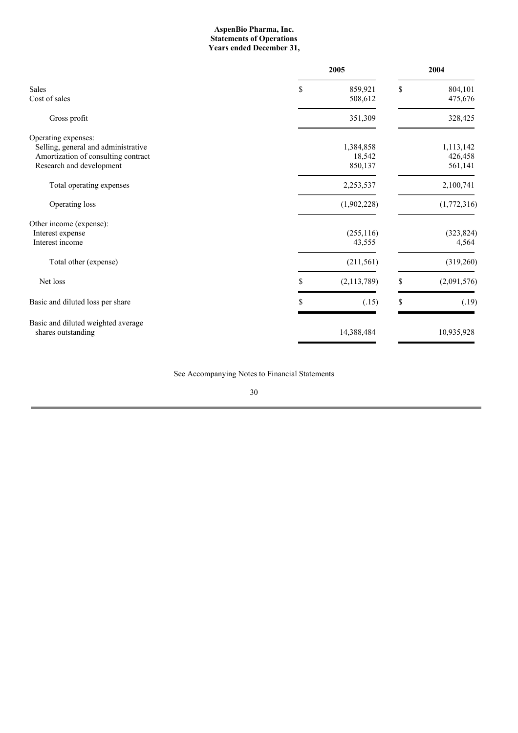**AspenBio Pharma, Inc.**
**Statements of Operations**
**Years ended December 31,**

| | 2005 | 2004 |
|---|---|---|
| Sales | $ 859,921 | $ 804,101 |
| Cost of sales | 508,612 | 475,676 |
| Gross profit | 351,309 | 328,425 |
| Operating expenses: | | |
| Selling, general and administrative | 1,384,858 | 1,113,142 |
| Amortization of consulting contract | 18,542 | 426,458 |
| Research and development | 850,137 | 561,141 |
| Total operating expenses | 2,253,537 | 2,100,741 |
| Operating loss | (1,902,228) | (1,772,316) |
| Other income (expense): | | |
| Interest expense | (255,116) | (323,824) |
| Interest income | 43,555 | 4,564 |
| Total other (expense) | (211,561) | (319,260) |
| Net loss | $ (2,113,789) | $ (2,091,576) |
| Basic and diluted loss per share | $ (.15) | $ (.19) |
| Basic and diluted weighted average shares outstanding | 14,388,484 | 10,935,928 |

See Accompanying Notes to Financial Statements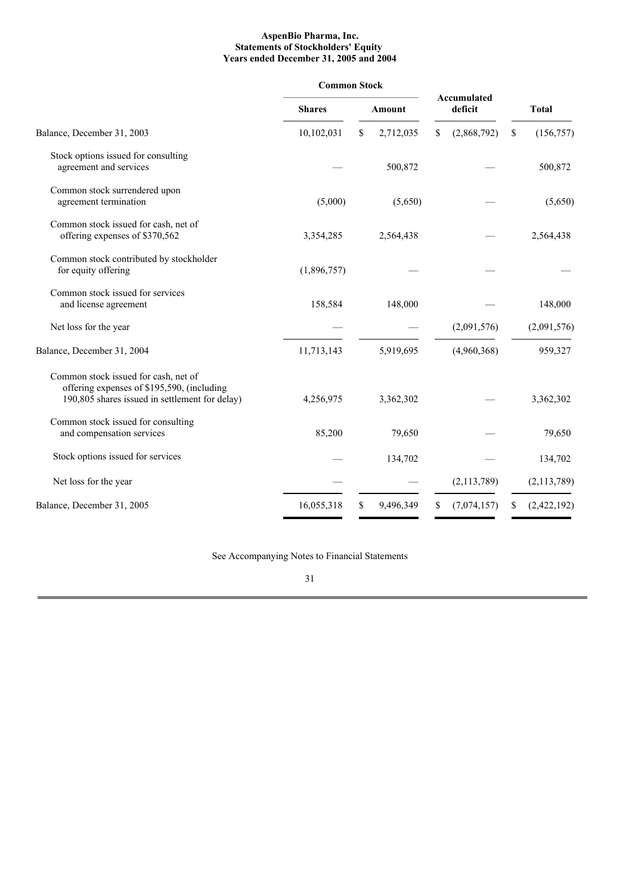**AspenBio Pharma, Inc.**
**Statements of Stockholders' Equity**
**Years ended December 31, 2005 and 2004**

| | Common Stock | | Accumulated deficit | Total |
|---|---|---|---|---|
| | Shares | Amount | | |
| Balance, December 31, 2003 | 10,102,031 | $ 2,712,035 | $ (2,868,792) | $ (156,757) |
| Stock options issued for consulting agreement and services | — | 500,872 | — | 500,872 |
| Common stock surrendered upon agreement termination | (5,000) | (5,650) | — | (5,650) |
| Common stock issued for cash, net of offering expenses of $370,562 | 3,354,285 | 2,564,438 | — | 2,564,438 |
| Common stock contributed by stockholder for equity offering | (1,896,757) | — | — | — |
| Common stock issued for services and license agreement | 158,584 | 148,000 | — | 148,000 |
| Net loss for the year | — | — | (2,091,576) | (2,091,576) |
| Balance, December 31, 2004 | 11,713,143 | 5,919,695 | (4,960,368) | 959,327 |
| Common stock issued for cash, net of offering expenses of $195,590, (including 190,805 shares issued in settlement for delay) | 4,256,975 | 3,362,302 | — | 3,362,302 |
| Common stock issued for consulting and compensation services | 85,200 | 79,650 | — | 79,650 |
| Stock options issued for services | — | 134,702 | — | 134,702 |
| Net loss for the year | — | — | (2,113,789) | (2,113,789) |
| Balance, December 31, 2005 | 16,055,318 | $ 9,496,349 | $ (7,074,157) | $ (2,422,192) |

See Accompanying Notes to Financial Statements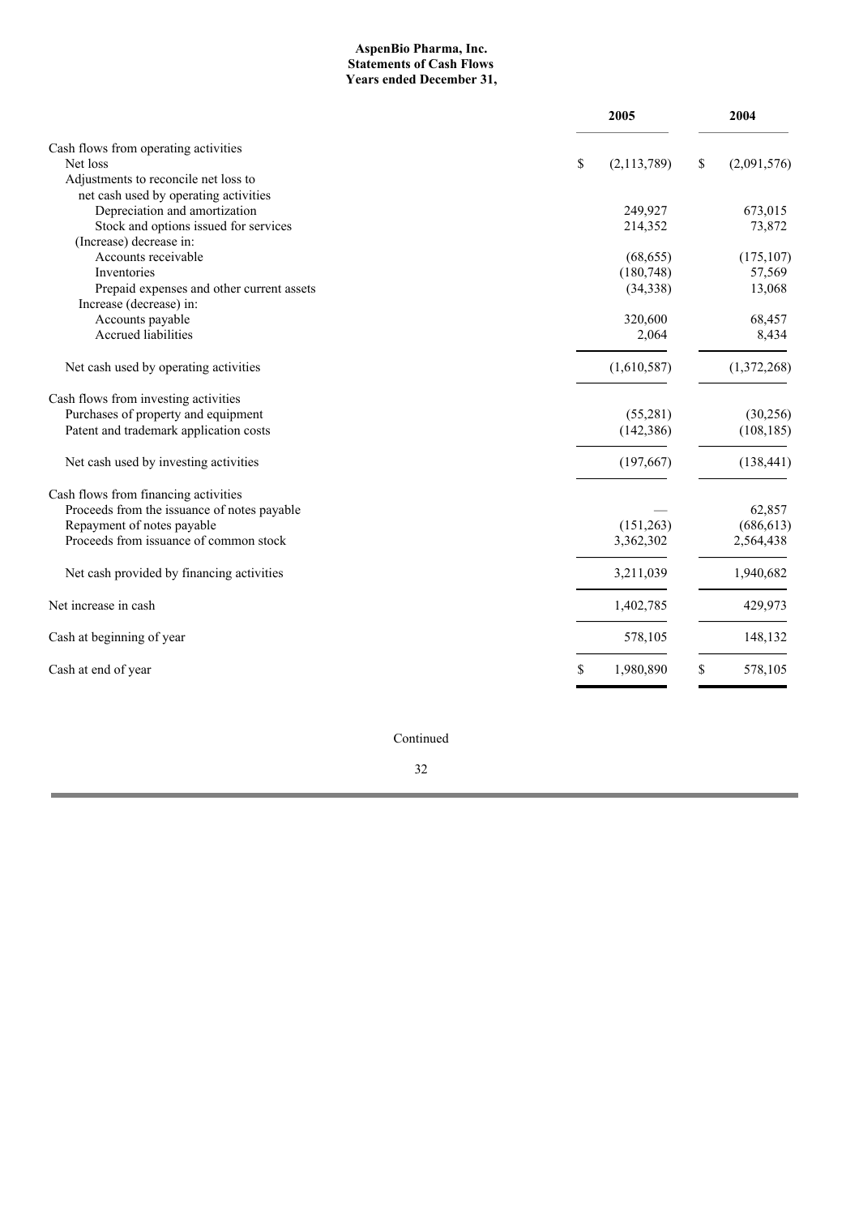**AspenBio Pharma, Inc.**
**Statements of Cash Flows**
**Years ended December 31,**

| | 2005 | 2004 |
|---|---|---|
| Cash flows from operating activities | | |
| Net loss | $ (2,113,789) | $ (2,091,576) |
| Adjustments to reconcile net loss to net cash used by operating activities | | |
| Depreciation and amortization | 249,927 | 673,015 |
| Stock and options issued for services | 214,352 | 73,872 |
| (Increase) decrease in: | | |
| Accounts receivable | (68,655) | (175,107) |
| Inventories | (180,748) | 57,569 |
| Prepaid expenses and other current assets | (34,338) | 13,068 |
| Increase (decrease) in: | | |
| Accounts payable | 320,600 | 68,457 |
| Accrued liabilities | 2,064 | 8,434 |
| Net cash used by operating activities | (1,610,587) | (1,372,268) |
| Cash flows from investing activities | | |
| Purchases of property and equipment | (55,281) | (30,256) |
| Patent and trademark application costs | (142,386) | (108,185) |
| Net cash used by investing activities | (197,667) | (138,441) |
| Cash flows from financing activities | | |
| Proceeds from the issuance of notes payable | — | 62,857 |
| Repayment of notes payable | (151,263) | (686,613) |
| Proceeds from issuance of common stock | 3,362,302 | 2,564,438 |
| Net cash provided by financing activities | 3,211,039 | 1,940,682 |
| Net increase in cash | 1,402,785 | 429,973 |
| Cash at beginning of year | 578,105 | 148,132 |
| Cash at end of year | $ 1,980,890 | $ 578,105 |

Continued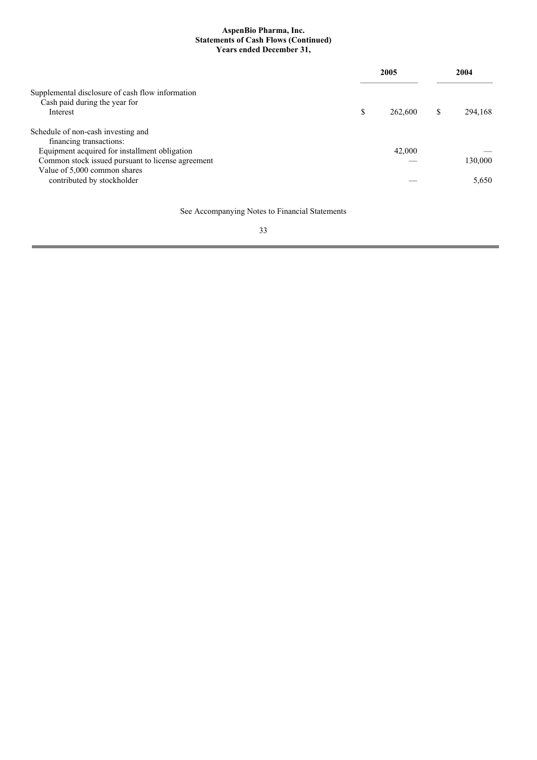**AspenBio Pharma, Inc.**
**Statements of Cash Flows (Continued)**
**Years ended December 31,**

| | 2005 | 2004 |
|---|---|---|
| Supplemental disclosure of cash flow information | | |
| Cash paid during the year for | | |
| Interest | $ 262,600 | $ 294,168 |
| Schedule of non-cash investing and financing transactions: | | |
| Equipment acquired for installment obligation | 42,000 | — |
| Common stock issued pursuant to license agreement | — | 130,000 |
| Value of 5,000 common shares contributed by stockholder | — | 5,650 |

See Accompanying Notes to Financial Statements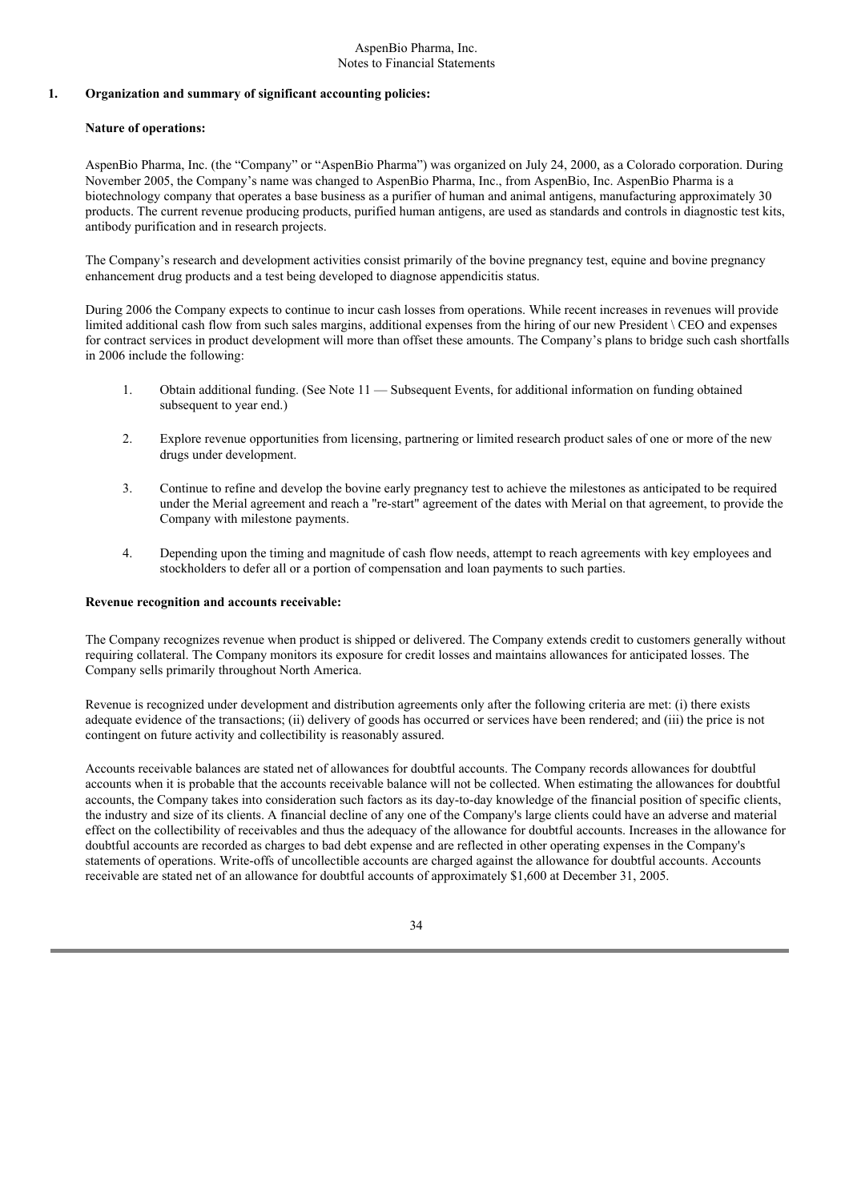AspenBio Pharma, Inc.
Notes to Financial Statements

## 1. Organization and summary of significant accounting policies:

**Nature of operations:**

AspenBio Pharma, Inc. (the "Company" or "AspenBio Pharma") was organized on July 24, 2000, as a Colorado corporation. During November 2005, the Company's name was changed to AspenBio Pharma, Inc., from AspenBio, Inc. AspenBio Pharma is a biotechnology company that operates a base business as a purifier of human and animal antigens, manufacturing approximately 30 products. The current revenue producing products, purified human antigens, are used as standards and controls in diagnostic test kits, antibody purification and in research projects.

The Company's research and development activities consist primarily of the bovine pregnancy test, equine and bovine pregnancy enhancement drug products and a test being developed to diagnose appendicitis status.

During 2006 the Company expects to continue to incur cash losses from operations. While recent increases in revenues will provide limited additional cash flow from such sales margins, additional expenses from the hiring of our new President \ CEO and expenses for contract services in product development will more than offset these amounts. The Company's plans to bridge such cash shortfalls in 2006 include the following:

1. Obtain additional funding. (See Note 11 — Subsequent Events, for additional information on funding obtained subsequent to year end.)

2. Explore revenue opportunities from licensing, partnering or limited research product sales of one or more of the new drugs under development.

3. Continue to refine and develop the bovine early pregnancy test to achieve the milestones as anticipated to be required under the Merial agreement and reach a "re-start" agreement of the dates with Merial on that agreement, to provide the Company with milestone payments.

4. Depending upon the timing and magnitude of cash flow needs, attempt to reach agreements with key employees and stockholders to defer all or a portion of compensation and loan payments to such parties.

**Revenue recognition and accounts receivable:**

The Company recognizes revenue when product is shipped or delivered. The Company extends credit to customers generally without requiring collateral. The Company monitors its exposure for credit losses and maintains allowances for anticipated losses. The Company sells primarily throughout North America.

Revenue is recognized under development and distribution agreements only after the following criteria are met: (i) there exists adequate evidence of the transactions; (ii) delivery of goods has occurred or services have been rendered; and (iii) the price is not contingent on future activity and collectibility is reasonably assured.

Accounts receivable balances are stated net of allowances for doubtful accounts. The Company records allowances for doubtful accounts when it is probable that the accounts receivable balance will not be collected. When estimating the allowances for doubtful accounts, the Company takes into consideration such factors as its day-to-day knowledge of the financial position of specific clients, the industry and size of its clients. A financial decline of any one of the Company's large clients could have an adverse and material effect on the collectibility of receivables and thus the adequacy of the allowance for doubtful accounts. Increases in the allowance for doubtful accounts are recorded as charges to bad debt expense and are reflected in other operating expenses in the Company's statements of operations. Write-offs of uncollectible accounts are charged against the allowance for doubtful accounts. Accounts receivable are stated net of an allowance for doubtful accounts of approximately $1,600 at December 31, 2005.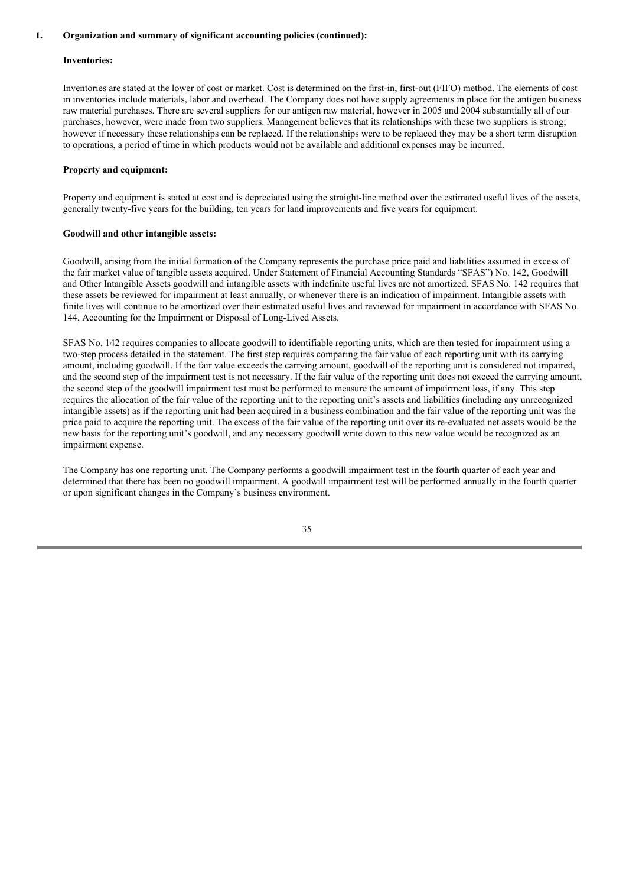**1. Organization and summary of significant accounting policies (continued):**

**Inventories:**

Inventories are stated at the lower of cost or market. Cost is determined on the first-in, first-out (FIFO) method. The elements of cost in inventories include materials, labor and overhead. The Company does not have supply agreements in place for the antigen business raw material purchases. There are several suppliers for our antigen raw material, however in 2005 and 2004 substantially all of our purchases, however, were made from two suppliers. Management believes that its relationships with these two suppliers is strong; however if necessary these relationships can be replaced. If the relationships were to be replaced they may be a short term disruption to operations, a period of time in which products would not be available and additional expenses may be incurred.

**Property and equipment:**

Property and equipment is stated at cost and is depreciated using the straight-line method over the estimated useful lives of the assets, generally twenty-five years for the building, ten years for land improvements and five years for equipment.

**Goodwill and other intangible assets:**

Goodwill, arising from the initial formation of the Company represents the purchase price paid and liabilities assumed in excess of the fair market value of tangible assets acquired. Under Statement of Financial Accounting Standards "SFAS") No. 142, Goodwill and Other Intangible Assets goodwill and intangible assets with indefinite useful lives are not amortized. SFAS No. 142 requires that these assets be reviewed for impairment at least annually, or whenever there is an indication of impairment. Intangible assets with finite lives will continue to be amortized over their estimated useful lives and reviewed for impairment in accordance with SFAS No. 144, Accounting for the Impairment or Disposal of Long-Lived Assets.

SFAS No. 142 requires companies to allocate goodwill to identifiable reporting units, which are then tested for impairment using a two-step process detailed in the statement. The first step requires comparing the fair value of each reporting unit with its carrying amount, including goodwill. If the fair value exceeds the carrying amount, goodwill of the reporting unit is considered not impaired, and the second step of the impairment test is not necessary. If the fair value of the reporting unit does not exceed the carrying amount, the second step of the goodwill impairment test must be performed to measure the amount of impairment loss, if any. This step requires the allocation of the fair value of the reporting unit to the reporting unit's assets and liabilities (including any unrecognized intangible assets) as if the reporting unit had been acquired in a business combination and the fair value of the reporting unit was the price paid to acquire the reporting unit. The excess of the fair value of the reporting unit over its re-evaluated net assets would be the new basis for the reporting unit's goodwill, and any necessary goodwill write down to this new value would be recognized as an impairment expense.

The Company has one reporting unit. The Company performs a goodwill impairment test in the fourth quarter of each year and determined that there has been no goodwill impairment. A goodwill impairment test will be performed annually in the fourth quarter or upon significant changes in the Company's business environment.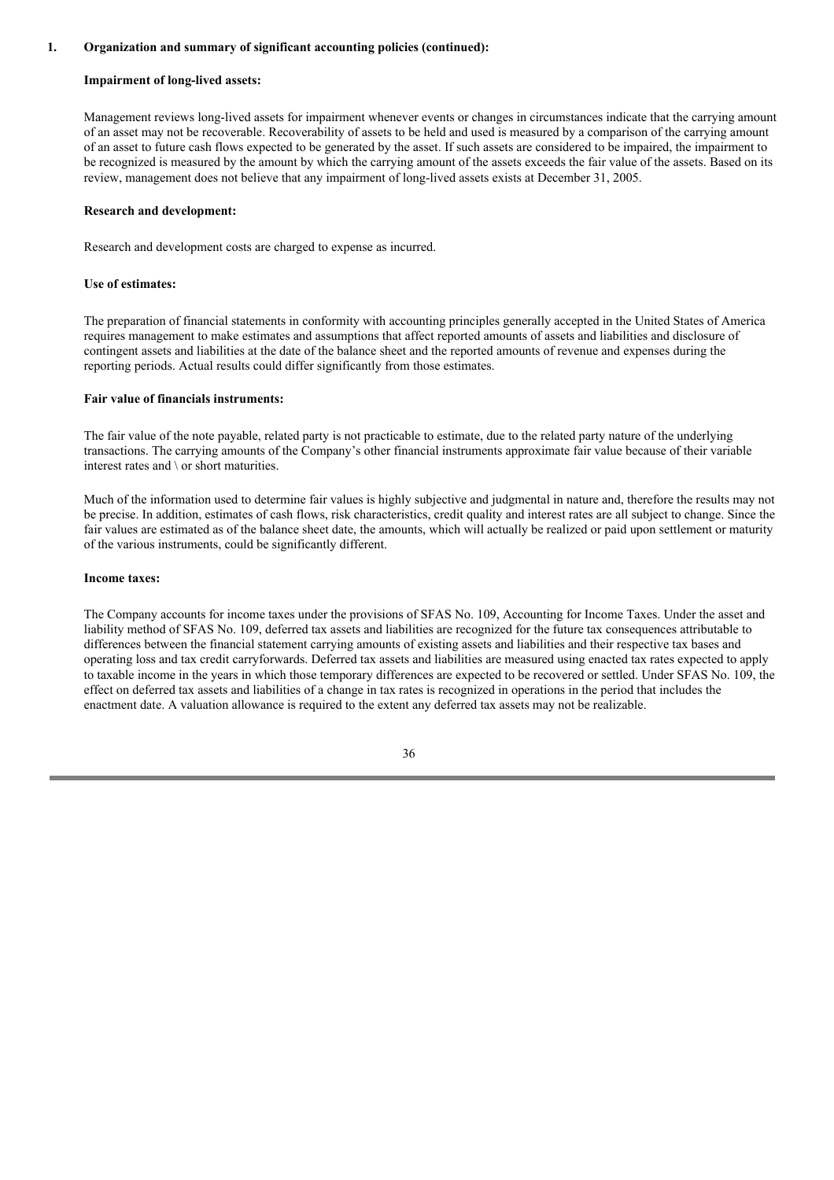## 1. Organization and summary of significant accounting policies (continued):

### Impairment of long-lived assets:

Management reviews long-lived assets for impairment whenever events or changes in circumstances indicate that the carrying amount of an asset may not be recoverable. Recoverability of assets to be held and used is measured by a comparison of the carrying amount of an asset to future cash flows expected to be generated by the asset. If such assets are considered to be impaired, the impairment to be recognized is measured by the amount by which the carrying amount of the assets exceeds the fair value of the assets. Based on its review, management does not believe that any impairment of long-lived assets exists at December 31, 2005.

### Research and development:

Research and development costs are charged to expense as incurred.

### Use of estimates:

The preparation of financial statements in conformity with accounting principles generally accepted in the United States of America requires management to make estimates and assumptions that affect reported amounts of assets and liabilities and disclosure of contingent assets and liabilities at the date of the balance sheet and the reported amounts of revenue and expenses during the reporting periods. Actual results could differ significantly from those estimates.

### Fair value of financials instruments:

The fair value of the note payable, related party is not practicable to estimate, due to the related party nature of the underlying transactions. The carrying amounts of the Company's other financial instruments approximate fair value because of their variable interest rates and \ or short maturities.

Much of the information used to determine fair values is highly subjective and judgmental in nature and, therefore the results may not be precise. In addition, estimates of cash flows, risk characteristics, credit quality and interest rates are all subject to change. Since the fair values are estimated as of the balance sheet date, the amounts, which will actually be realized or paid upon settlement or maturity of the various instruments, could be significantly different.

### Income taxes:

The Company accounts for income taxes under the provisions of SFAS No. 109, Accounting for Income Taxes. Under the asset and liability method of SFAS No. 109, deferred tax assets and liabilities are recognized for the future tax consequences attributable to differences between the financial statement carrying amounts of existing assets and liabilities and their respective tax bases and operating loss and tax credit carryforwards. Deferred tax assets and liabilities are measured using enacted tax rates expected to apply to taxable income in the years in which those temporary differences are expected to be recovered or settled. Under SFAS No. 109, the effect on deferred tax assets and liabilities of a change in tax rates is recognized in operations in the period that includes the enactment date. A valuation allowance is required to the extent any deferred tax assets may not be realizable.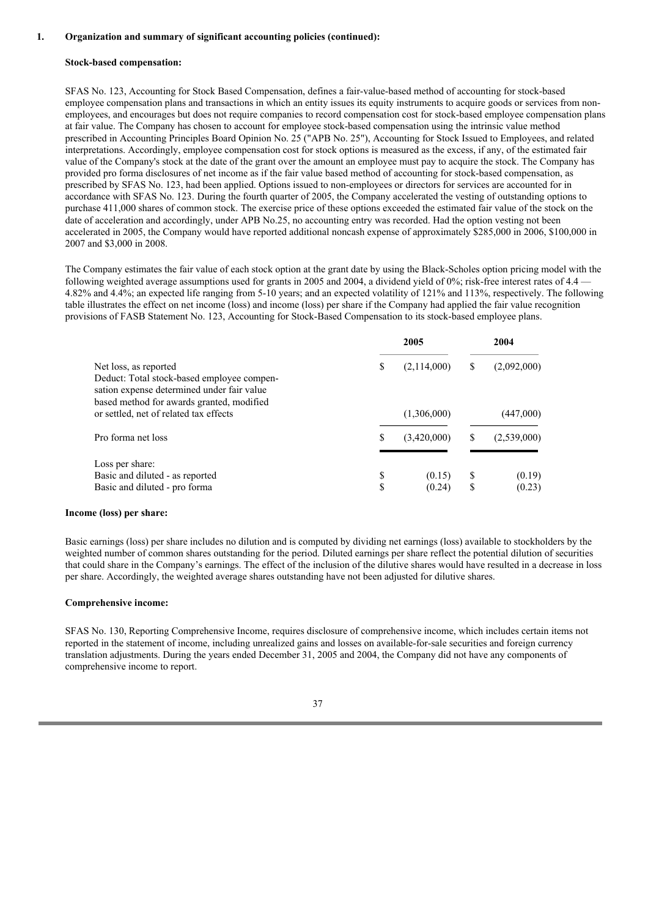## 1. Organization and summary of significant accounting policies (continued):

**Stock-based compensation:**

SFAS No. 123, Accounting for Stock Based Compensation, defines a fair-value-based method of accounting for stock-based employee compensation plans and transactions in which an entity issues its equity instruments to acquire goods or services from non-employees, and encourages but does not require companies to record compensation cost for stock-based employee compensation plans at fair value. The Company has chosen to account for employee stock-based compensation using the intrinsic value method prescribed in Accounting Principles Board Opinion No. 25 ("APB No. 25"), Accounting for Stock Issued to Employees, and related interpretations. Accordingly, employee compensation cost for stock options is measured as the excess, if any, of the estimated fair value of the Company's stock at the date of the grant over the amount an employee must pay to acquire the stock. The Company has provided pro forma disclosures of net income as if the fair value based method of accounting for stock-based compensation, as prescribed by SFAS No. 123, had been applied. Options issued to non-employees or directors for services are accounted for in accordance with SFAS No. 123. During the fourth quarter of 2005, the Company accelerated the vesting of outstanding options to purchase 411,000 shares of common stock. The exercise price of these options exceeded the estimated fair value of the stock on the date of acceleration and accordingly, under APB No.25, no accounting entry was recorded. Had the option vesting not been accelerated in 2005, the Company would have reported additional noncash expense of approximately $285,000 in 2006, $100,000 in 2007 and $3,000 in 2008.

The Company estimates the fair value of each stock option at the grant date by using the Black-Scholes option pricing model with the following weighted average assumptions used for grants in 2005 and 2004, a dividend yield of 0%; risk-free interest rates of 4.4 — 4.82% and 4.4%; an expected life ranging from 5-10 years; and an expected volatility of 121% and 113%, respectively. The following table illustrates the effect on net income (loss) and income (loss) per share if the Company had applied the fair value recognition provisions of FASB Statement No. 123, Accounting for Stock-Based Compensation to its stock-based employee plans.

| | 2005 | 2004 |
|---|---|---|
| Net loss, as reported | $ (2,114,000) | $ (2,092,000) |
| Deduct: Total stock-based employee compensation expense determined under fair value based method for awards granted, modified or settled, net of related tax effects | (1,306,000) | (447,000) |
| Pro forma net loss | $ (3,420,000) | $ (2,539,000) |
| Loss per share: | | |
| Basic and diluted - as reported | $ (0.15) | $ (0.19) |
| Basic and diluted - pro forma | $ (0.24) | $ (0.23) |

**Income (loss) per share:**

Basic earnings (loss) per share includes no dilution and is computed by dividing net earnings (loss) available to stockholders by the weighted number of common shares outstanding for the period. Diluted earnings per share reflect the potential dilution of securities that could share in the Company's earnings. The effect of the inclusion of the dilutive shares would have resulted in a decrease in loss per share. Accordingly, the weighted average shares outstanding have not been adjusted for dilutive shares.

**Comprehensive income:**

SFAS No. 130, Reporting Comprehensive Income, requires disclosure of comprehensive income, which includes certain items not reported in the statement of income, including unrealized gains and losses on available-for-sale securities and foreign currency translation adjustments. During the years ended December 31, 2005 and 2004, the Company did not have any components of comprehensive income to report.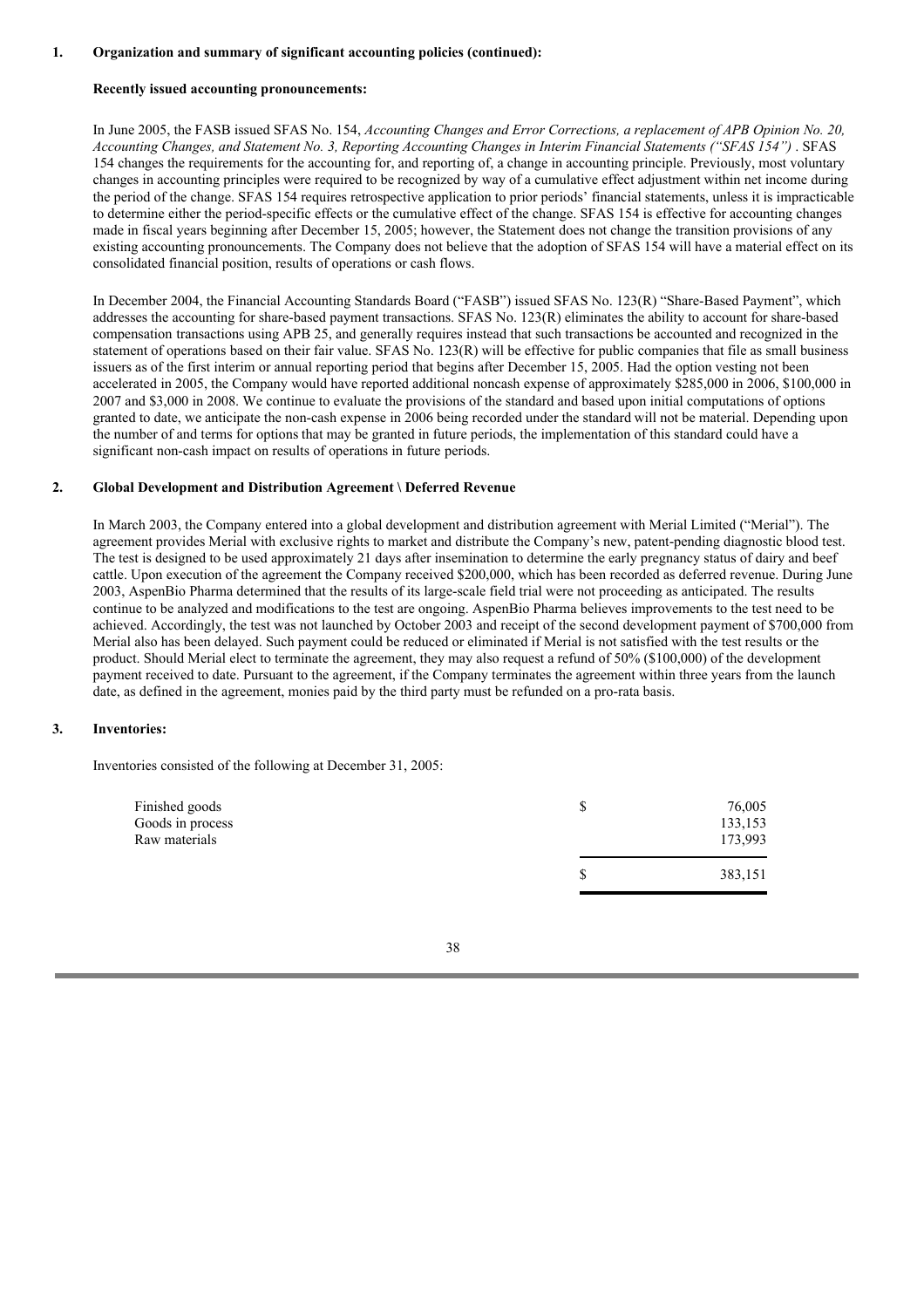## 1. Organization and summary of significant accounting policies (continued):

### Recently issued accounting pronouncements:

In June 2005, the FASB issued SFAS No. 154, *Accounting Changes and Error Corrections, a replacement of APB Opinion No. 20, Accounting Changes, and Statement No. 3, Reporting Accounting Changes in Interim Financial Statements ("SFAS 154")* . SFAS 154 changes the requirements for the accounting for, and reporting of, a change in accounting principle. Previously, most voluntary changes in accounting principles were required to be recognized by way of a cumulative effect adjustment within net income during the period of the change. SFAS 154 requires retrospective application to prior periods' financial statements, unless it is impracticable to determine either the period-specific effects or the cumulative effect of the change. SFAS 154 is effective for accounting changes made in fiscal years beginning after December 15, 2005; however, the Statement does not change the transition provisions of any existing accounting pronouncements. The Company does not believe that the adoption of SFAS 154 will have a material effect on its consolidated financial position, results of operations or cash flows.

In December 2004, the Financial Accounting Standards Board ("FASB") issued SFAS No. 123(R) "Share-Based Payment", which addresses the accounting for share-based payment transactions. SFAS No. 123(R) eliminates the ability to account for share-based compensation transactions using APB 25, and generally requires instead that such transactions be accounted and recognized in the statement of operations based on their fair value. SFAS No. 123(R) will be effective for public companies that file as small business issuers as of the first interim or annual reporting period that begins after December 15, 2005. Had the option vesting not been accelerated in 2005, the Company would have reported additional noncash expense of approximately $285,000 in 2006, $100,000 in 2007 and $3,000 in 2008. We continue to evaluate the provisions of the standard and based upon initial computations of options granted to date, we anticipate the non-cash expense in 2006 being recorded under the standard will not be material. Depending upon the number of and terms for options that may be granted in future periods, the implementation of this standard could have a significant non-cash impact on results of operations in future periods.

## 2. Global Development and Distribution Agreement \ Deferred Revenue

In March 2003, the Company entered into a global development and distribution agreement with Merial Limited ("Merial"). The agreement provides Merial with exclusive rights to market and distribute the Company's new, patent-pending diagnostic blood test. The test is designed to be used approximately 21 days after insemination to determine the early pregnancy status of dairy and beef cattle. Upon execution of the agreement the Company received $200,000, which has been recorded as deferred revenue. During June 2003, AspenBio Pharma determined that the results of its large-scale field trial were not proceeding as anticipated. The results continue to be analyzed and modifications to the test are ongoing. AspenBio Pharma believes improvements to the test need to be achieved. Accordingly, the test was not launched by October 2003 and receipt of the second development payment of $700,000 from Merial also has been delayed. Such payment could be reduced or eliminated if Merial is not satisfied with the test results or the product. Should Merial elect to terminate the agreement, they may also request a refund of 50% ($100,000) of the development payment received to date. Pursuant to the agreement, if the Company terminates the agreement within three years from the launch date, as defined in the agreement, monies paid by the third party must be refunded on a pro-rata basis.

## 3. Inventories:

Inventories consisted of the following at December 31, 2005:

| | | |
|---|---|---|
| Finished goods | $ | 76,005 |
| Goods in process | | 133,153 |
| Raw materials | | 173,993 |
| | $ | 383,151 |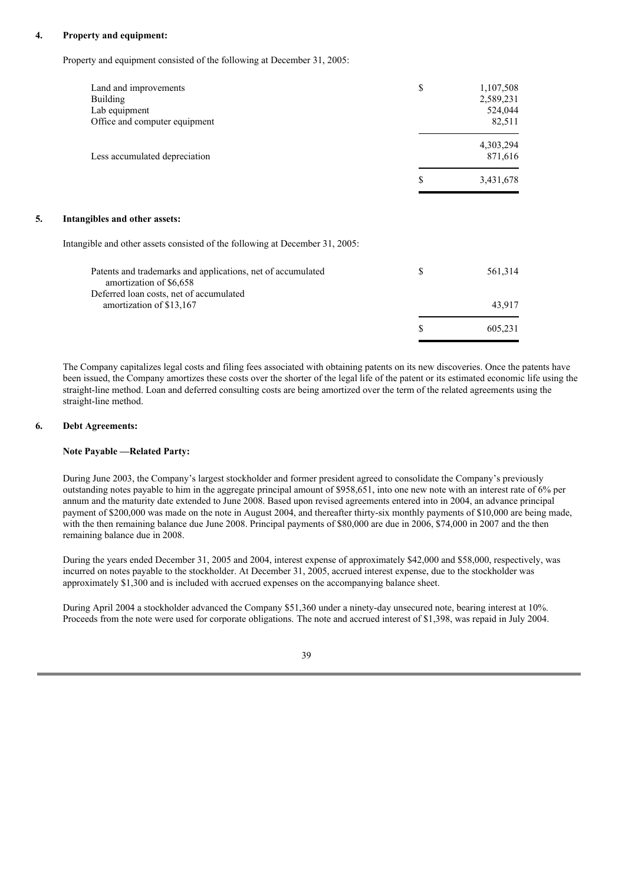## 4. Property and equipment:

Property and equipment consisted of the following at December 31, 2005:

| | |
|---|---|
| Land and improvements | $ 1,107,508 |
| Building | 2,589,231 |
| Lab equipment | 524,044 |
| Office and computer equipment | 82,511 |
| | 4,303,294 |
| Less accumulated depreciation | 871,616 |
| | $ 3,431,678 |

## 5. Intangibles and other assets:

Intangible and other assets consisted of the following at December 31, 2005:

| | |
|---|---|
| Patents and trademarks and applications, net of accumulated amortization of $6,658 | $ 561,314 |
| Deferred loan costs, net of accumulated amortization of $13,167 | 43,917 |
| | $ 605,231 |

The Company capitalizes legal costs and filing fees associated with obtaining patents on its new discoveries. Once the patents have been issued, the Company amortizes these costs over the shorter of the legal life of the patent or its estimated economic life using the straight-line method. Loan and deferred consulting costs are being amortized over the term of the related agreements using the straight-line method.

## 6. Debt Agreements:

**Note Payable —Related Party:**

During June 2003, the Company's largest stockholder and former president agreed to consolidate the Company's previously outstanding notes payable to him in the aggregate principal amount of $958,651, into one new note with an interest rate of 6% per annum and the maturity date extended to June 2008. Based upon revised agreements entered into in 2004, an advance principal payment of $200,000 was made on the note in August 2004, and thereafter thirty-six monthly payments of $10,000 are being made, with the then remaining balance due June 2008. Principal payments of $80,000 are due in 2006, $74,000 in 2007 and the then remaining balance due in 2008.

During the years ended December 31, 2005 and 2004, interest expense of approximately $42,000 and $58,000, respectively, was incurred on notes payable to the stockholder. At December 31, 2005, accrued interest expense, due to the stockholder was approximately $1,300 and is included with accrued expenses on the accompanying balance sheet.

During April 2004 a stockholder advanced the Company $51,360 under a ninety-day unsecured note, bearing interest at 10%. Proceeds from the note were used for corporate obligations. The note and accrued interest of $1,398, was repaid in July 2004.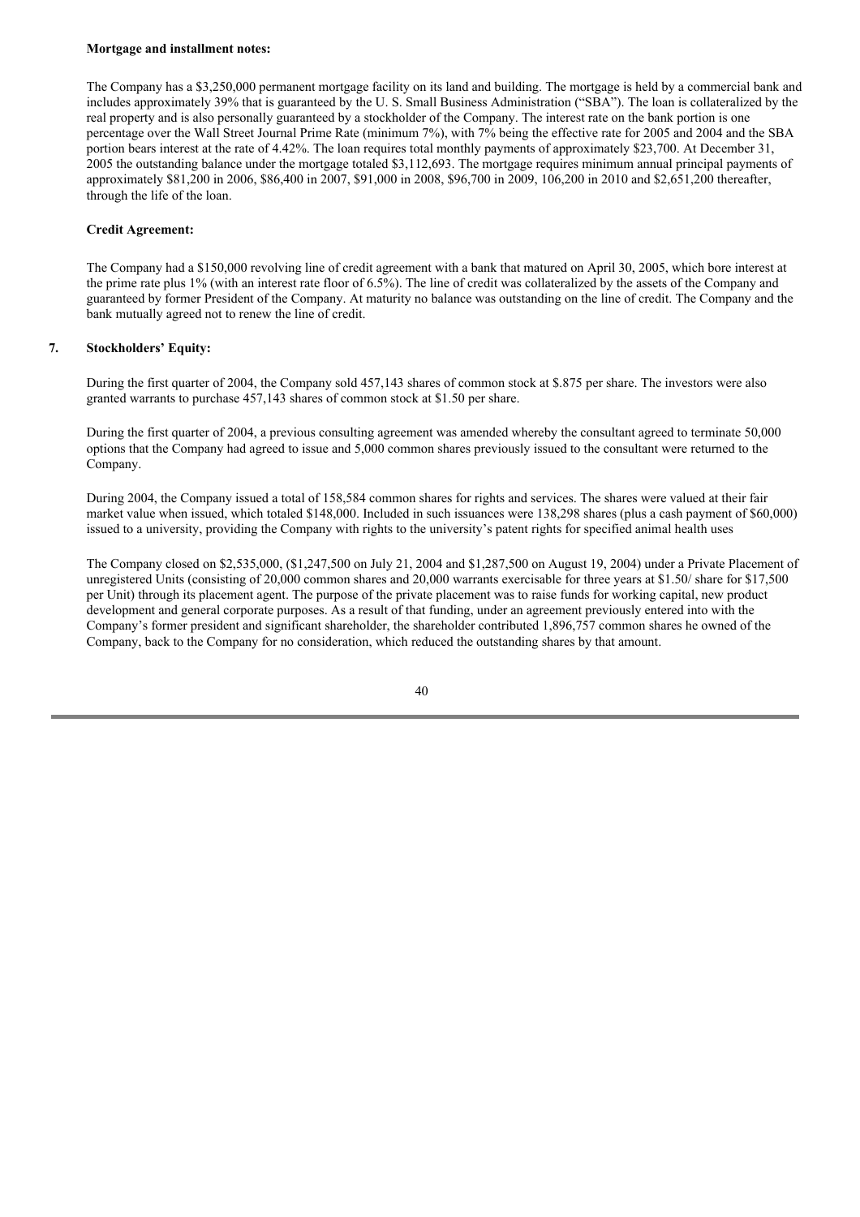**Mortgage and installment notes:**

The Company has a $3,250,000 permanent mortgage facility on its land and building. The mortgage is held by a commercial bank and includes approximately 39% that is guaranteed by the U. S. Small Business Administration ("SBA"). The loan is collateralized by the real property and is also personally guaranteed by a stockholder of the Company. The interest rate on the bank portion is one percentage over the Wall Street Journal Prime Rate (minimum 7%), with 7% being the effective rate for 2005 and 2004 and the SBA portion bears interest at the rate of 4.42%. The loan requires total monthly payments of approximately $23,700. At December 31, 2005 the outstanding balance under the mortgage totaled $3,112,693. The mortgage requires minimum annual principal payments of approximately $81,200 in 2006, $86,400 in 2007, $91,000 in 2008, $96,700 in 2009, 106,200 in 2010 and $2,651,200 thereafter, through the life of the loan.

**Credit Agreement:**

The Company had a $150,000 revolving line of credit agreement with a bank that matured on April 30, 2005, which bore interest at the prime rate plus 1% (with an interest rate floor of 6.5%). The line of credit was collateralized by the assets of the Company and guaranteed by former President of the Company. At maturity no balance was outstanding on the line of credit. The Company and the bank mutually agreed not to renew the line of credit.

## 7. Stockholders' Equity:

During the first quarter of 2004, the Company sold 457,143 shares of common stock at $.875 per share. The investors were also granted warrants to purchase 457,143 shares of common stock at $1.50 per share.

During the first quarter of 2004, a previous consulting agreement was amended whereby the consultant agreed to terminate 50,000 options that the Company had agreed to issue and 5,000 common shares previously issued to the consultant were returned to the Company.

During 2004, the Company issued a total of 158,584 common shares for rights and services. The shares were valued at their fair market value when issued, which totaled $148,000. Included in such issuances were 138,298 shares (plus a cash payment of $60,000) issued to a university, providing the Company with rights to the university's patent rights for specified animal health uses

The Company closed on $2,535,000, ($1,247,500 on July 21, 2004 and $1,287,500 on August 19, 2004) under a Private Placement of unregistered Units (consisting of 20,000 common shares and 20,000 warrants exercisable for three years at $1.50/ share for $17,500 per Unit) through its placement agent. The purpose of the private placement was to raise funds for working capital, new product development and general corporate purposes. As a result of that funding, under an agreement previously entered into with the Company's former president and significant shareholder, the shareholder contributed 1,896,757 common shares he owned of the Company, back to the Company for no consideration, which reduced the outstanding shares by that amount.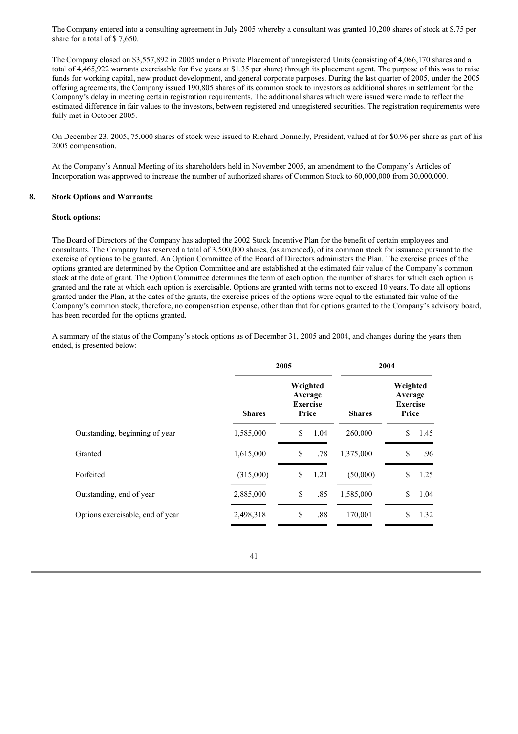The Company entered into a consulting agreement in July 2005 whereby a consultant was granted 10,200 shares of stock at $.75 per share for a total of $ 7,650.

The Company closed on $3,557,892 in 2005 under a Private Placement of unregistered Units (consisting of 4,066,170 shares and a total of 4,465,922 warrants exercisable for five years at $1.35 per share) through its placement agent. The purpose of this was to raise funds for working capital, new product development, and general corporate purposes. During the last quarter of 2005, under the 2005 offering agreements, the Company issued 190,805 shares of its common stock to investors as additional shares in settlement for the Company's delay in meeting certain registration requirements. The additional shares which were issued were made to reflect the estimated difference in fair values to the investors, between registered and unregistered securities. The registration requirements were fully met in October 2005.

On December 23, 2005, 75,000 shares of stock were issued to Richard Donnelly, President, valued at for $0.96 per share as part of his 2005 compensation.

At the Company's Annual Meeting of its shareholders held in November 2005, an amendment to the Company's Articles of Incorporation was approved to increase the number of authorized shares of Common Stock to 60,000,000 from 30,000,000.

## 8. Stock Options and Warrants:

**Stock options:**

The Board of Directors of the Company has adopted the 2002 Stock Incentive Plan for the benefit of certain employees and consultants. The Company has reserved a total of 3,500,000 shares, (as amended), of its common stock for issuance pursuant to the exercise of options to be granted. An Option Committee of the Board of Directors administers the Plan. The exercise prices of the options granted are determined by the Option Committee and are established at the estimated fair value of the Company's common stock at the date of grant. The Option Committee determines the term of each option, the number of shares for which each option is granted and the rate at which each option is exercisable. Options are granted with terms not to exceed 10 years. To date all options granted under the Plan, at the dates of the grants, the exercise prices of the options were equal to the estimated fair value of the Company's common stock, therefore, no compensation expense, other than that for options granted to the Company's advisory board, has been recorded for the options granted.

A summary of the status of the Company's stock options as of December 31, 2005 and 2004, and changes during the years then ended, is presented below:

| | 2005 | | 2004 | |
|---|---|---|---|---|
| | Shares | Weighted Average Exercise Price | Shares | Weighted Average Exercise Price |
| Outstanding, beginning of year | 1,585,000 | $ 1.04 | 260,000 | $ 1.45 |
| Granted | 1,615,000 | $ .78 | 1,375,000 | $ .96 |
| Forfeited | (315,000) | $ 1.21 | (50,000) | $ 1.25 |
| Outstanding, end of year | 2,885,000 | $ .85 | 1,585,000 | $ 1.04 |
| Options exercisable, end of year | 2,498,318 | $ .88 | 170,001 | $ 1.32 |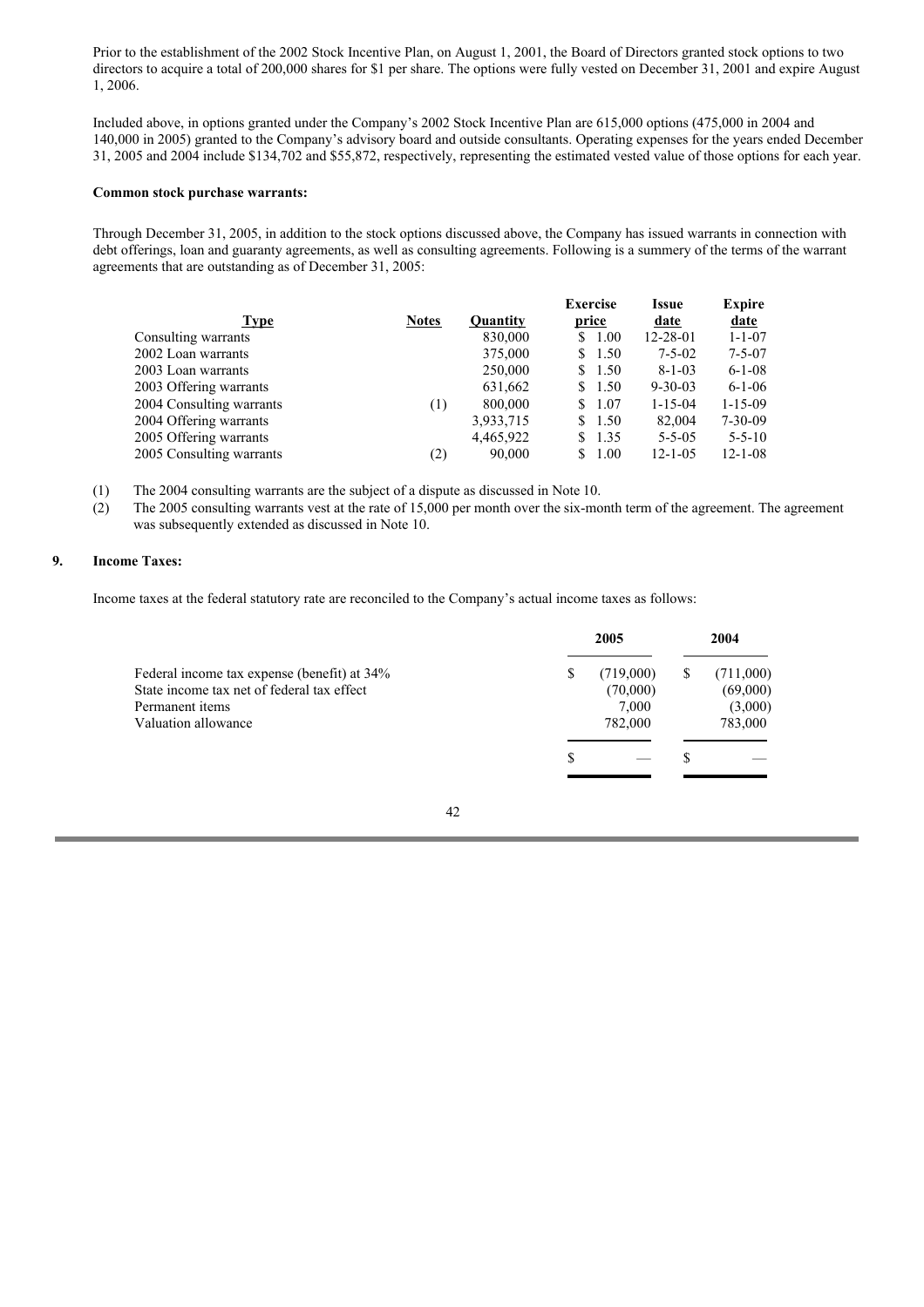Prior to the establishment of the 2002 Stock Incentive Plan, on August 1, 2001, the Board of Directors granted stock options to two directors to acquire a total of 200,000 shares for $1 per share. The options were fully vested on December 31, 2001 and expire August 1, 2006.

Included above, in options granted under the Company's 2002 Stock Incentive Plan are 615,000 options (475,000 in 2004 and 140,000 in 2005) granted to the Company's advisory board and outside consultants. Operating expenses for the years ended December 31, 2005 and 2004 include $134,702 and $55,872, respectively, representing the estimated vested value of those options for each year.

**Common stock purchase warrants:**

Through December 31, 2005, in addition to the stock options discussed above, the Company has issued warrants in connection with debt offerings, loan and guaranty agreements, as well as consulting agreements. Following is a summery of the terms of the warrant agreements that are outstanding as of December 31, 2005:

| Type | Notes | Quantity | Exercise price | Issue date | Expire date |
|---|---|---|---|---|---|
| Consulting warrants | | 830,000 | $ 1.00 | 12-28-01 | 1-1-07 |
| 2002 Loan warrants | | 375,000 | $ 1.50 | 7-5-02 | 7-5-07 |
| 2003 Loan warrants | | 250,000 | $ 1.50 | 8-1-03 | 6-1-08 |
| 2003 Offering warrants | | 631,662 | $ 1.50 | 9-30-03 | 6-1-06 |
| 2004 Consulting warrants | (1) | 800,000 | $ 1.07 | 1-15-04 | 1-15-09 |
| 2004 Offering warrants | | 3,933,715 | $ 1.50 | 82,004 | 7-30-09 |
| 2005 Offering warrants | | 4,465,922 | $ 1.35 | 5-5-05 | 5-5-10 |
| 2005 Consulting warrants | (2) | 90,000 | $ 1.00 | 12-1-05 | 12-1-08 |

(1) The 2004 consulting warrants are the subject of a dispute as discussed in Note 10.

(2) The 2005 consulting warrants vest at the rate of 15,000 per month over the six-month term of the agreement. The agreement was subsequently extended as discussed in Note 10.

## 9. Income Taxes:

Income taxes at the federal statutory rate are reconciled to the Company's actual income taxes as follows:

| | 2005 | 2004 |
|---|---|---|
| Federal income tax expense (benefit) at 34% | $ (719,000) | $ (711,000) |
| State income tax net of federal tax effect | (70,000) | (69,000) |
| Permanent items | 7,000 | (3,000) |
| Valuation allowance | 782,000 | 783,000 |
| | $ — | $ — |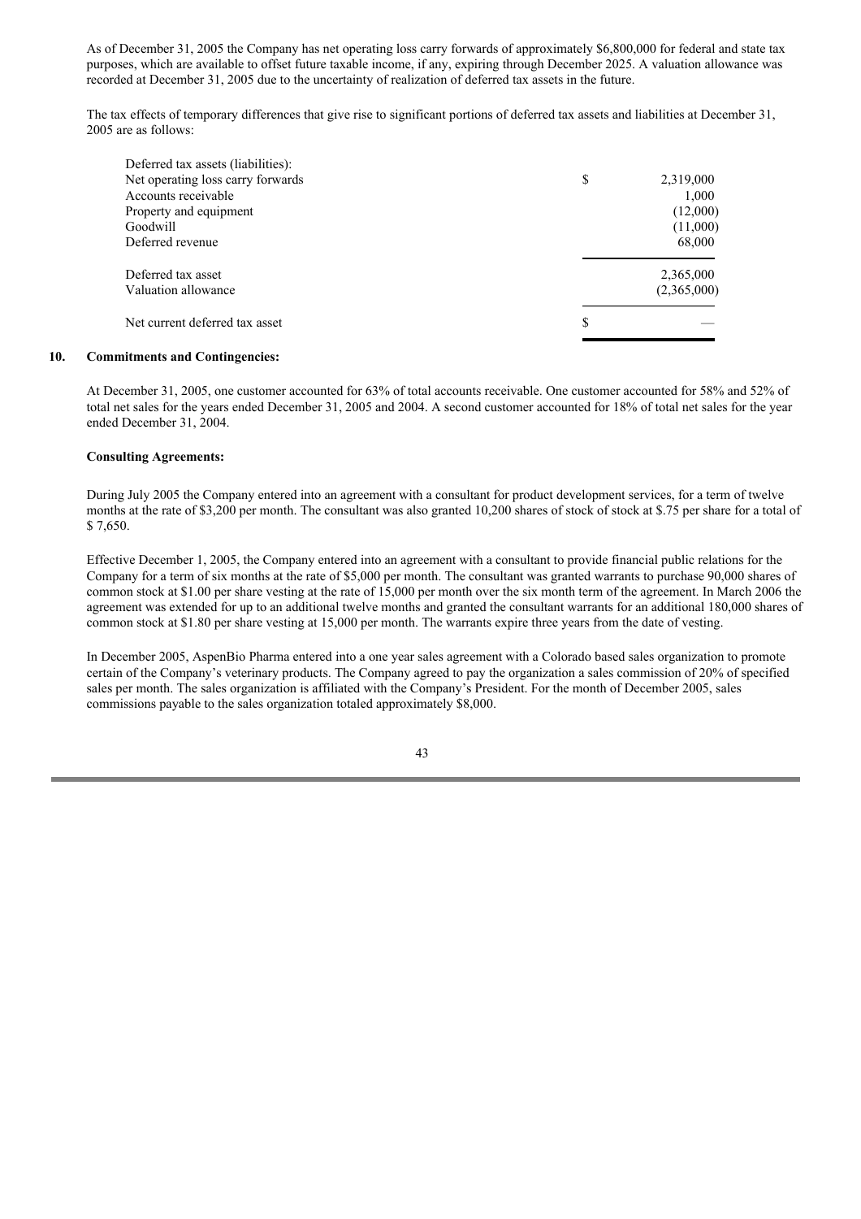As of December 31, 2005 the Company has net operating loss carry forwards of approximately $6,800,000 for federal and state tax purposes, which are available to offset future taxable income, if any, expiring through December 2025. A valuation allowance was recorded at December 31, 2005 due to the uncertainty of realization of deferred tax assets in the future.

The tax effects of temporary differences that give rise to significant portions of deferred tax assets and liabilities at December 31, 2005 are as follows:

| | |
|---|---|
| Deferred tax assets (liabilities): | |
| Net operating loss carry forwards | $ 2,319,000 |
| Accounts receivable | 1,000 |
| Property and equipment | (12,000) |
| Goodwill | (11,000) |
| Deferred revenue | 68,000 |
| Deferred tax asset | 2,365,000 |
| Valuation allowance | (2,365,000) |
| Net current deferred tax asset | $ — |

## 10. Commitments and Contingencies:

At December 31, 2005, one customer accounted for 63% of total accounts receivable. One customer accounted for 58% and 52% of total net sales for the years ended December 31, 2005 and 2004. A second customer accounted for 18% of total net sales for the year ended December 31, 2004.

**Consulting Agreements:**

During July 2005 the Company entered into an agreement with a consultant for product development services, for a term of twelve months at the rate of $3,200 per month. The consultant was also granted 10,200 shares of stock of stock at $.75 per share for a total of $ 7,650.

Effective December 1, 2005, the Company entered into an agreement with a consultant to provide financial public relations for the Company for a term of six months at the rate of $5,000 per month. The consultant was granted warrants to purchase 90,000 shares of common stock at $1.00 per share vesting at the rate of 15,000 per month over the six month term of the agreement. In March 2006 the agreement was extended for up to an additional twelve months and granted the consultant warrants for an additional 180,000 shares of common stock at $1.80 per share vesting at 15,000 per month. The warrants expire three years from the date of vesting.

In December 2005, AspenBio Pharma entered into a one year sales agreement with a Colorado based sales organization to promote certain of the Company's veterinary products. The Company agreed to pay the organization a sales commission of 20% of specified sales per month. The sales organization is affiliated with the Company's President. For the month of December 2005, sales commissions payable to the sales organization totaled approximately $8,000.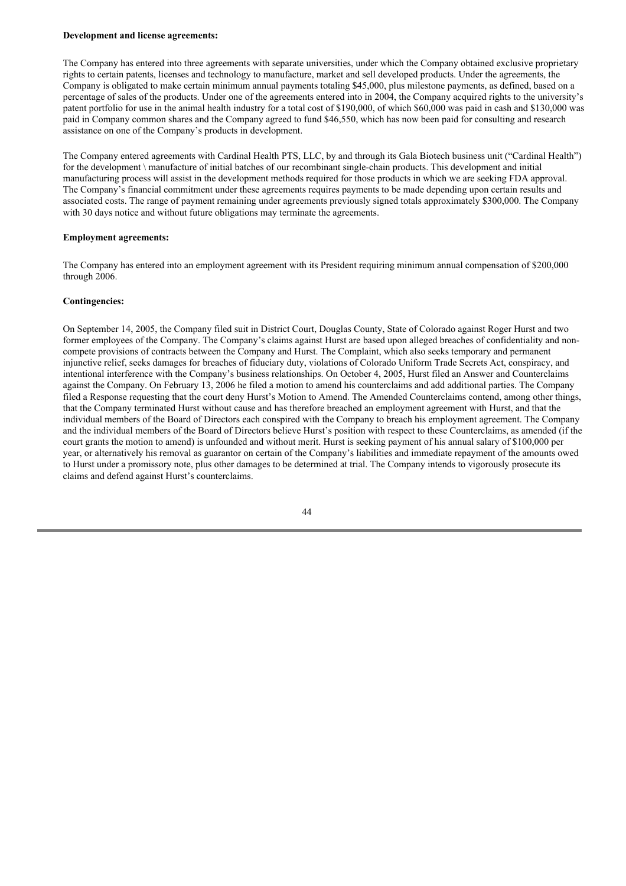**Development and license agreements:**

The Company has entered into three agreements with separate universities, under which the Company obtained exclusive proprietary rights to certain patents, licenses and technology to manufacture, market and sell developed products. Under the agreements, the Company is obligated to make certain minimum annual payments totaling $45,000, plus milestone payments, as defined, based on a percentage of sales of the products. Under one of the agreements entered into in 2004, the Company acquired rights to the university's patent portfolio for use in the animal health industry for a total cost of $190,000, of which $60,000 was paid in cash and $130,000 was paid in Company common shares and the Company agreed to fund $46,550, which has now been paid for consulting and research assistance on one of the Company's products in development.

The Company entered agreements with Cardinal Health PTS, LLC, by and through its Gala Biotech business unit ("Cardinal Health") for the development \ manufacture of initial batches of our recombinant single-chain products. This development and initial manufacturing process will assist in the development methods required for those products in which we are seeking FDA approval. The Company's financial commitment under these agreements requires payments to be made depending upon certain results and associated costs. The range of payment remaining under agreements previously signed totals approximately $300,000. The Company with 30 days notice and without future obligations may terminate the agreements.

**Employment agreements:**

The Company has entered into an employment agreement with its President requiring minimum annual compensation of $200,000 through 2006.

**Contingencies:**

On September 14, 2005, the Company filed suit in District Court, Douglas County, State of Colorado against Roger Hurst and two former employees of the Company. The Company's claims against Hurst are based upon alleged breaches of confidentiality and non-compete provisions of contracts between the Company and Hurst. The Complaint, which also seeks temporary and permanent injunctive relief, seeks damages for breaches of fiduciary duty, violations of Colorado Uniform Trade Secrets Act, conspiracy, and intentional interference with the Company's business relationships. On October 4, 2005, Hurst filed an Answer and Counterclaims against the Company. On February 13, 2006 he filed a motion to amend his counterclaims and add additional parties. The Company filed a Response requesting that the court deny Hurst's Motion to Amend. The Amended Counterclaims contend, among other things, that the Company terminated Hurst without cause and has therefore breached an employment agreement with Hurst, and that the individual members of the Board of Directors each conspired with the Company to breach his employment agreement. The Company and the individual members of the Board of Directors believe Hurst's position with respect to these Counterclaims, as amended (if the court grants the motion to amend) is unfounded and without merit. Hurst is seeking payment of his annual salary of $100,000 per year, or alternatively his removal as guarantor on certain of the Company's liabilities and immediate repayment of the amounts owed to Hurst under a promissory note, plus other damages to be determined at trial. The Company intends to vigorously prosecute its claims and defend against Hurst's counterclaims.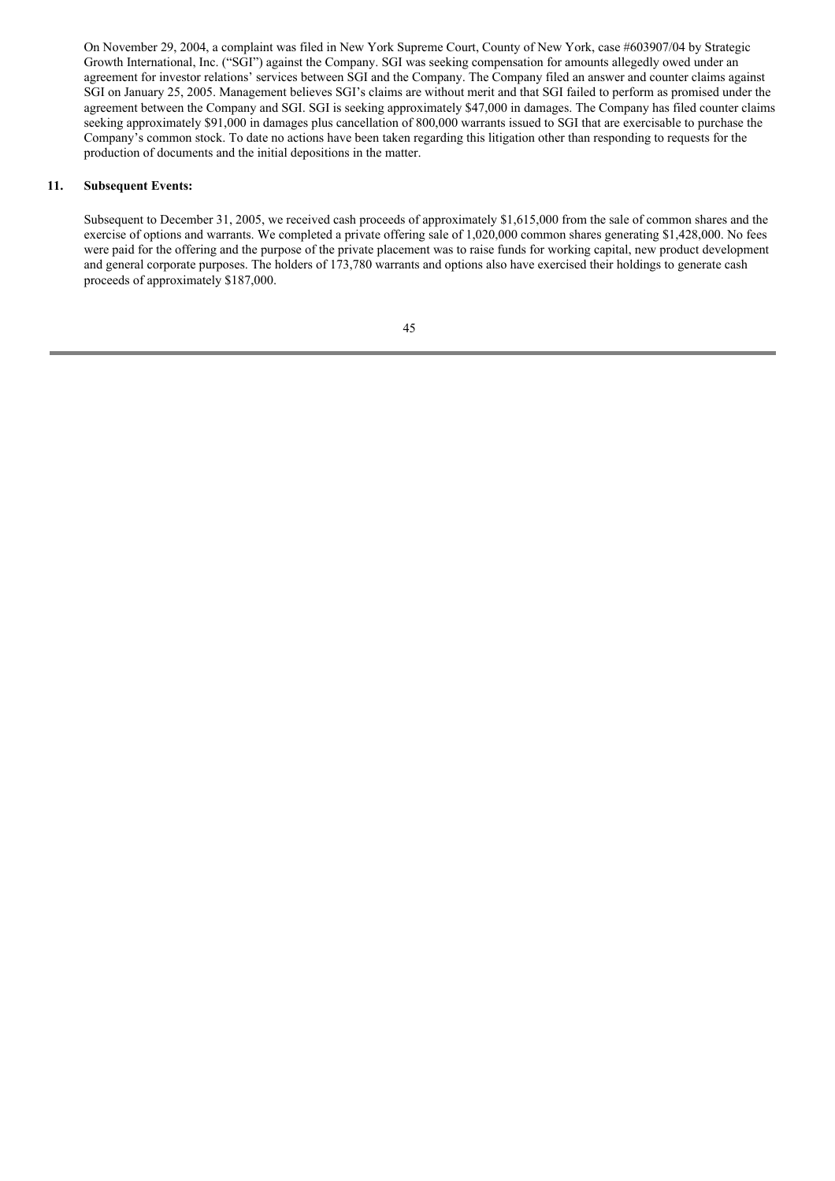On November 29, 2004, a complaint was filed in New York Supreme Court, County of New York, case #603907/04 by Strategic Growth International, Inc. ("SGI") against the Company. SGI was seeking compensation for amounts allegedly owed under an agreement for investor relations' services between SGI and the Company. The Company filed an answer and counter claims against SGI on January 25, 2005. Management believes SGI's claims are without merit and that SGI failed to perform as promised under the agreement between the Company and SGI. SGI is seeking approximately $47,000 in damages. The Company has filed counter claims seeking approximately $91,000 in damages plus cancellation of 800,000 warrants issued to SGI that are exercisable to purchase the Company's common stock. To date no actions have been taken regarding this litigation other than responding to requests for the production of documents and the initial depositions in the matter.

## 11. Subsequent Events:

Subsequent to December 31, 2005, we received cash proceeds of approximately $1,615,000 from the sale of common shares and the exercise of options and warrants. We completed a private offering sale of 1,020,000 common shares generating $1,428,000. No fees were paid for the offering and the purpose of the private placement was to raise funds for working capital, new product development and general corporate purposes. The holders of 173,780 warrants and options also have exercised their holdings to generate cash proceeds of approximately $187,000.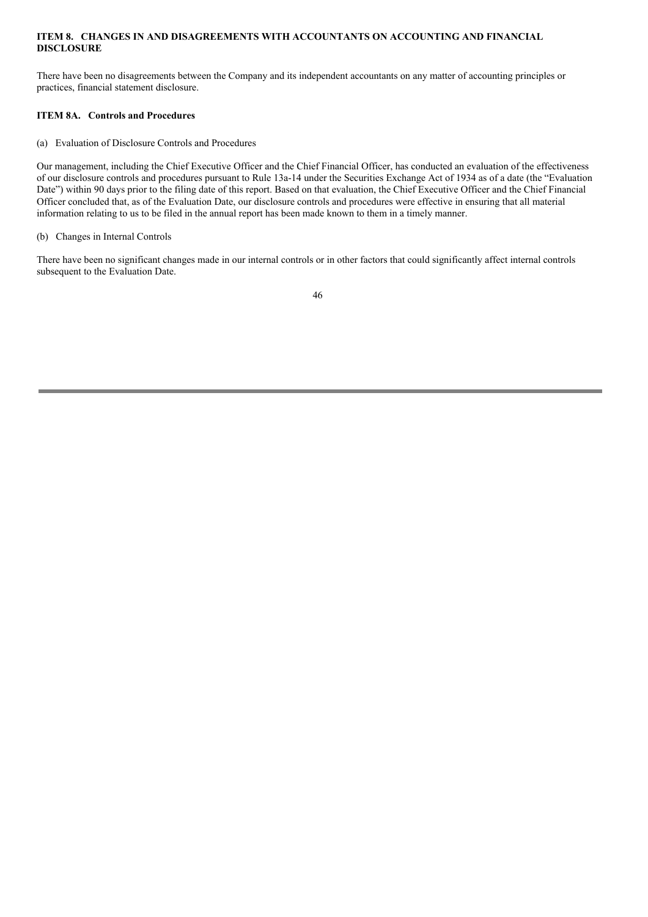### ITEM 8. CHANGES IN AND DISAGREEMENTS WITH ACCOUNTANTS ON ACCOUNTING AND FINANCIAL DISCLOSURE

There have been no disagreements between the Company and its independent accountants on any matter of accounting principles or practices, financial statement disclosure.

### ITEM 8A. Controls and Procedures

(a) Evaluation of Disclosure Controls and Procedures

Our management, including the Chief Executive Officer and the Chief Financial Officer, has conducted an evaluation of the effectiveness of our disclosure controls and procedures pursuant to Rule 13a-14 under the Securities Exchange Act of 1934 as of a date (the "Evaluation Date") within 90 days prior to the filing date of this report. Based on that evaluation, the Chief Executive Officer and the Chief Financial Officer concluded that, as of the Evaluation Date, our disclosure controls and procedures were effective in ensuring that all material information relating to us to be filed in the annual report has been made known to them in a timely manner.

(b) Changes in Internal Controls

There have been no significant changes made in our internal controls or in other factors that could significantly affect internal controls subsequent to the Evaluation Date.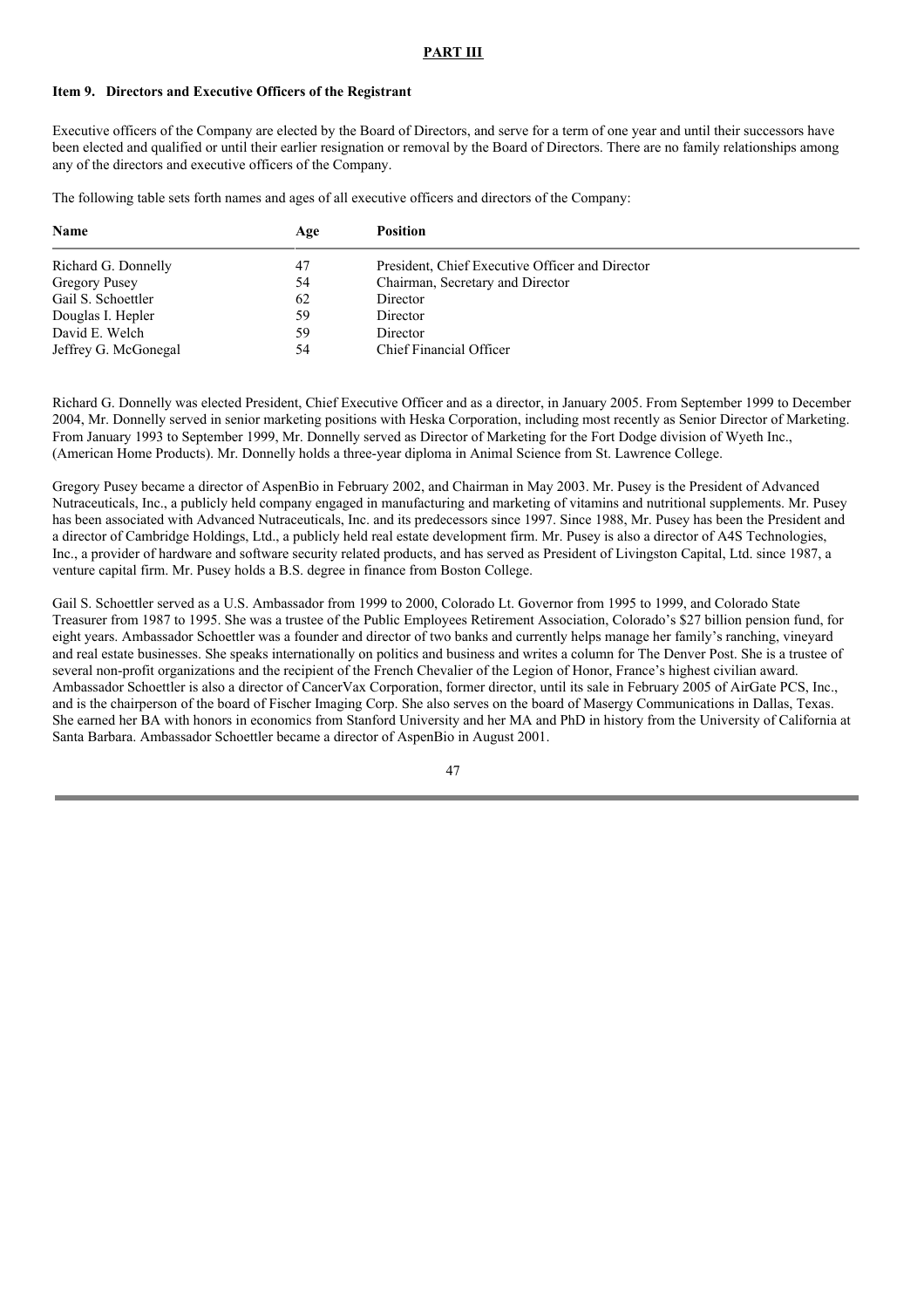## PART III

### Item 9. Directors and Executive Officers of the Registrant

Executive officers of the Company are elected by the Board of Directors, and serve for a term of one year and until their successors have been elected and qualified or until their earlier resignation or removal by the Board of Directors. There are no family relationships among any of the directors and executive officers of the Company.

The following table sets forth names and ages of all executive officers and directors of the Company:

| Name | Age | Position |
| --- | --- | --- |
| Richard G. Donnelly | 47 | President, Chief Executive Officer and Director |
| Gregory Pusey | 54 | Chairman, Secretary and Director |
| Gail S. Schoettler | 62 | Director |
| Douglas I. Hepler | 59 | Director |
| David E. Welch | 59 | Director |
| Jeffrey G. McGonegal | 54 | Chief Financial Officer |

Richard G. Donnelly was elected President, Chief Executive Officer and as a director, in January 2005. From September 1999 to December 2004, Mr. Donnelly served in senior marketing positions with Heska Corporation, including most recently as Senior Director of Marketing. From January 1993 to September 1999, Mr. Donnelly served as Director of Marketing for the Fort Dodge division of Wyeth Inc., (American Home Products). Mr. Donnelly holds a three-year diploma in Animal Science from St. Lawrence College.

Gregory Pusey became a director of AspenBio in February 2002, and Chairman in May 2003. Mr. Pusey is the President of Advanced Nutraceuticals, Inc., a publicly held company engaged in manufacturing and marketing of vitamins and nutritional supplements. Mr. Pusey has been associated with Advanced Nutraceuticals, Inc. and its predecessors since 1997. Since 1988, Mr. Pusey has been the President and a director of Cambridge Holdings, Ltd., a publicly held real estate development firm. Mr. Pusey is also a director of A4S Technologies, Inc., a provider of hardware and software security related products, and has served as President of Livingston Capital, Ltd. since 1987, a venture capital firm. Mr. Pusey holds a B.S. degree in finance from Boston College.

Gail S. Schoettler served as a U.S. Ambassador from 1999 to 2000, Colorado Lt. Governor from 1995 to 1999, and Colorado State Treasurer from 1987 to 1995. She was a trustee of the Public Employees Retirement Association, Colorado's $27 billion pension fund, for eight years. Ambassador Schoettler was a founder and director of two banks and currently helps manage her family's ranching, vineyard and real estate businesses. She speaks internationally on politics and business and writes a column for The Denver Post. She is a trustee of several non-profit organizations and the recipient of the French Chevalier of the Legion of Honor, France's highest civilian award. Ambassador Schoettler is also a director of CancerVax Corporation, former director, until its sale in February 2005 of AirGate PCS, Inc., and is the chairperson of the board of Fischer Imaging Corp. She also serves on the board of Masergy Communications in Dallas, Texas. She earned her BA with honors in economics from Stanford University and her MA and PhD in history from the University of California at Santa Barbara. Ambassador Schoettler became a director of AspenBio in August 2001.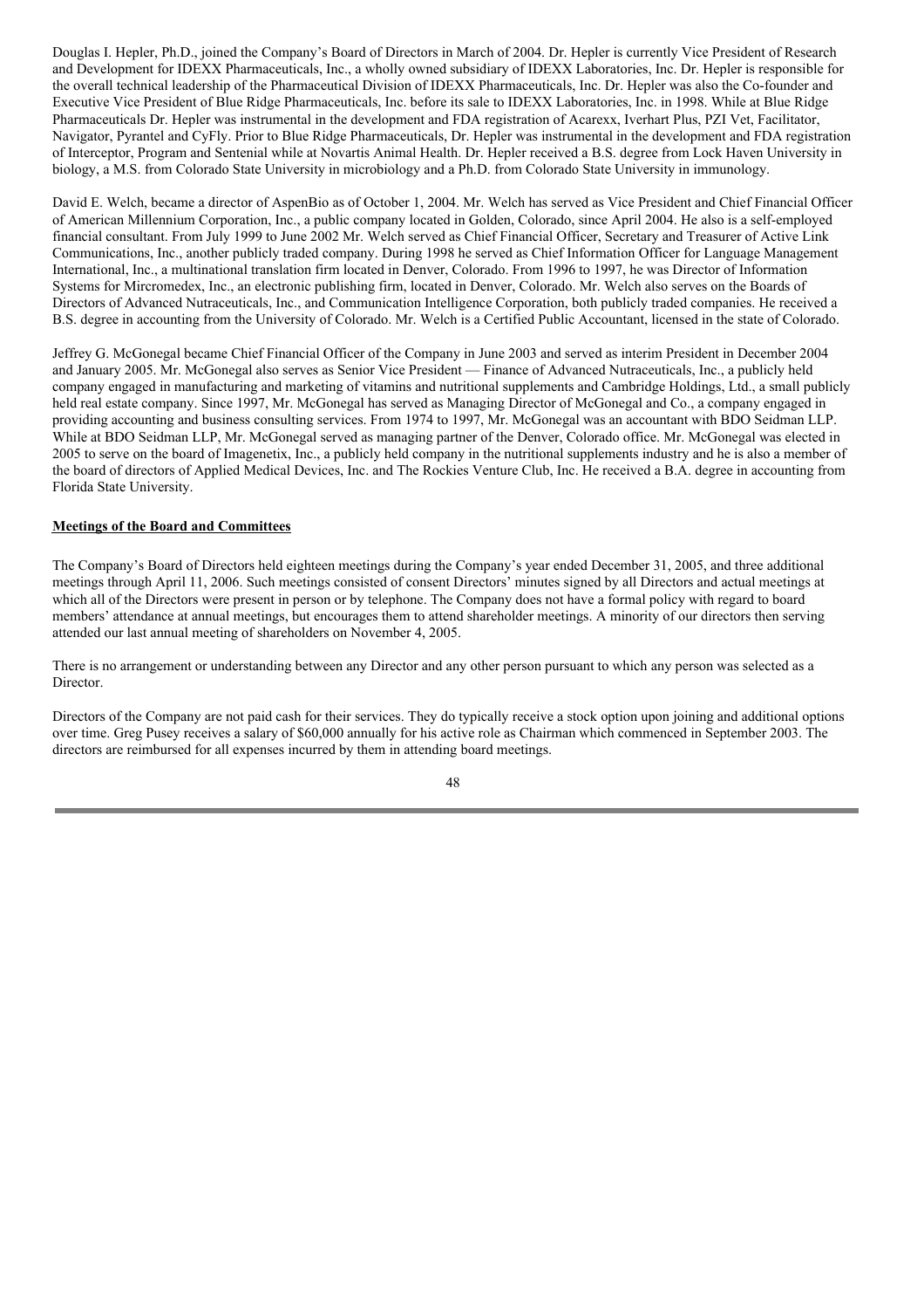Douglas I. Hepler, Ph.D., joined the Company's Board of Directors in March of 2004. Dr. Hepler is currently Vice President of Research and Development for IDEXX Pharmaceuticals, Inc., a wholly owned subsidiary of IDEXX Laboratories, Inc. Dr. Hepler is responsible for the overall technical leadership of the Pharmaceutical Division of IDEXX Pharmaceuticals, Inc. Dr. Hepler was also the Co-founder and Executive Vice President of Blue Ridge Pharmaceuticals, Inc. before its sale to IDEXX Laboratories, Inc. in 1998. While at Blue Ridge Pharmaceuticals Dr. Hepler was instrumental in the development and FDA registration of Acarexx, Iverhart Plus, PZI Vet, Facilitator, Navigator, Pyrantel and CyFly. Prior to Blue Ridge Pharmaceuticals, Dr. Hepler was instrumental in the development and FDA registration of Interceptor, Program and Sentenial while at Novartis Animal Health. Dr. Hepler received a B.S. degree from Lock Haven University in biology, a M.S. from Colorado State University in microbiology and a Ph.D. from Colorado State University in immunology.

David E. Welch, became a director of AspenBio as of October 1, 2004. Mr. Welch has served as Vice President and Chief Financial Officer of American Millennium Corporation, Inc., a public company located in Golden, Colorado, since April 2004. He also is a self-employed financial consultant. From July 1999 to June 2002 Mr. Welch served as Chief Financial Officer, Secretary and Treasurer of Active Link Communications, Inc., another publicly traded company. During 1998 he served as Chief Information Officer for Language Management International, Inc., a multinational translation firm located in Denver, Colorado. From 1996 to 1997, he was Director of Information Systems for Mircromedex, Inc., an electronic publishing firm, located in Denver, Colorado. Mr. Welch also serves on the Boards of Directors of Advanced Nutraceuticals, Inc., and Communication Intelligence Corporation, both publicly traded companies. He received a B.S. degree in accounting from the University of Colorado. Mr. Welch is a Certified Public Accountant, licensed in the state of Colorado.

Jeffrey G. McGonegal became Chief Financial Officer of the Company in June 2003 and served as interim President in December 2004 and January 2005. Mr. McGonegal also serves as Senior Vice President — Finance of Advanced Nutraceuticals, Inc., a publicly held company engaged in manufacturing and marketing of vitamins and nutritional supplements and Cambridge Holdings, Ltd., a small publicly held real estate company. Since 1997, Mr. McGonegal has served as Managing Director of McGonegal and Co., a company engaged in providing accounting and business consulting services. From 1974 to 1997, Mr. McGonegal was an accountant with BDO Seidman LLP. While at BDO Seidman LLP, Mr. McGonegal served as managing partner of the Denver, Colorado office. Mr. McGonegal was elected in 2005 to serve on the board of Imagenetix, Inc., a publicly held company in the nutritional supplements industry and he is also a member of the board of directors of Applied Medical Devices, Inc. and The Rockies Venture Club, Inc. He received a B.A. degree in accounting from Florida State University.

**Meetings of the Board and Committees**

The Company's Board of Directors held eighteen meetings during the Company's year ended December 31, 2005, and three additional meetings through April 11, 2006. Such meetings consisted of consent Directors' minutes signed by all Directors and actual meetings at which all of the Directors were present in person or by telephone. The Company does not have a formal policy with regard to board members' attendance at annual meetings, but encourages them to attend shareholder meetings. A minority of our directors then serving attended our last annual meeting of shareholders on November 4, 2005.

There is no arrangement or understanding between any Director and any other person pursuant to which any person was selected as a Director.

Directors of the Company are not paid cash for their services. They do typically receive a stock option upon joining and additional options over time. Greg Pusey receives a salary of $60,000 annually for his active role as Chairman which commenced in September 2003. The directors are reimbursed for all expenses incurred by them in attending board meetings.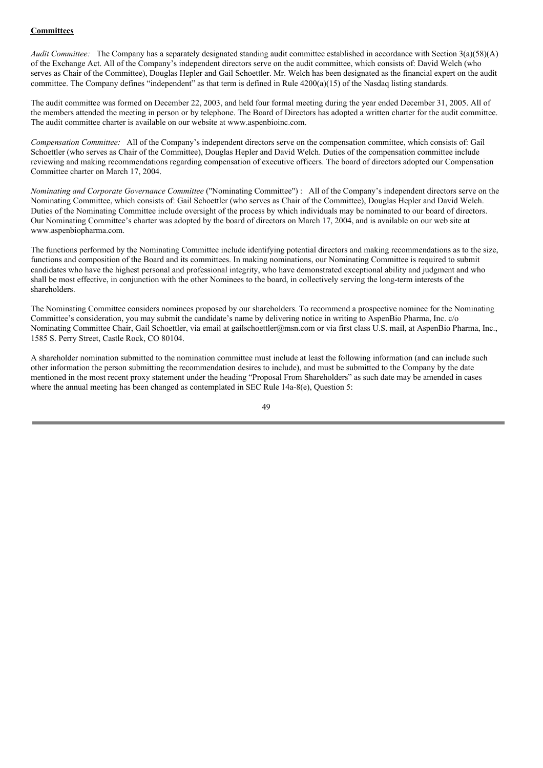**Committees**

*Audit Committee:* The Company has a separately designated standing audit committee established in accordance with Section 3(a)(58)(A) of the Exchange Act. All of the Company's independent directors serve on the audit committee, which consists of: David Welch (who serves as Chair of the Committee), Douglas Hepler and Gail Schoettler. Mr. Welch has been designated as the financial expert on the audit committee. The Company defines "independent" as that term is defined in Rule 4200(a)(15) of the Nasdaq listing standards.

The audit committee was formed on December 22, 2003, and held four formal meeting during the year ended December 31, 2005. All of the members attended the meeting in person or by telephone. The Board of Directors has adopted a written charter for the audit committee. The audit committee charter is available on our website at www.aspenbioinc.com.

*Compensation Committee:* All of the Company's independent directors serve on the compensation committee, which consists of: Gail Schoettler (who serves as Chair of the Committee), Douglas Hepler and David Welch. Duties of the compensation committee include reviewing and making recommendations regarding compensation of executive officers. The board of directors adopted our Compensation Committee charter on March 17, 2004.

*Nominating and Corporate Governance Committee* ("Nominating Committee") : All of the Company's independent directors serve on the Nominating Committee, which consists of: Gail Schoettler (who serves as Chair of the Committee), Douglas Hepler and David Welch. Duties of the Nominating Committee include oversight of the process by which individuals may be nominated to our board of directors. Our Nominating Committee's charter was adopted by the board of directors on March 17, 2004, and is available on our web site at www.aspenbiopharma.com.

The functions performed by the Nominating Committee include identifying potential directors and making recommendations as to the size, functions and composition of the Board and its committees. In making nominations, our Nominating Committee is required to submit candidates who have the highest personal and professional integrity, who have demonstrated exceptional ability and judgment and who shall be most effective, in conjunction with the other Nominees to the board, in collectively serving the long-term interests of the shareholders.

The Nominating Committee considers nominees proposed by our shareholders. To recommend a prospective nominee for the Nominating Committee's consideration, you may submit the candidate's name by delivering notice in writing to AspenBio Pharma, Inc. c/o Nominating Committee Chair, Gail Schoettler, via email at gailschoettler@msn.com or via first class U.S. mail, at AspenBio Pharma, Inc., 1585 S. Perry Street, Castle Rock, CO 80104.

A shareholder nomination submitted to the nomination committee must include at least the following information (and can include such other information the person submitting the recommendation desires to include), and must be submitted to the Company by the date mentioned in the most recent proxy statement under the heading "Proposal From Shareholders" as such date may be amended in cases where the annual meeting has been changed as contemplated in SEC Rule 14a-8(e), Question 5: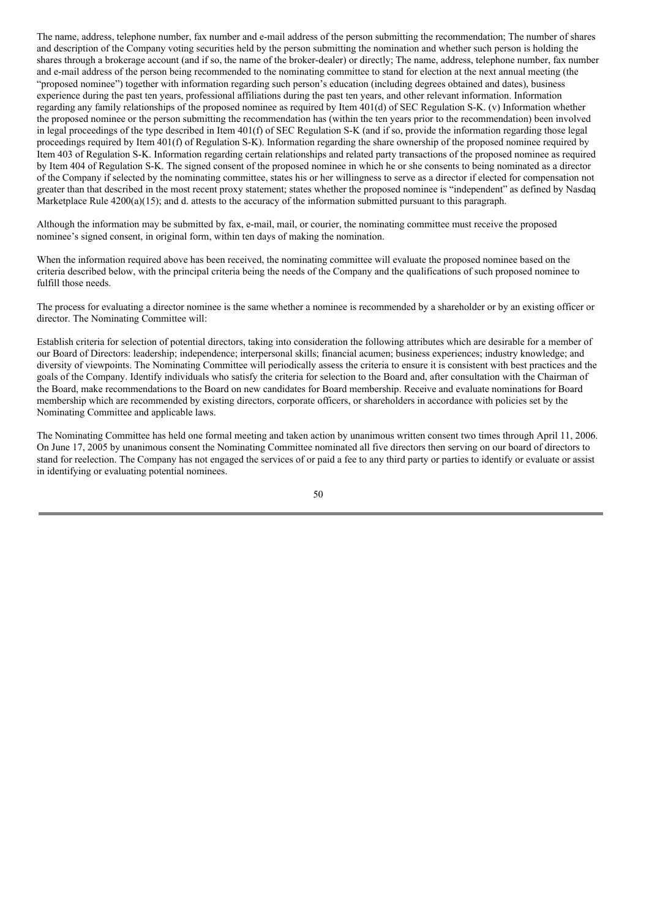The name, address, telephone number, fax number and e-mail address of the person submitting the recommendation; The number of shares and description of the Company voting securities held by the person submitting the nomination and whether such person is holding the shares through a brokerage account (and if so, the name of the broker-dealer) or directly; The name, address, telephone number, fax number and e-mail address of the person being recommended to the nominating committee to stand for election at the next annual meeting (the "proposed nominee") together with information regarding such person's education (including degrees obtained and dates), business experience during the past ten years, professional affiliations during the past ten years, and other relevant information. Information regarding any family relationships of the proposed nominee as required by Item 401(d) of SEC Regulation S-K. (v) Information whether the proposed nominee or the person submitting the recommendation has (within the ten years prior to the recommendation) been involved in legal proceedings of the type described in Item 401(f) of SEC Regulation S-K (and if so, provide the information regarding those legal proceedings required by Item 401(f) of Regulation S-K). Information regarding the share ownership of the proposed nominee required by Item 403 of Regulation S-K. Information regarding certain relationships and related party transactions of the proposed nominee as required by Item 404 of Regulation S-K. The signed consent of the proposed nominee in which he or she consents to being nominated as a director of the Company if selected by the nominating committee, states his or her willingness to serve as a director if elected for compensation not greater than that described in the most recent proxy statement; states whether the proposed nominee is "independent" as defined by Nasdaq Marketplace Rule 4200(a)(15); and d. attests to the accuracy of the information submitted pursuant to this paragraph.

Although the information may be submitted by fax, e-mail, mail, or courier, the nominating committee must receive the proposed nominee's signed consent, in original form, within ten days of making the nomination.

When the information required above has been received, the nominating committee will evaluate the proposed nominee based on the criteria described below, with the principal criteria being the needs of the Company and the qualifications of such proposed nominee to fulfill those needs.

The process for evaluating a director nominee is the same whether a nominee is recommended by a shareholder or by an existing officer or director. The Nominating Committee will:

Establish criteria for selection of potential directors, taking into consideration the following attributes which are desirable for a member of our Board of Directors: leadership; independence; interpersonal skills; financial acumen; business experiences; industry knowledge; and diversity of viewpoints. The Nominating Committee will periodically assess the criteria to ensure it is consistent with best practices and the goals of the Company. Identify individuals who satisfy the criteria for selection to the Board and, after consultation with the Chairman of the Board, make recommendations to the Board on new candidates for Board membership. Receive and evaluate nominations for Board membership which are recommended by existing directors, corporate officers, or shareholders in accordance with policies set by the Nominating Committee and applicable laws.

The Nominating Committee has held one formal meeting and taken action by unanimous written consent two times through April 11, 2006. On June 17, 2005 by unanimous consent the Nominating Committee nominated all five directors then serving on our board of directors to stand for reelection. The Company has not engaged the services of or paid a fee to any third party or parties to identify or evaluate or assist in identifying or evaluating potential nominees.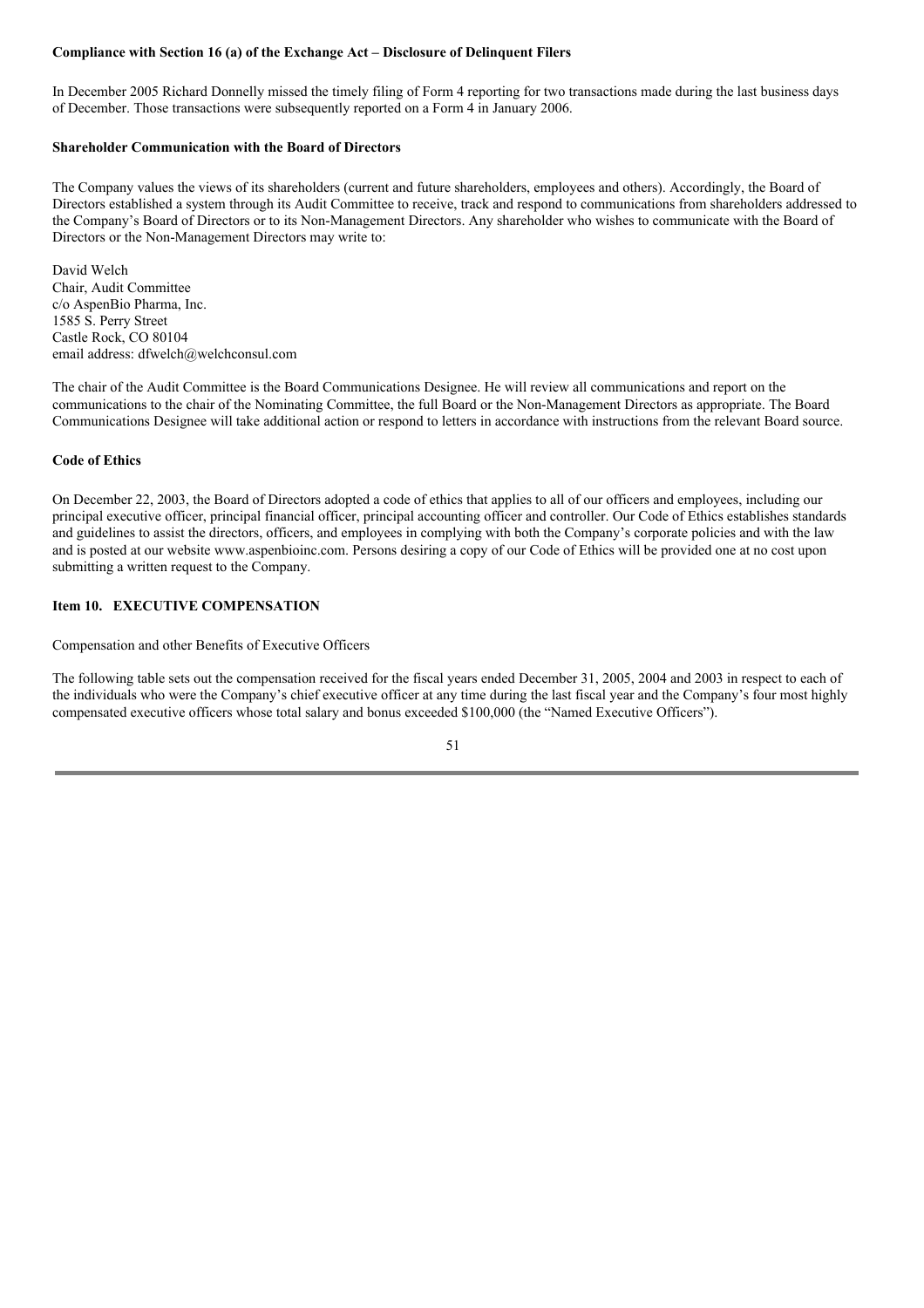**Compliance with Section 16 (a) of the Exchange Act – Disclosure of Delinquent Filers**

In December 2005 Richard Donnelly missed the timely filing of Form 4 reporting for two transactions made during the last business days of December. Those transactions were subsequently reported on a Form 4 in January 2006.

**Shareholder Communication with the Board of Directors**

The Company values the views of its shareholders (current and future shareholders, employees and others). Accordingly, the Board of Directors established a system through its Audit Committee to receive, track and respond to communications from shareholders addressed to the Company's Board of Directors or to its Non-Management Directors. Any shareholder who wishes to communicate with the Board of Directors or the Non-Management Directors may write to:

David Welch  
Chair, Audit Committee  
c/o AspenBio Pharma, Inc.  
1585 S. Perry Street  
Castle Rock, CO 80104  
email address: dfwelch@welchconsul.com

The chair of the Audit Committee is the Board Communications Designee. He will review all communications and report on the communications to the chair of the Nominating Committee, the full Board or the Non-Management Directors as appropriate. The Board Communications Designee will take additional action or respond to letters in accordance with instructions from the relevant Board source.

**Code of Ethics**

On December 22, 2003, the Board of Directors adopted a code of ethics that applies to all of our officers and employees, including our principal executive officer, principal financial officer, principal accounting officer and controller. Our Code of Ethics establishes standards and guidelines to assist the directors, officers, and employees in complying with both the Company's corporate policies and with the law and is posted at our website www.aspenbioinc.com. Persons desiring a copy of our Code of Ethics will be provided one at no cost upon submitting a written request to the Company.

**Item 10. EXECUTIVE COMPENSATION**

Compensation and other Benefits of Executive Officers

The following table sets out the compensation received for the fiscal years ended December 31, 2005, 2004 and 2003 in respect to each of the individuals who were the Company's chief executive officer at any time during the last fiscal year and the Company's four most highly compensated executive officers whose total salary and bonus exceeded $100,000 (the "Named Executive Officers").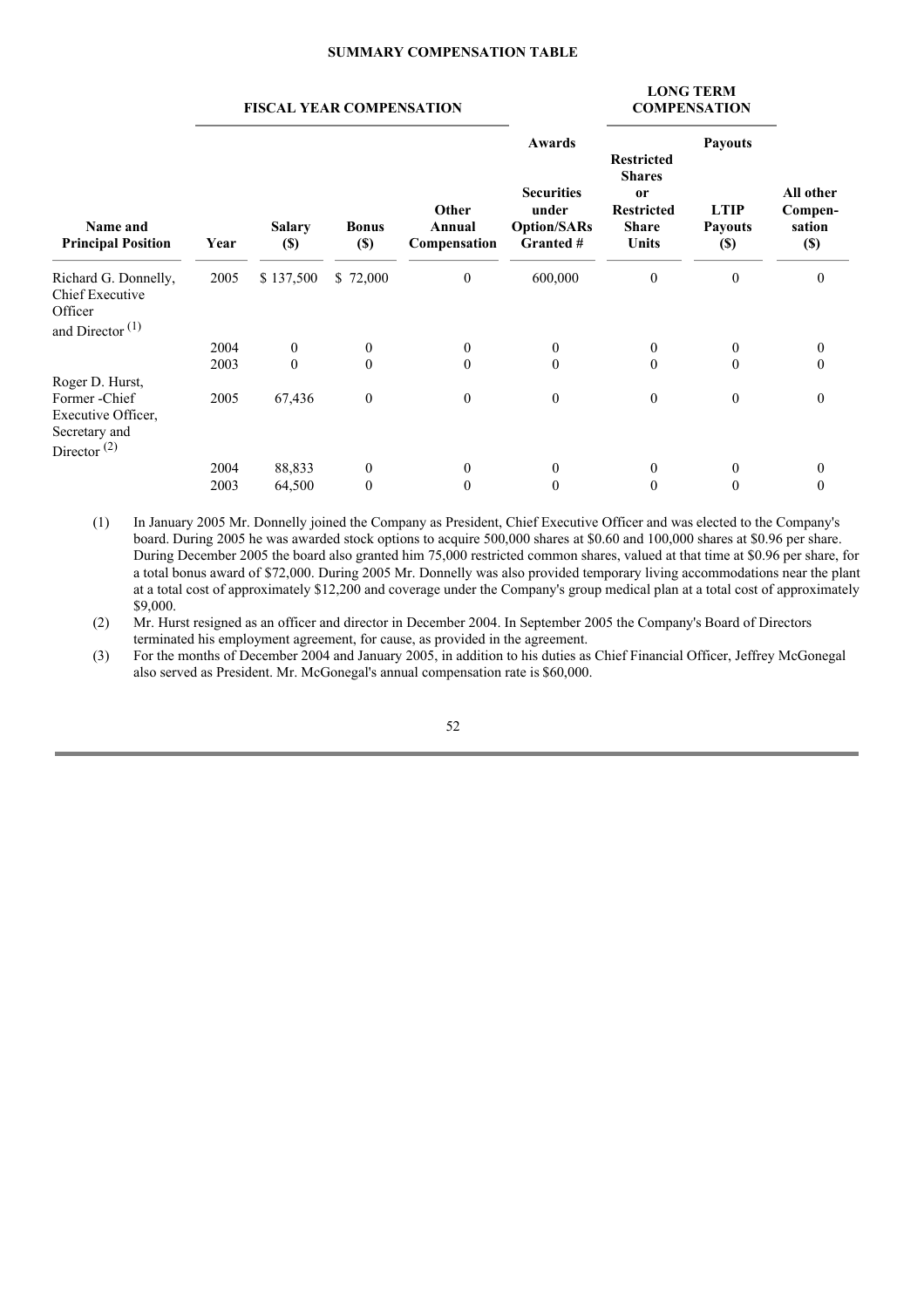**SUMMARY COMPENSATION TABLE**

| | | FISCAL YEAR COMPENSATION | | | LONG TERM COMPENSATION | | | |
|---|---|---|---|---|---|---|---|---|
| | | | | | Awards | | Payouts | |
| Name and Principal Position | Year | Salary ($) | Bonus ($) | Other Annual Compensation | Securities under Option/SARs Granted # | Restricted Shares or Restricted Share Units | LTIP Payouts ($) | All other Compen-sation ($) |
| Richard G. Donnelly, Chief Executive Officer and Director (1) | 2005 | $ 137,500 | $ 72,000 | 0 | 600,000 | 0 | 0 | 0 |
| | 2004 | 0 | 0 | 0 | 0 | 0 | 0 | 0 |
| | 2003 | 0 | 0 | 0 | 0 | 0 | 0 | 0 |
| Roger D. Hurst, Former -Chief Executive Officer, Secretary and Director (2) | 2005 | 67,436 | 0 | 0 | 0 | 0 | 0 | 0 |
| | 2004 | 88,833 | 0 | 0 | 0 | 0 | 0 | 0 |
| | 2003 | 64,500 | 0 | 0 | 0 | 0 | 0 | 0 |

(1) In January 2005 Mr. Donnelly joined the Company as President, Chief Executive Officer and was elected to the Company's board. During 2005 he was awarded stock options to acquire 500,000 shares at $0.60 and 100,000 shares at $0.96 per share. During December 2005 the board also granted him 75,000 restricted common shares, valued at that time at $0.96 per share, for a total bonus award of $72,000. During 2005 Mr. Donnelly was also provided temporary living accommodations near the plant at a total cost of approximately $12,200 and coverage under the Company's group medical plan at a total cost of approximately $9,000.

(2) Mr. Hurst resigned as an officer and director in December 2004. In September 2005 the Company's Board of Directors terminated his employment agreement, for cause, as provided in the agreement.

(3) For the months of December 2004 and January 2005, in addition to his duties as Chief Financial Officer, Jeffrey McGonegal also served as President. Mr. McGonegal's annual compensation rate is $60,000.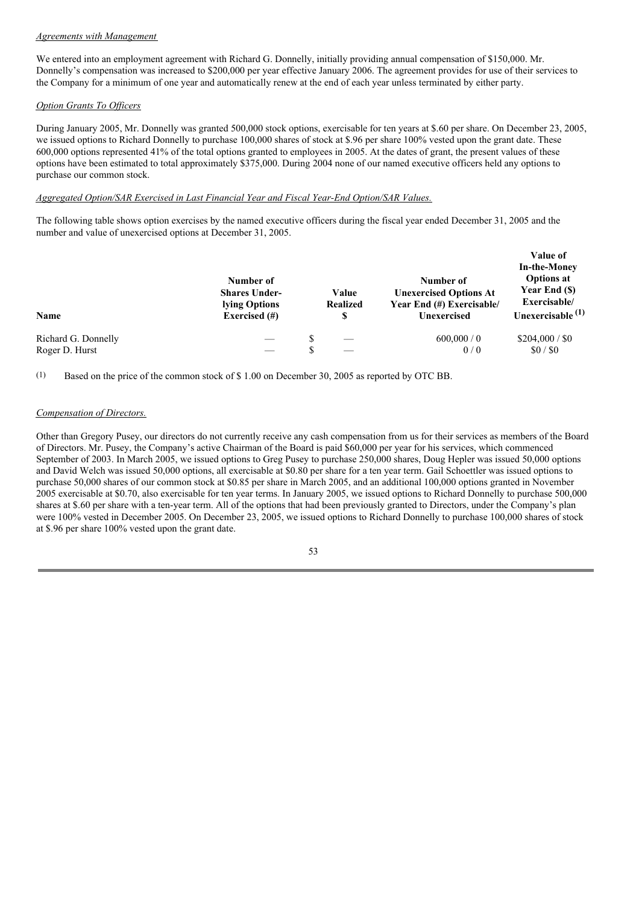*Agreements with Management*

We entered into an employment agreement with Richard G. Donnelly, initially providing annual compensation of $150,000. Mr. Donnelly's compensation was increased to $200,000 per year effective January 2006. The agreement provides for use of their services to the Company for a minimum of one year and automatically renew at the end of each year unless terminated by either party.

*Option Grants To Officers*

During January 2005, Mr. Donnelly was granted 500,000 stock options, exercisable for ten years at $.60 per share. On December 23, 2005, we issued options to Richard Donnelly to purchase 100,000 shares of stock at $.96 per share 100% vested upon the grant date. These 600,000 options represented 41% of the total options granted to employees in 2005. At the dates of grant, the present values of these options have been estimated to total approximately $375,000. During 2004 none of our named executive officers held any options to purchase our common stock.

*Aggregated Option/SAR Exercised in Last Financial Year and Fiscal Year-End Option/SAR Values.*

The following table shows option exercises by the named executive officers during the fiscal year ended December 31, 2005 and the number and value of unexercised options at December 31, 2005.

| Name | Number of Shares Under-lying Options Exercised (#) | Value Realized $ | Number of Unexercised Options At Year End (#) Exercisable/ Unexercised | Value of In-the-Money Options at Year End ($) Exercisable/ Unexercisable (1) |
|---|---|---|---|---|
| Richard G. Donnelly | — | $ — | 600,000 / 0 | $204,000 / $0 |
| Roger D. Hurst | — | $ — | 0 / 0 | $0 / $0 |

(1) Based on the price of the common stock of $ 1.00 on December 30, 2005 as reported by OTC BB.

*Compensation of Directors.*

Other than Gregory Pusey, our directors do not currently receive any cash compensation from us for their services as members of the Board of Directors. Mr. Pusey, the Company's active Chairman of the Board is paid $60,000 per year for his services, which commenced September of 2003. In March 2005, we issued options to Greg Pusey to purchase 250,000 shares, Doug Hepler was issued 50,000 options and David Welch was issued 50,000 options, all exercisable at $0.80 per share for a ten year term. Gail Schoettler was issued options to purchase 50,000 shares of our common stock at $0.85 per share in March 2005, and an additional 100,000 options granted in November 2005 exercisable at $0.70, also exercisable for ten year terms. In January 2005, we issued options to Richard Donnelly to purchase 500,000 shares at $.60 per share with a ten-year term. All of the options that had been previously granted to Directors, under the Company's plan were 100% vested in December 2005. On December 23, 2005, we issued options to Richard Donnelly to purchase 100,000 shares of stock at $.96 per share 100% vested upon the grant date.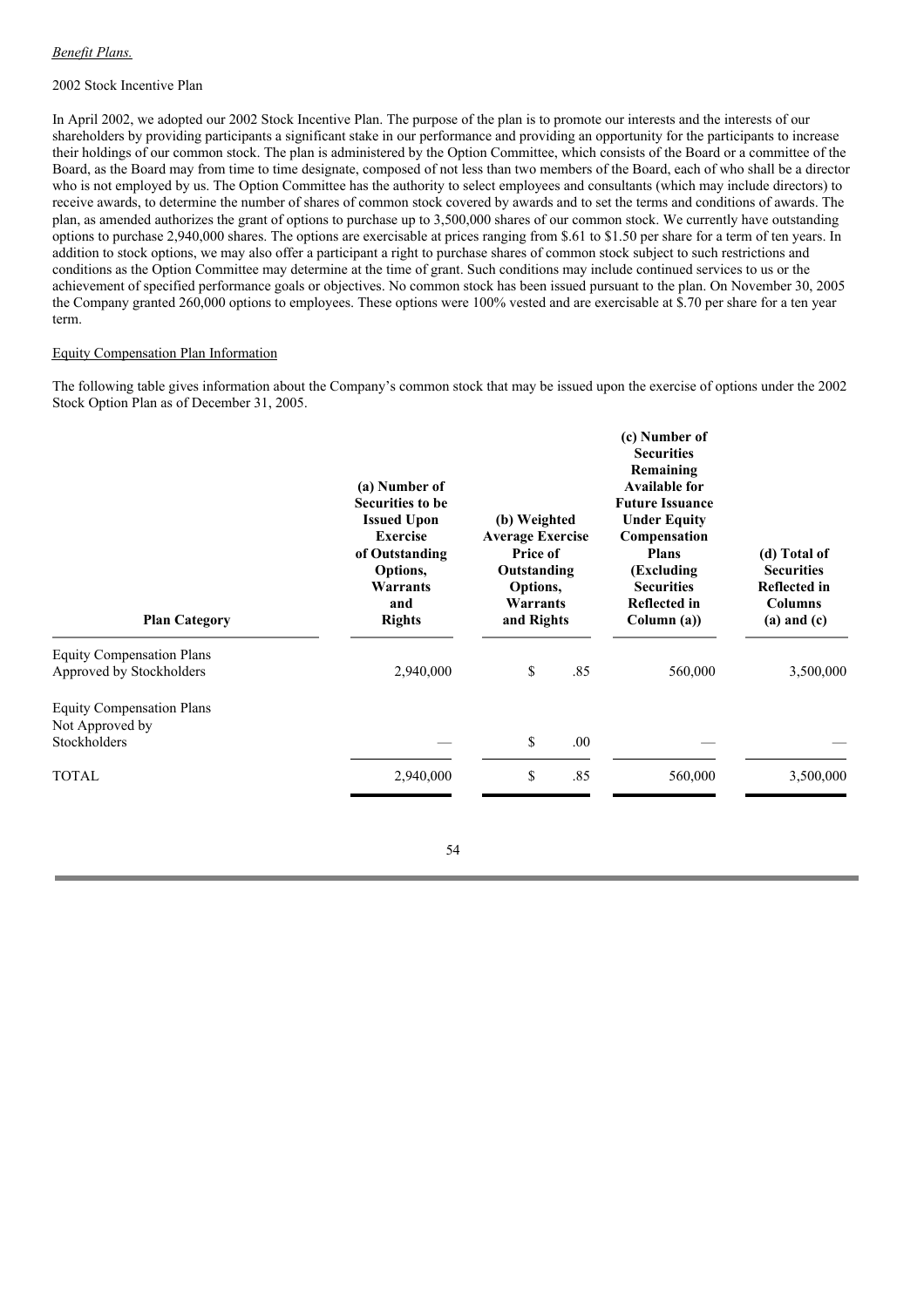*Benefit Plans.*

2002 Stock Incentive Plan

In April 2002, we adopted our 2002 Stock Incentive Plan. The purpose of the plan is to promote our interests and the interests of our shareholders by providing participants a significant stake in our performance and providing an opportunity for the participants to increase their holdings of our common stock. The plan is administered by the Option Committee, which consists of the Board or a committee of the Board, as the Board may from time to time designate, composed of not less than two members of the Board, each of who shall be a director who is not employed by us. The Option Committee has the authority to select employees and consultants (which may include directors) to receive awards, to determine the number of shares of common stock covered by awards and to set the terms and conditions of awards. The plan, as amended authorizes the grant of options to purchase up to 3,500,000 shares of our common stock. We currently have outstanding options to purchase 2,940,000 shares. The options are exercisable at prices ranging from $.61 to $1.50 per share for a term of ten years. In addition to stock options, we may also offer a participant a right to purchase shares of common stock subject to such restrictions and conditions as the Option Committee may determine at the time of grant. Such conditions may include continued services to us or the achievement of specified performance goals or objectives. No common stock has been issued pursuant to the plan. On November 30, 2005 the Company granted 260,000 options to employees. These options were 100% vested and are exercisable at $.70 per share for a ten year term.

Equity Compensation Plan Information

The following table gives information about the Company's common stock that may be issued upon the exercise of options under the 2002 Stock Option Plan as of December 31, 2005.

| Plan Category | (a) Number of Securities to be Issued Upon Exercise of Outstanding Options, Warrants and Rights | (b) Weighted Average Exercise Price of Outstanding Options, Warrants and Rights | (c) Number of Securities Remaining Available for Future Issuance Under Equity Compensation Plans (Excluding Securities Reflected in Column (a)) | (d) Total of Securities Reflected in Columns (a) and (c) |
|---|---|---|---|---|
| Equity Compensation Plans Approved by Stockholders | 2,940,000 | $ .85 | 560,000 | 3,500,000 |
| Equity Compensation Plans Not Approved by Stockholders | — | $ .00 | — | — |
| TOTAL | 2,940,000 | $ .85 | 560,000 | 3,500,000 |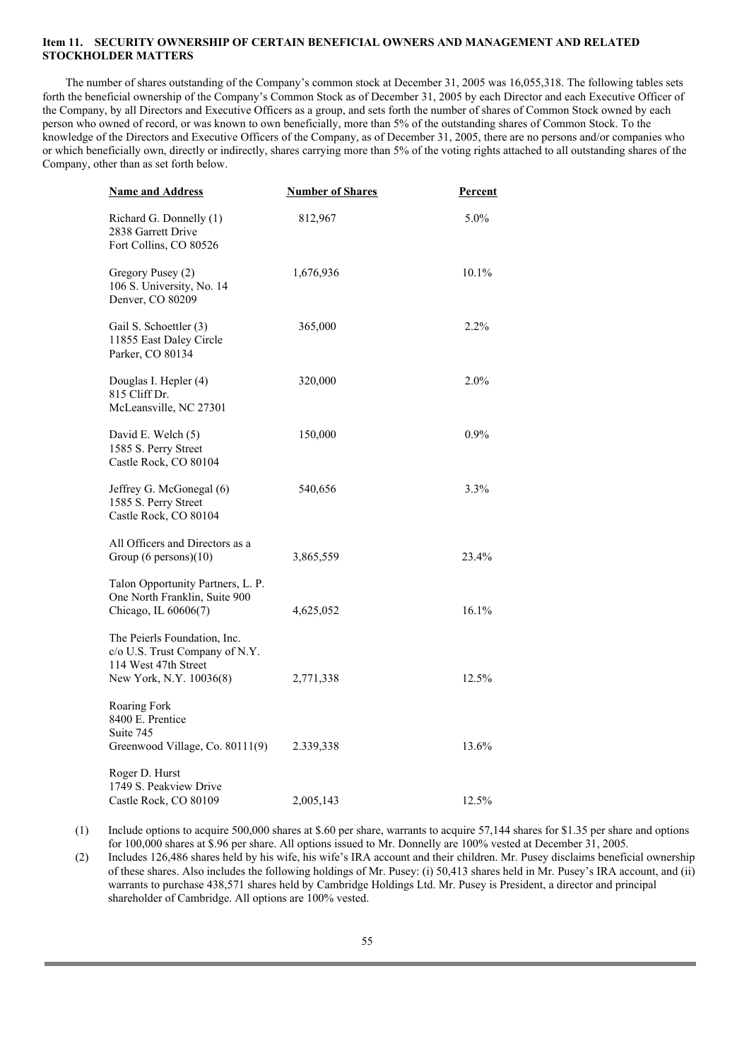**Item 11. SECURITY OWNERSHIP OF CERTAIN BENEFICIAL OWNERS AND MANAGEMENT AND RELATED STOCKHOLDER MATTERS**

The number of shares outstanding of the Company's common stock at December 31, 2005 was 16,055,318. The following tables sets forth the beneficial ownership of the Company's Common Stock as of December 31, 2005 by each Director and each Executive Officer of the Company, by all Directors and Executive Officers as a group, and sets forth the number of shares of Common Stock owned by each person who owned of record, or was known to own beneficially, more than 5% of the outstanding shares of Common Stock. To the knowledge of the Directors and Executive Officers of the Company, as of December 31, 2005, there are no persons and/or companies who or which beneficially own, directly or indirectly, shares carrying more than 5% of the voting rights attached to all outstanding shares of the Company, other than as set forth below.

| Name and Address | Number of Shares | Percent |
|---|---|---|
| Richard G. Donnelly (1)<br>2838 Garrett Drive<br>Fort Collins, CO 80526 | 812,967 | 5.0% |
| Gregory Pusey (2)<br>106 S. University, No. 14<br>Denver, CO 80209 | 1,676,936 | 10.1% |
| Gail S. Schoettler (3)<br>11855 East Daley Circle<br>Parker, CO 80134 | 365,000 | 2.2% |
| Douglas I. Hepler (4)<br>815 Cliff Dr.<br>McLeansville, NC 27301 | 320,000 | 2.0% |
| David E. Welch (5)<br>1585 S. Perry Street<br>Castle Rock, CO 80104 | 150,000 | 0.9% |
| Jeffrey G. McGonegal (6)<br>1585 S. Perry Street<br>Castle Rock, CO 80104 | 540,656 | 3.3% |
| All Officers and Directors as a Group (6 persons)(10) | 3,865,559 | 23.4% |
| Talon Opportunity Partners, L. P.<br>One North Franklin, Suite 900<br>Chicago, IL 60606(7) | 4,625,052 | 16.1% |
| The Peierls Foundation, Inc.<br>c/o U.S. Trust Company of N.Y.<br>114 West 47th Street<br>New York, N.Y. 10036(8) | 2,771,338 | 12.5% |
| Roaring Fork<br>8400 E. Prentice<br>Suite 745<br>Greenwood Village, Co. 80111(9) | 2.339,338 | 13.6% |
| Roger D. Hurst<br>1749 S. Peakview Drive<br>Castle Rock, CO 80109 | 2,005,143 | 12.5% |

(1) Include options to acquire 500,000 shares at $.60 per share, warrants to acquire 57,144 shares for $1.35 per share and options for 100,000 shares at $.96 per share. All options issued to Mr. Donnelly are 100% vested at December 31, 2005.

(2) Includes 126,486 shares held by his wife, his wife's IRA account and their children. Mr. Pusey disclaims beneficial ownership of these shares. Also includes the following holdings of Mr. Pusey: (i) 50,413 shares held in Mr. Pusey's IRA account, and (ii) warrants to purchase 438,571 shares held by Cambridge Holdings Ltd. Mr. Pusey is President, a director and principal shareholder of Cambridge. All options are 100% vested.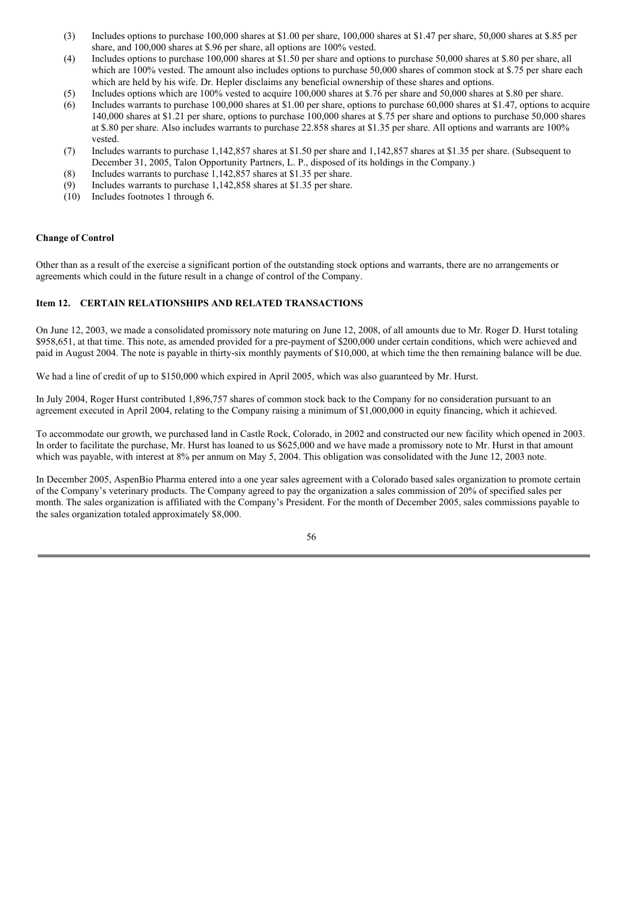(3) Includes options to purchase 100,000 shares at $1.00 per share, 100,000 shares at $1.47 per share, 50,000 shares at $.85 per share, and 100,000 shares at $.96 per share, all options are 100% vested.

(4) Includes options to purchase 100,000 shares at $1.50 per share and options to purchase 50,000 shares at $.80 per share, all which are 100% vested. The amount also includes options to purchase 50,000 shares of common stock at $.75 per share each which are held by his wife. Dr. Hepler disclaims any beneficial ownership of these shares and options.

(5) Includes options which are 100% vested to acquire 100,000 shares at $.76 per share and 50,000 shares at $.80 per share.

(6) Includes warrants to purchase 100,000 shares at $1.00 per share, options to purchase 60,000 shares at $1.47, options to acquire 140,000 shares at $1.21 per share, options to purchase 100,000 shares at $.75 per share and options to purchase 50,000 shares at $.80 per share. Also includes warrants to purchase 22.858 shares at $1.35 per share. All options and warrants are 100% vested.

(7) Includes warrants to purchase 1,142,857 shares at $1.50 per share and 1,142,857 shares at $1.35 per share. (Subsequent to December 31, 2005, Talon Opportunity Partners, L. P., disposed of its holdings in the Company.)

(8) Includes warrants to purchase 1,142,857 shares at $1.35 per share.

(9) Includes warrants to purchase 1,142,858 shares at $1.35 per share.

(10) Includes footnotes 1 through 6.

**Change of Control**

Other than as a result of the exercise a significant portion of the outstanding stock options and warrants, there are no arrangements or agreements which could in the future result in a change of control of the Company.

### Item 12. CERTAIN RELATIONSHIPS AND RELATED TRANSACTIONS

On June 12, 2003, we made a consolidated promissory note maturing on June 12, 2008, of all amounts due to Mr. Roger D. Hurst totaling $958,651, at that time. This note, as amended provided for a pre-payment of $200,000 under certain conditions, which were achieved and paid in August 2004. The note is payable in thirty-six monthly payments of $10,000, at which time the then remaining balance will be due.

We had a line of credit of up to $150,000 which expired in April 2005, which was also guaranteed by Mr. Hurst.

In July 2004, Roger Hurst contributed 1,896,757 shares of common stock back to the Company for no consideration pursuant to an agreement executed in April 2004, relating to the Company raising a minimum of $1,000,000 in equity financing, which it achieved.

To accommodate our growth, we purchased land in Castle Rock, Colorado, in 2002 and constructed our new facility which opened in 2003. In order to facilitate the purchase, Mr. Hurst has loaned to us $625,000 and we have made a promissory note to Mr. Hurst in that amount which was payable, with interest at 8% per annum on May 5, 2004. This obligation was consolidated with the June 12, 2003 note.

In December 2005, AspenBio Pharma entered into a one year sales agreement with a Colorado based sales organization to promote certain of the Company's veterinary products. The Company agreed to pay the organization a sales commission of 20% of specified sales per month. The sales organization is affiliated with the Company's President. For the month of December 2005, sales commissions payable to the sales organization totaled approximately $8,000.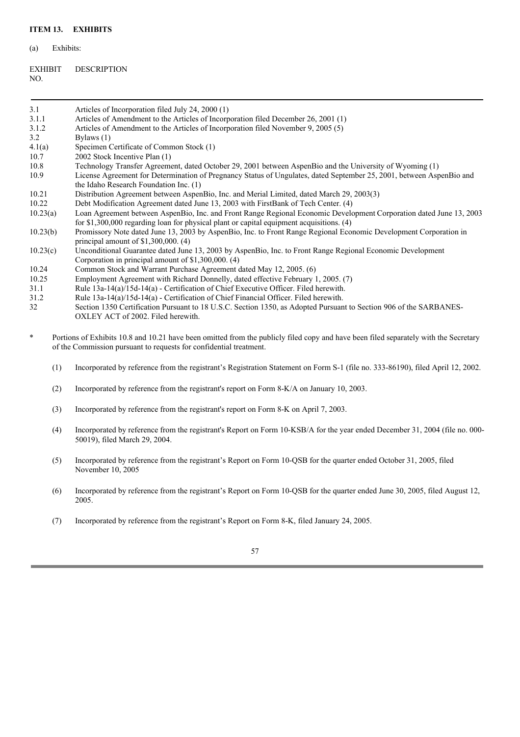**ITEM 13. EXHIBITS**

(a) Exhibits:

| EXHIBIT NO. | DESCRIPTION |
|---|---|
| 3.1 | Articles of Incorporation filed July 24, 2000 (1) |
| 3.1.1 | Articles of Amendment to the Articles of Incorporation filed December 26, 2001 (1) |
| 3.1.2 | Articles of Amendment to the Articles of Incorporation filed November 9, 2005 (5) |
| 3.2 | Bylaws (1) |
| 4.1(a) | Specimen Certificate of Common Stock (1) |
| 10.7 | 2002 Stock Incentive Plan (1) |
| 10.8 | Technology Transfer Agreement, dated October 29, 2001 between AspenBio and the University of Wyoming (1) |
| 10.9 | License Agreement for Determination of Pregnancy Status of Ungulates, dated September 25, 2001, between AspenBio and the Idaho Research Foundation Inc. (1) |
| 10.21 | Distribution Agreement between AspenBio, Inc. and Merial Limited, dated March 29, 2003(3) |
| 10.22 | Debt Modification Agreement dated June 13, 2003 with FirstBank of Tech Center. (4) |
| 10.23(a) | Loan Agreement between AspenBio, Inc. and Front Range Regional Economic Development Corporation dated June 13, 2003 for $1,300,000 regarding loan for physical plant or capital equipment acquisitions. (4) |
| 10.23(b) | Promissory Note dated June 13, 2003 by AspenBio, Inc. to Front Range Regional Economic Development Corporation in principal amount of $1,300,000. (4) |
| 10.23(c) | Unconditional Guarantee dated June 13, 2003 by AspenBio, Inc. to Front Range Regional Economic Development Corporation in principal amount of $1,300,000. (4) |
| 10.24 | Common Stock and Warrant Purchase Agreement dated May 12, 2005. (6) |
| 10.25 | Employment Agreement with Richard Donnelly, dated effective February 1, 2005. (7) |
| 31.1 | Rule 13a-14(a)/15d-14(a) - Certification of Chief Executive Officer. Filed herewith. |
| 31.2 | Rule 13a-14(a)/15d-14(a) - Certification of Chief Financial Officer. Filed herewith. |
| 32 | Section 1350 Certification Pursuant to 18 U.S.C. Section 1350, as Adopted Pursuant to Section 906 of the SARBANES-OXLEY ACT of 2002. Filed herewith. |

\* Portions of Exhibits 10.8 and 10.21 have been omitted from the publicly filed copy and have been filed separately with the Secretary of the Commission pursuant to requests for confidential treatment.

(1) Incorporated by reference from the registrant's Registration Statement on Form S-1 (file no. 333-86190), filed April 12, 2002.

(2) Incorporated by reference from the registrant's report on Form 8-K/A on January 10, 2003.

(3) Incorporated by reference from the registrant's report on Form 8-K on April 7, 2003.

(4) Incorporated by reference from the registrant's Report on Form 10-KSB/A for the year ended December 31, 2004 (file no. 000-50019), filed March 29, 2004.

(5) Incorporated by reference from the registrant's Report on Form 10-QSB for the quarter ended October 31, 2005, filed November 10, 2005

(6) Incorporated by reference from the registrant's Report on Form 10-QSB for the quarter ended June 30, 2005, filed August 12, 2005.

(7) Incorporated by reference from the registrant's Report on Form 8-K, filed January 24, 2005.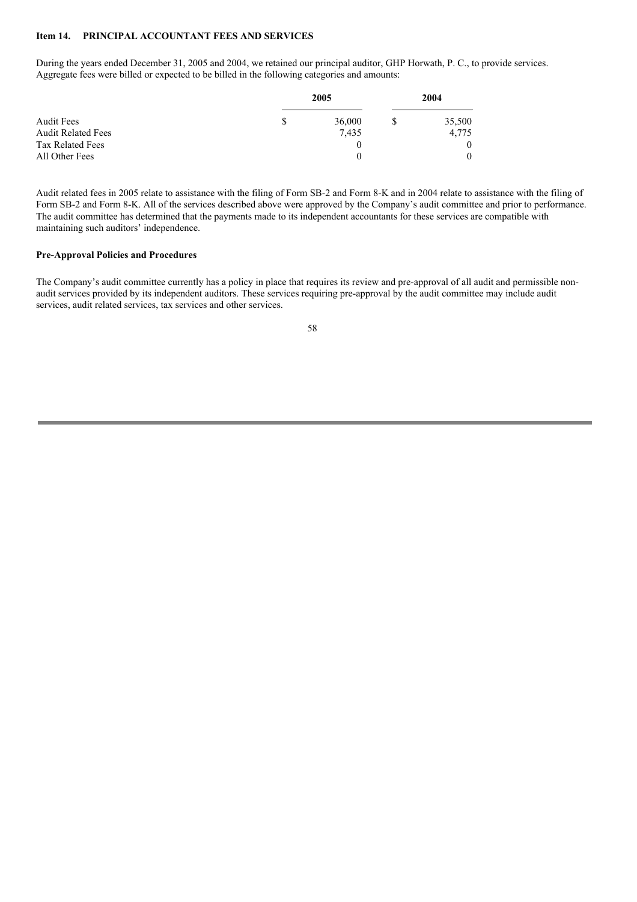## Item 14. PRINCIPAL ACCOUNTANT FEES AND SERVICES

During the years ended December 31, 2005 and 2004, we retained our principal auditor, GHP Horwath, P. C., to provide services. Aggregate fees were billed or expected to be billed in the following categories and amounts:

| | 2005 | 2004 |
|---|---|---|
| Audit Fees | $ 36,000 | $ 35,500 |
| Audit Related Fees | 7,435 | 4,775 |
| Tax Related Fees | 0 | 0 |
| All Other Fees | 0 | 0 |

Audit related fees in 2005 relate to assistance with the filing of Form SB-2 and Form 8-K and in 2004 relate to assistance with the filing of Form SB-2 and Form 8-K. All of the services described above were approved by the Company's audit committee and prior to performance. The audit committee has determined that the payments made to its independent accountants for these services are compatible with maintaining such auditors' independence.

**Pre-Approval Policies and Procedures**

The Company's audit committee currently has a policy in place that requires its review and pre-approval of all audit and permissible non-audit services provided by its independent auditors. These services requiring pre-approval by the audit committee may include audit services, audit related services, tax services and other services.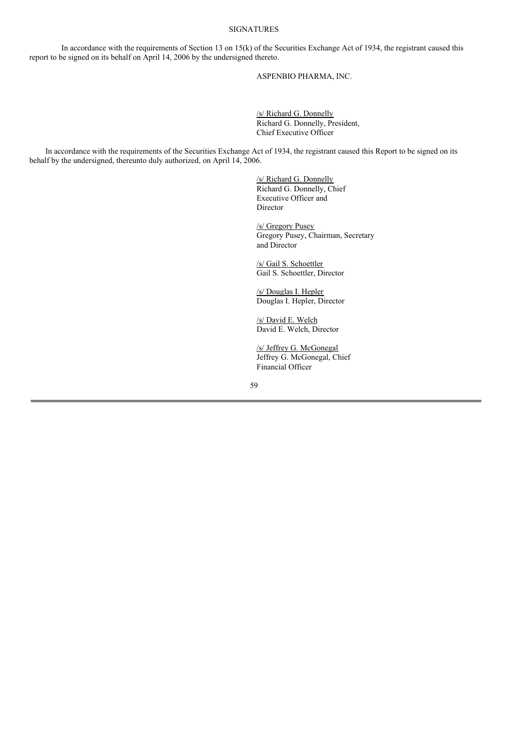# SIGNATURES

In accordance with the requirements of Section 13 on 15(k) of the Securities Exchange Act of 1934, the registrant caused this report to be signed on its behalf on April 14, 2006 by the undersigned thereto.

ASPENBIO PHARMA, INC.

/s/ Richard G. Donnelly
Richard G. Donnelly, President,
Chief Executive Officer

In accordance with the requirements of the Securities Exchange Act of 1934, the registrant caused this Report to be signed on its behalf by the undersigned, thereunto duly authorized, on April 14, 2006.

/s/ Richard G. Donnelly
Richard G. Donnelly, Chief
Executive Officer and
Director

/s/ Gregory Pusey
Gregory Pusey, Chairman, Secretary
and Director

/s/ Gail S. Schoettler
Gail S. Schoettler, Director

/s/ Douglas I. Hepler
Douglas I. Hepler, Director

/s/ David E. Welch
David E. Welch, Director

/s/ Jeffrey G. McGonegal
Jeffrey G. McGonegal, Chief
Financial Officer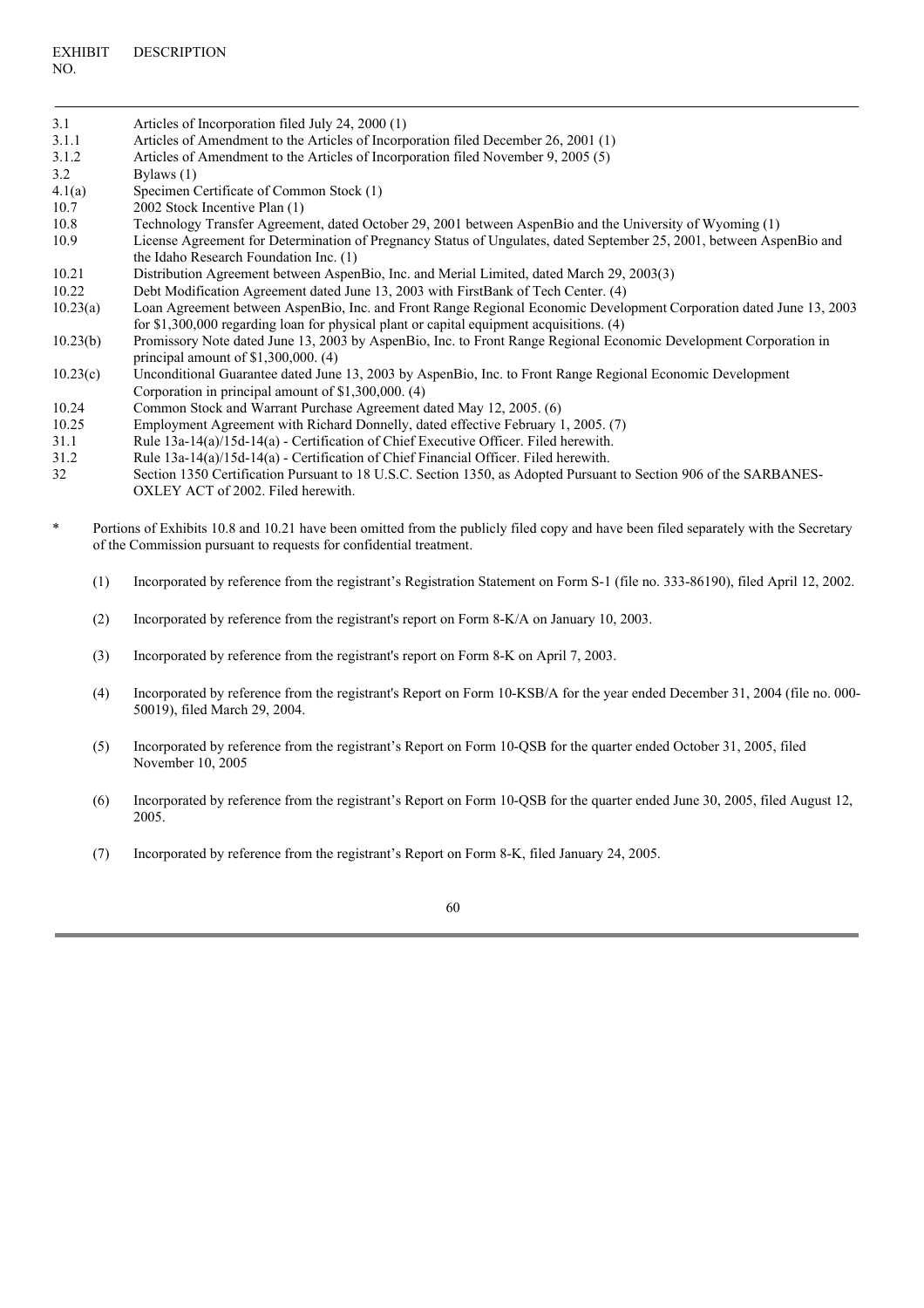| EXHIBIT NO. | DESCRIPTION |
| --- | --- |
| 3.1 | Articles of Incorporation filed July 24, 2000 (1) |
| 3.1.1 | Articles of Amendment to the Articles of Incorporation filed December 26, 2001 (1) |
| 3.1.2 | Articles of Amendment to the Articles of Incorporation filed November 9, 2005 (5) |
| 3.2 | Bylaws (1) |
| 4.1(a) | Specimen Certificate of Common Stock (1) |
| 10.7 | 2002 Stock Incentive Plan (1) |
| 10.8 | Technology Transfer Agreement, dated October 29, 2001 between AspenBio and the University of Wyoming (1) |
| 10.9 | License Agreement for Determination of Pregnancy Status of Ungulates, dated September 25, 2001, between AspenBio and the Idaho Research Foundation Inc. (1) |
| 10.21 | Distribution Agreement between AspenBio, Inc. and Merial Limited, dated March 29, 2003(3) |
| 10.22 | Debt Modification Agreement dated June 13, 2003 with FirstBank of Tech Center. (4) |
| 10.23(a) | Loan Agreement between AspenBio, Inc. and Front Range Regional Economic Development Corporation dated June 13, 2003 for $1,300,000 regarding loan for physical plant or capital equipment acquisitions. (4) |
| 10.23(b) | Promissory Note dated June 13, 2003 by AspenBio, Inc. to Front Range Regional Economic Development Corporation in principal amount of $1,300,000. (4) |
| 10.23(c) | Unconditional Guarantee dated June 13, 2003 by AspenBio, Inc. to Front Range Regional Economic Development Corporation in principal amount of $1,300,000. (4) |
| 10.24 | Common Stock and Warrant Purchase Agreement dated May 12, 2005. (6) |
| 10.25 | Employment Agreement with Richard Donnelly, dated effective February 1, 2005. (7) |
| 31.1 | Rule 13a-14(a)/15d-14(a) - Certification of Chief Executive Officer. Filed herewith. |
| 31.2 | Rule 13a-14(a)/15d-14(a) - Certification of Chief Financial Officer. Filed herewith. |
| 32 | Section 1350 Certification Pursuant to 18 U.S.C. Section 1350, as Adopted Pursuant to Section 906 of the SARBANES-OXLEY ACT of 2002. Filed herewith. |

\* Portions of Exhibits 10.8 and 10.21 have been omitted from the publicly filed copy and have been filed separately with the Secretary of the Commission pursuant to requests for confidential treatment.

(1) Incorporated by reference from the registrant's Registration Statement on Form S-1 (file no. 333-86190), filed April 12, 2002.

(2) Incorporated by reference from the registrant's report on Form 8-K/A on January 10, 2003.

(3) Incorporated by reference from the registrant's report on Form 8-K on April 7, 2003.

(4) Incorporated by reference from the registrant's Report on Form 10-KSB/A for the year ended December 31, 2004 (file no. 000-50019), filed March 29, 2004.

(5) Incorporated by reference from the registrant's Report on Form 10-QSB for the quarter ended October 31, 2005, filed November 10, 2005

(6) Incorporated by reference from the registrant's Report on Form 10-QSB for the quarter ended June 30, 2005, filed August 12, 2005.

(7) Incorporated by reference from the registrant's Report on Form 8-K, filed January 24, 2005.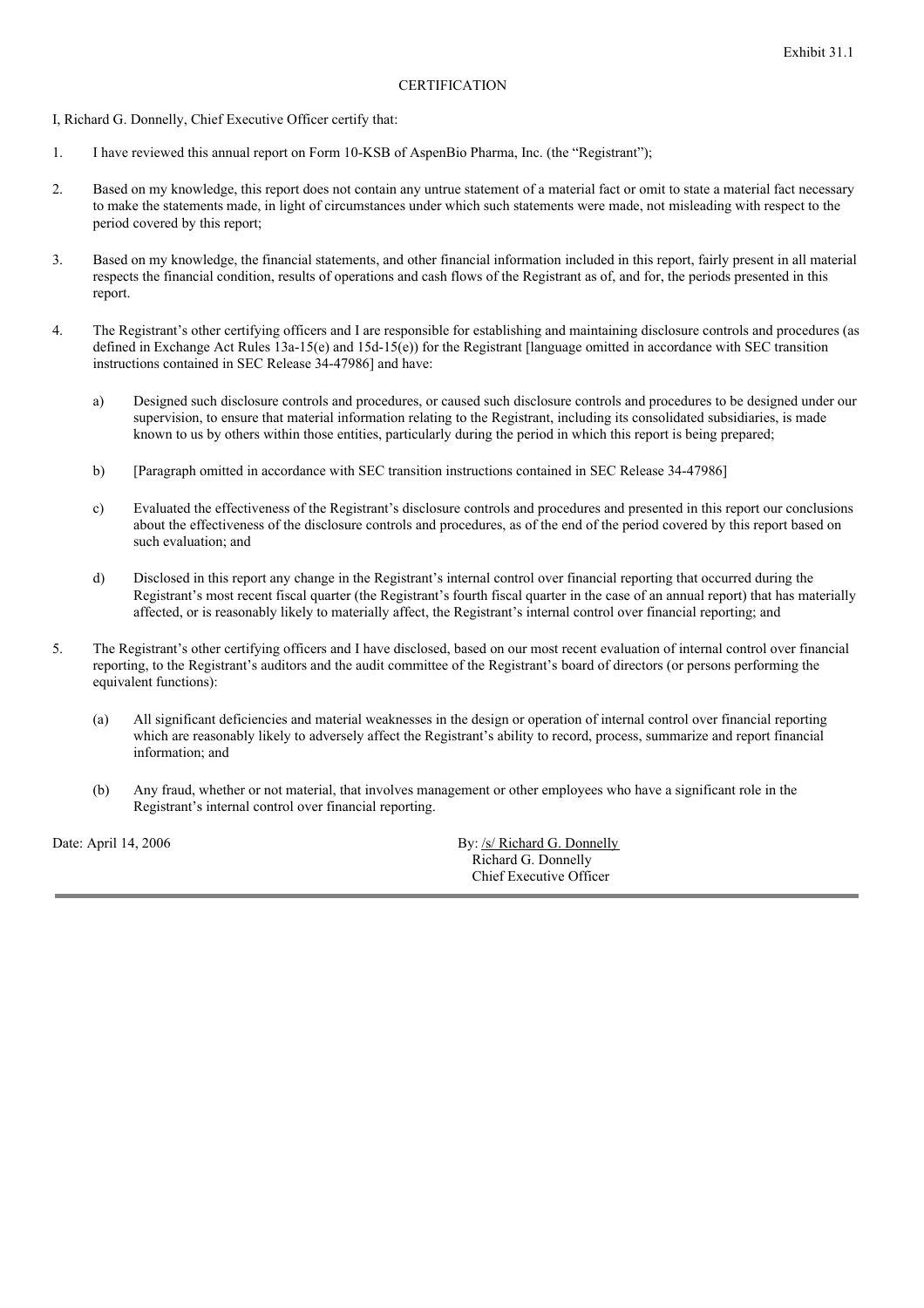Exhibit 31.1

# CERTIFICATION

I, Richard G. Donnelly, Chief Executive Officer certify that:

1. I have reviewed this annual report on Form 10-KSB of AspenBio Pharma, Inc. (the “Registrant”);

2. Based on my knowledge, this report does not contain any untrue statement of a material fact or omit to state a material fact necessary to make the statements made, in light of circumstances under which such statements were made, not misleading with respect to the period covered by this report;

3. Based on my knowledge, the financial statements, and other financial information included in this report, fairly present in all material respects the financial condition, results of operations and cash flows of the Registrant as of, and for, the periods presented in this report.

4. The Registrant’s other certifying officers and I are responsible for establishing and maintaining disclosure controls and procedures (as defined in Exchange Act Rules 13a-15(e) and 15d-15(e)) for the Registrant [language omitted in accordance with SEC transition instructions contained in SEC Release 34-47986] and have:

   a) Designed such disclosure controls and procedures, or caused such disclosure controls and procedures to be designed under our supervision, to ensure that material information relating to the Registrant, including its consolidated subsidiaries, is made known to us by others within those entities, particularly during the period in which this report is being prepared;

   b) [Paragraph omitted in accordance with SEC transition instructions contained in SEC Release 34-47986]

   c) Evaluated the effectiveness of the Registrant’s disclosure controls and procedures and presented in this report our conclusions about the effectiveness of the disclosure controls and procedures, as of the end of the period covered by this report based on such evaluation; and

   d) Disclosed in this report any change in the Registrant’s internal control over financial reporting that occurred during the Registrant’s most recent fiscal quarter (the Registrant’s fourth fiscal quarter in the case of an annual report) that has materially affected, or is reasonably likely to materially affect, the Registrant’s internal control over financial reporting; and

5. The Registrant’s other certifying officers and I have disclosed, based on our most recent evaluation of internal control over financial reporting, to the Registrant’s auditors and the audit committee of the Registrant’s board of directors (or persons performing the equivalent functions):

   (a) All significant deficiencies and material weaknesses in the design or operation of internal control over financial reporting which are reasonably likely to adversely affect the Registrant’s ability to record, process, summarize and report financial information; and

   (b) Any fraud, whether or not material, that involves management or other employees who have a significant role in the Registrant’s internal control over financial reporting.

Date: April 14, 2006

By: /s/ Richard G. Donnelly
Richard G. Donnelly
Chief Executive Officer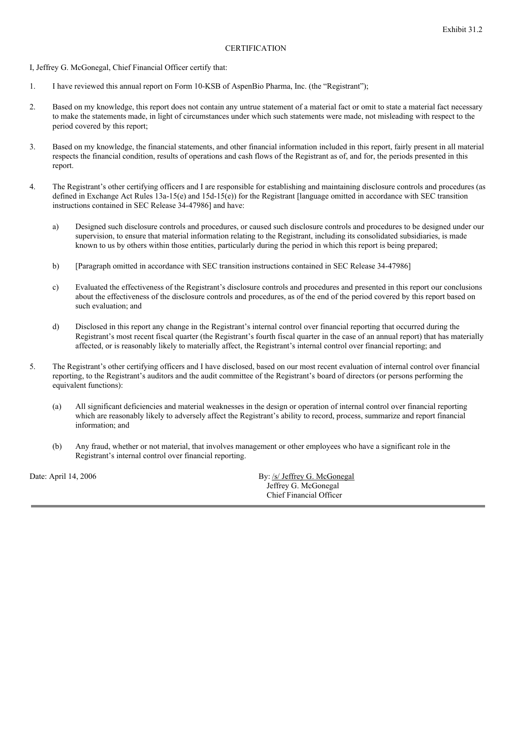Exhibit 31.2

CERTIFICATION

I, Jeffrey G. McGonegal, Chief Financial Officer certify that:

1. I have reviewed this annual report on Form 10-KSB of AspenBio Pharma, Inc. (the "Registrant");

2. Based on my knowledge, this report does not contain any untrue statement of a material fact or omit to state a material fact necessary to make the statements made, in light of circumstances under which such statements were made, not misleading with respect to the period covered by this report;

3. Based on my knowledge, the financial statements, and other financial information included in this report, fairly present in all material respects the financial condition, results of operations and cash flows of the Registrant as of, and for, the periods presented in this report.

4. The Registrant's other certifying officers and I are responsible for establishing and maintaining disclosure controls and procedures (as defined in Exchange Act Rules 13a-15(e) and 15d-15(e)) for the Registrant [language omitted in accordance with SEC transition instructions contained in SEC Release 34-47986] and have:

   a) Designed such disclosure controls and procedures, or caused such disclosure controls and procedures to be designed under our supervision, to ensure that material information relating to the Registrant, including its consolidated subsidiaries, is made known to us by others within those entities, particularly during the period in which this report is being prepared;

   b) [Paragraph omitted in accordance with SEC transition instructions contained in SEC Release 34-47986]

   c) Evaluated the effectiveness of the Registrant's disclosure controls and procedures and presented in this report our conclusions about the effectiveness of the disclosure controls and procedures, as of the end of the period covered by this report based on such evaluation; and

   d) Disclosed in this report any change in the Registrant's internal control over financial reporting that occurred during the Registrant's most recent fiscal quarter (the Registrant's fourth fiscal quarter in the case of an annual report) that has materially affected, or is reasonably likely to materially affect, the Registrant's internal control over financial reporting; and

5. The Registrant's other certifying officers and I have disclosed, based on our most recent evaluation of internal control over financial reporting, to the Registrant's auditors and the audit committee of the Registrant's board of directors (or persons performing the equivalent functions):

   (a) All significant deficiencies and material weaknesses in the design or operation of internal control over financial reporting which are reasonably likely to adversely affect the Registrant's ability to record, process, summarize and report financial information; and

   (b) Any fraud, whether or not material, that involves management or other employees who have a significant role in the Registrant's internal control over financial reporting.

Date: April 14, 2006

By: /s/ Jeffrey G. McGonegal
Jeffrey G. McGonegal
Chief Financial Officer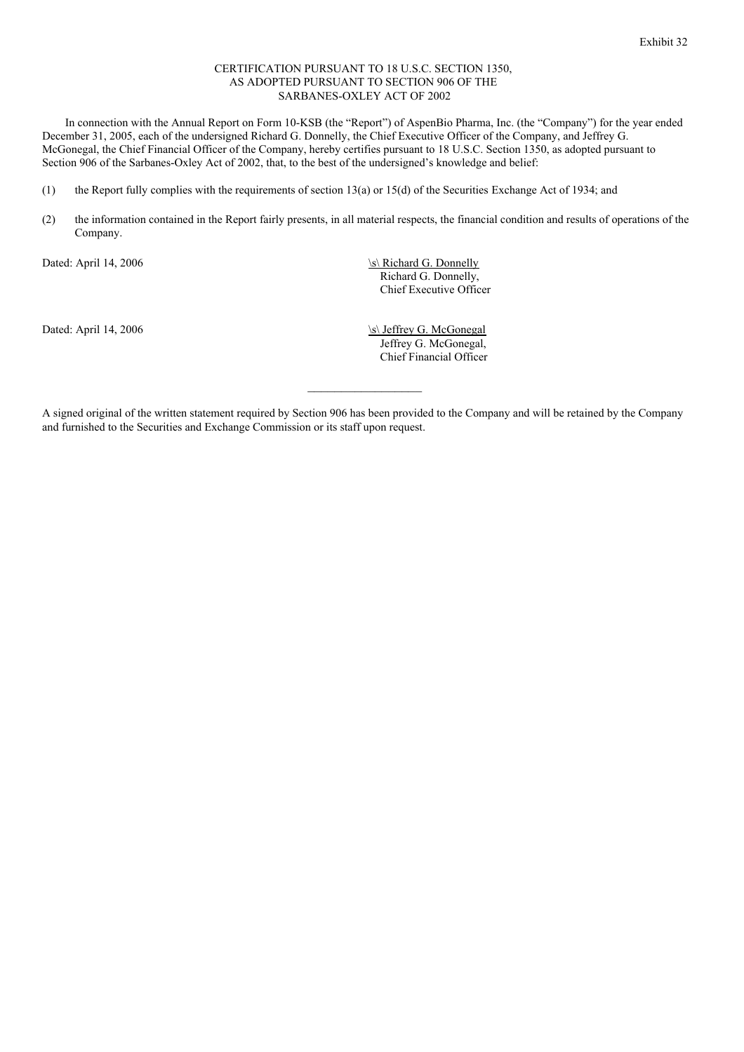Exhibit 32

CERTIFICATION PURSUANT TO 18 U.S.C. SECTION 1350,
AS ADOPTED PURSUANT TO SECTION 906 OF THE
SARBANES-OXLEY ACT OF 2002

In connection with the Annual Report on Form 10-KSB (the "Report") of AspenBio Pharma, Inc. (the "Company") for the year ended December 31, 2005, each of the undersigned Richard G. Donnelly, the Chief Executive Officer of the Company, and Jeffrey G. McGonegal, the Chief Financial Officer of the Company, hereby certifies pursuant to 18 U.S.C. Section 1350, as adopted pursuant to Section 906 of the Sarbanes-Oxley Act of 2002, that, to the best of the undersigned's knowledge and belief:

(1) the Report fully complies with the requirements of section 13(a) or 15(d) of the Securities Exchange Act of 1934; and

(2) the information contained in the Report fairly presents, in all material respects, the financial condition and results of operations of the Company.

Dated: April 14, 2006

\s\ Richard G. Donnelly
Richard G. Donnelly,
Chief Executive Officer

Dated: April 14, 2006

\s\ Jeffrey G. McGonegal
Jeffrey G. McGonegal,
Chief Financial Officer

---

A signed original of the written statement required by Section 906 has been provided to the Company and will be retained by the Company and furnished to the Securities and Exchange Commission or its staff upon request.